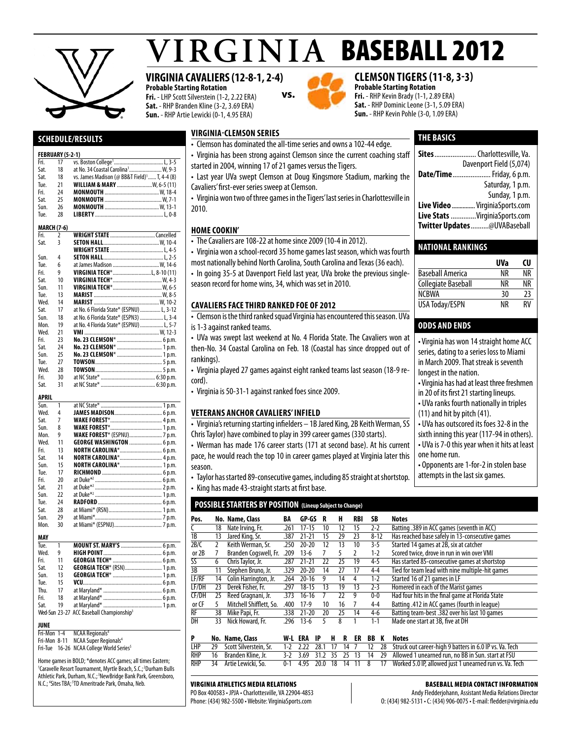# VIRGINIA BASEBALL 2012

## VIRGINIA CAVALIERS (12-8-1, 2-4)

**Probable Starting Rotation**
**Fri.** - LHP Scott Silverstein (1-2, 2.22 ERA)
**Sat.** - RHP Branden Kline (3-2, 3.69 ERA)
**Sun.** - RHP Artie Lewicki (0-1, 4.95 ERA)

**vs.**

## CLEMSON TIGERS (11-8, 3-3)

**Probable Starting Rotation**
**Fri.** - RHP Kevin Brady (1-1, 2.89 ERA)
**Sat.** - RHP Dominic Leone (3-1, 5.09 ERA)
**Sun.** - RHP Kevin Pohle (3-0, 1.09 ERA)

## SCHEDULE/RESULTS

**FEBRUARY (5-2-1)**

| | | | |
|---|---|---|---|
| Fri. | 17 | vs. Boston College[1] | L, 3-5 |
| Sat. | 18 | at No. 34 Coastal Carolina[1] | W, 9-3 |
| Sat. | 18 | vs. James Madison (@ BB&T Field)[1] | T, 4-4 (8) |
| Tue. | 21 | **WILLIAM & MARY** | W, 6-5 (11) |
| Fri. | 24 | **MONMOUTH** | W, 18-4 |
| Sat. | 25 | **MONMOUTH** | W, 7-1 |
| Sun. | 26 | **MONMOUTH** | W, 13-1 |
| Tue. | 28 | **LIBERTY** | L, 0-8 |

**MARCH (7-6)**

| | | | |
|---|---|---|---|
| Fri. | 2 | **WRIGHT STATE** | Cancelled |
| Sat. | 3 | **SETON HALL** | W, 10-4 |
| | | **WRIGHT STATE** | L, 4-5 |
| Sun. | 4 | **SETON HALL** | L, 2-5 |
| Tue. | 6 | at James Madison | W, 14-6 |
| Fri. | 9 | **VIRGINIA TECH*** | L, 8-10 (11) |
| Sat. | 10 | **VIRGINIA TECH*** | W, 4-3 |
| Sun. | 11 | **VIRGINIA TECH*** | W, 6-5 |
| Tue. | 13 | **MARIST** | W, 8-5 |
| Wed. | 14 | **MARIST** | W, 10-2 |
| Sat. | 17 | at No. 6 Florida State* (ESPNU) | L, 3-12 |
| Sun. | 18 | at No. 6 Florida State* (ESPN3) | L, 3-4 |
| Mon. | 19 | at No. 4 Florida State* (ESPNU) | L, 5-7 |
| Wed. | 21 | **VMI** | W, 12-3 |
| Fri. | 23 | **No. 23 CLEMSON*** | 6 p.m. |
| Sat. | 24 | **No. 23 CLEMSON*** | 1 p.m. |
| Sun. | 25 | **No. 23 CLEMSON*** | 1 p.m. |
| Tue. | 27 | **TOWSON** | 5 p.m. |
| Wed. | 28 | **TOWSON** | 5 p.m. |
| Fri. | 30 | at NC State* | 6:30 p.m. |
| Sat. | 31 | at NC State* | 6:30 p.m. |

**APRIL**

| | | | |
|---|---|---|---|
| Sun. | 1 | at NC State* | 1 p.m. |
| Wed. | 4 | **JAMES MADISON** | 6 p.m. |
| Sat. | 7 | **WAKE FOREST*** | 4 p.m. |
| Sun. | 8 | **WAKE FOREST*** | 1 p.m. |
| Mon. | 9 | **WAKE FOREST*** (ESPNU) | 7 p.m. |
| Wed. | 11 | **GEORGE WASHINGTON** | 6 p.m. |
| Fri. | 13 | **NORTH CAROLINA*** | 6 p.m. |
| Sat. | 14 | **NORTH CAROLINA*** | 4 p.m. |
| Sun. | 15 | **NORTH CAROLINA*** | 1 p.m. |
| Tue. | 17 | **RICHMOND** | 6 p.m. |
| Fri. | 20 | at Duke*[2] | 6 p.m. |
| Sat. | 21 | at Duke*[2] | 2 p.m. |
| Sun. | 22 | at Duke*[2] | 1 p.m. |
| Tue. | 24 | **RADFORD** | 6 p.m. |
| Sat. | 28 | at Miami* (RSN) | 1 p.m. |
| Sun. | 29 | at Miami* | 7 p.m. |
| Mon. | 30 | at Miami* (ESPNU) | 7 p.m. |

**MAY**

| | | | |
|---|---|---|---|
| Tue. | 1 | **MOUNT ST. MARY'S** | 6 p.m. |
| Wed. | 9 | **HIGH POINT** | 6 p.m. |
| Fri. | 11 | **GEORGIA TECH*** | 6 p.m. |
| Sat. | 12 | **GEORGIA TECH*** (RSN) | 1 p.m. |
| Sun. | 13 | **GEORGIA TECH*** | 1 p.m. |
| Tue. | 15 | **VCU** | 6 p.m. |
| Thu. | 17 | at Maryland* | 6 p.m. |
| Fri. | 18 | at Maryland* | 6 p.m. |
| Sat. | 19 | at Maryland* | 1 p.m. |
| Wed-Sun | 23-27 | ACC Baseball Championship[3] | |

**JUNE**

| | | |
|---|---|---|
| Fri-Mon | 1-4 | NCAA Regionals[4] |
| Fri-Mon | 8-11 | NCAA Super Regionals[4] |
| Fri-Tue | 16-26 | NCAA College World Series[5] |

Home games in BOLD; *denotes ACC games; all times Eastern; [1]Caravelle Resort Tournament, Myrtle Beach, S.C.; [2]Durham Bulls Athletic Park, Durham, N.C.; [3]NewBridge Bank Park, Greensboro, N.C.; [4]Sites TBA; [5]TD Ameritrade Park, Omaha, Neb.

## VIRGINIA-CLEMSON SERIES

- Clemson has dominated the all-time series and owns a 102-44 edge.
- Virginia has been strong against Clemson since the current coaching staff started in 2004, winning 17 of 21 games versus the Tigers.
- Last year UVa swept Clemson at Doug Kingsmore Stadium, marking the Cavaliers' first-ever series sweep at Clemson.
- Virginia won two of three games in the Tigers' last series in Charlottesville in 2010.

## HOME COOKIN'

- The Cavaliers are 108-22 at home since 2009 (10-4 in 2012).
- Virginia won a school-record 35 home games last season, which was fourth most nationally behind North Carolina, South Carolina and Texas (36 each).
- In going 35-5 at Davenport Field last year, UVa broke the previous single-season record for home wins, 34, which was set in 2010.

## CAVALIERS FACE THIRD RANKED FOE OF 2012

- Clemson is the third ranked squad Virginia has encountered this season. UVa is 1-3 against ranked teams.
- UVa was swept last weekend at No. 4 Florida State. The Cavaliers won at then-No. 34 Coastal Carolina on Feb. 18 (Coastal has since dropped out of rankings).
- Virginia played 27 games against eight ranked teams last season (18-9 record).
- Virginia is 50-31-1 against ranked foes since 2009.

## VETERANS ANCHOR CAVALIERS' INFIELD

- Virginia's returning starting infielders – 1B Jared King, 2B Keith Werman, SS Chris Taylor) have combined to play in 399 career games (330 starts).
- Werman has made 176 career starts (171 at second base). At his current pace, he would reach the top 10 in career games played at Virginia later this season.
- Taylor has started 89-consecutive games, including 85 straight at shortstop.
- King has made 43-straight starts at first base.

## THE BASICS

**Sites** ........ Charlottesville, Va.
Davenport Field (5,074)
**Date/Time** ........ Friday, 6 p.m.
Saturday, 1 p.m.
Sunday, 1 p.m.
**Live Video** ........ VirginiaSports.com
**Live Stats** ........ VirginiaSports.com
**Twitter Updates** ........ @UVABaseball

## NATIONAL RANKINGS

| | UVa | CU |
|---|---|---|
| Baseball America | NR | NR |
| Collegiate Baseball | NR | NR |
| NCBWA | 30 | 23 |
| USA Today/ESPN | NR | RV |

## ODDS AND ENDS

- Virginia has won 14 straight home ACC series, dating to a series loss to Miami in March 2009. That streak is seventh longest in the nation.
- Virginia has had at least three freshmen in 20 of its first 21 starting lineups.
- UVa ranks fourth nationally in triples (11) and hit by pitch (41).
- UVa has outscored its foes 32-8 in the sixth inning this year (117-94 in others).
- UVa is 7-0 this year when it hits at least one home run.
- Opponents are 1-for-2 in stolen base attempts in the last six games.

## POSSIBLE STARTERS BY POSITION (Lineup Subject to Change)

| Pos. | No. | Name, Class | BA | GP-GS | R | H | RBI | SB | Notes |
|---|---|---|---|---|---|---|---|---|---|
| C | 18 | Nate Irving, Fr. | .261 | 17-15 | 10 | 12 | 15 | 2-2 | Batting .389 in ACC games (seventh in ACC) |
| 1B | 13 | Jared King, Sr. | .387 | 21-21 | 15 | 29 | 23 | 8-12 | Has reached base safely in 13-consecutive games |
| 2B/C | 2 | Keith Werman, Sr. | .250 | 20-20 | 12 | 13 | 10 | 3-5 | Started 14 games at 2B, six at catcher |
| or 2B | 7 | Branden Cogswell, Fr. | .209 | 13-6 | 7 | 5 | 2 | 1-2 | Scored twice, drove in run in win over VMI |
| SS | 6 | Chris Taylor, Jr. | .287 | 21-21 | 22 | 25 | 19 | 4-5 | Has started 85-consecutive games at shortstop |
| 3B | 11 | Stephen Bruno, Jr. | .329 | 20-20 | 14 | 27 | 17 | 4-4 | Tied for team lead with nine multiple-hit games |
| LF/RF | 14 | Colin Harrington, Jr. | .264 | 20-16 | 9 | 14 | 4 | 1-2 | Started 16 of 21 games in LF |
| LF/DH | 23 | Derek Fisher, Fr. | .297 | 18-15 | 13 | 19 | 13 | 2-3 | Homered in each of the Marist games |
| CF/DH | 25 | Reed Gragnani, Jr. | .373 | 16-16 | 7 | 22 | 9 | 0-0 | Had four hits in the final game at Florida State |
| or CF | 5 | Mitchell Shifflett, So. | .400 | 17-9 | 10 | 16 | 7 | 4-4 | Batting .412 in ACC games (fourth in league) |
| RF | 38 | Mike Papi, Fr. | .338 | 21-20 | 20 | 25 | 14 | 4-6 | Batting team-best .382 over his last 10 games |
| DH | 33 | Nick Howard, Fr. | .296 | 13-6 | 5 | 8 | 1 | 1-1 | Made one start at 3B, five at DH |

| P | No. | Name, Class | W-L | ERA | IP | H | R | ER | BB | K | Notes |
|---|---|---|---|---|---|---|---|---|---|---|---|
| LHP | 29 | Scott Silverstein, Sr. | 1-2 | 2.22 | 28.1 | 17 | 14 | 7 | 12 | 28 | Struck out career-high 9 batters in 6.0 IP vs. Va. Tech |
| RHP | 16 | Branden Kline, Jr. | 3-2 | 3.69 | 31.2 | 35 | 25 | 13 | 14 | 29 | Allowed 1 unearned run, no BB in Sun. start at FSU |
| RHP | 34 | Artie Lewicki, So. | 0-1 | 4.95 | 20.0 | 18 | 14 | 11 | 8 | 17 | Worked 5.0 IP, allowed just 1 unearned run vs. Va. Tech |

**VIRGINIA ATHLETICS MEDIA RELATIONS**
PO Box 400583 • JPJA • Charlottesville, VA 22904-4853
Phone: (434) 982-5500 • Website: VirginiaSports.com

**BASEBALL MEDIA CONTACT INFORMATION**
Andy Fledderjohann, Assistant Media Relations Director
O: (434) 982-5131 • C: (434) 906-0075 • E-mail: fledder@virginia.edu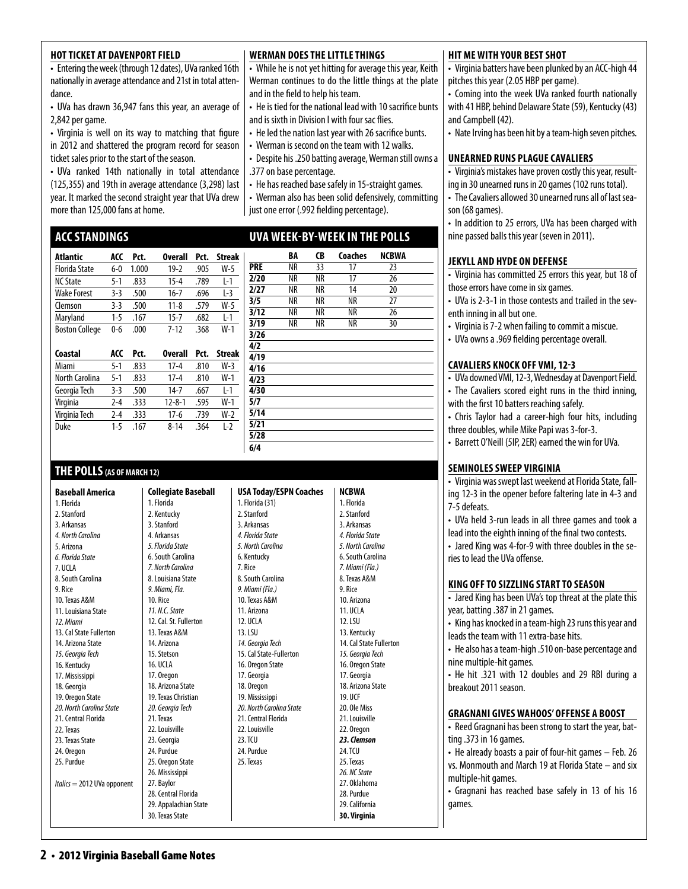### HOT TICKET AT DAVENPORT FIELD

- Entering the week (through 12 dates), UVa ranked 16th nationally in average attendance and 21st in total attendance.
- UVa has drawn 36,947 fans this year, an average of 2,842 per game.
- Virginia is well on its way to matching that figure in 2012 and shattered the program record for season ticket sales prior to the start of the season.
- UVa ranked 14th nationally in total attendance (125,355) and 19th in average attendance (3,298) last year. It marked the second straight year that UVa drew more than 125,000 fans at home.

### WERMAN DOES THE LITTLE THINGS

- While he is not yet hitting for average this year, Keith Werman continues to do the little things at the plate and in the field to help his team.
- He is tied for the national lead with 10 sacrifice bunts and is sixth in Division I with four sac flies.
- He led the nation last year with 26 sacrifice bunts.
- Werman is second on the team with 12 walks.
- Despite his .250 batting average, Werman still owns a .377 on base percentage.
- He has reached base safely in 15-straight games.
- Werman also has been solid defensively, committing just one error (.992 fielding percentage).

## ACC STANDINGS

| Atlantic | ACC | Pct. | Overall | Pct. | Streak |
|---|---|---|---|---|---|
| Florida State | 6-0 | 1.000 | 19-2 | .905 | W-5 |
| NC State | 5-1 | .833 | 15-4 | .789 | L-1 |
| Wake Forest | 3-3 | .500 | 16-7 | .696 | L-3 |
| Clemson | 3-3 | .500 | 11-8 | .579 | W-5 |
| Maryland | 1-5 | .167 | 15-7 | .682 | L-1 |
| Boston College | 0-6 | .000 | 7-12 | .368 | W-1 |

| Coastal | ACC | Pct. | Overall | Pct. | Streak |
|---|---|---|---|---|---|
| Miami | 5-1 | .833 | 17-4 | .810 | W-3 |
| North Carolina | 5-1 | .833 | 17-4 | .810 | W-1 |
| Georgia Tech | 3-3 | .500 | 14-7 | .667 | L-1 |
| Virginia | 2-4 | .333 | 12-8-1 | .595 | W-1 |
| Virginia Tech | 2-4 | .333 | 17-6 | .739 | W-2 |
| Duke | 1-5 | .167 | 8-14 | .364 | L-2 |

## UVA WEEK-BY-WEEK IN THE POLLS

| | BA | CB | Coaches | NCBWA |
|---|---|---|---|---|
| PRE | NR | 33 | 17 | 23 |
| 2/20 | NR | NR | 17 | 26 |
| 2/27 | NR | NR | 14 | 20 |
| 3/5 | NR | NR | NR | 27 |
| 3/12 | NR | NR | NR | 26 |
| 3/19 | NR | NR | NR | 30 |
| 3/26 | | | | |
| 4/2 | | | | |
| 4/19 | | | | |
| 4/16 | | | | |
| 4/23 | | | | |
| 4/30 | | | | |
| 5/7 | | | | |
| 5/14 | | | | |
| 5/21 | | | | |
| 5/28 | | | | |
| 6/4 | | | | |

## THE POLLS (AS OF MARCH 12)

| Baseball America | Collegiate Baseball | USA Today/ESPN Coaches | NCBWA |
|---|---|---|---|
| 1. Florida | 1. Florida | 1. Florida (31) | 1. Florida |
| 2. Stanford | 2. Kentucky | 2. Stanford | 2. Stanford |
| 3. Arkansas | 3. Stanford | 3. Arkansas | 3. Arkansas |
| *4. North Carolina* | 4. Arkansas | *4. Florida State* | *4. Florida State* |
| 5. Arizona | *5. Florida State* | *5. North Carolina* | *5. North Carolina* |
| *6. Florida State* | 6. South Carolina | 6. Kentucky | 6. South Carolina |
| 7. UCLA | *7. North Carolina* | 7. Rice | *7. Miami (Fla.)* |
| 8. South Carolina | 8. Louisiana State | 8. South Carolina | 8. Texas A&M |
| 9. Rice | *9. Miami, Fla.* | *9. Miami (Fla.)* | 9. Rice |
| 10. Texas A&M | 10. Rice | 10. Texas A&M | 10. Arizona |
| 11. Louisiana State | *11. N.C. State* | 11. Arizona | 11. UCLA |
| *12. Miami* | 12. Cal. St. Fullerton | 12. UCLA | 12. LSU |
| 13. Cal State Fullerton | 13. Texas A&M | 13. LSU | 13. Kentucky |
| 14. Arizona State | 14. Arizona | *14. Georgia Tech* | 14. Cal State Fullerton |
| *15. Georgia Tech* | 15. Stetson | 15. Cal State-Fullerton | *15. Georgia Tech* |
| 16. Kentucky | 16. UCLA | 16. Oregon State | 16. Oregon State |
| 17. Mississippi | 17. Oregon | 17. Georgia | 17. Georgia |
| 18. Georgia | 18. Arizona State | 18. Oregon | 18. Arizona State |
| 19. Oregon State | 19. Texas Christian | 19. Mississippi | 19. UCF |
| *20. North Carolina State* | *20. Georgia Tech* | *20. North Carolina State* | 20. Ole Miss |
| 21. Central Florida | 21. Texas | 21. Central Florida | 21. Louisville |
| 22. Texas | 22. Louisville | 22. Louisville | 22. Oregon |
| 23. Texas State | 23. Georgia | 23. TCU | ***23. Clemson*** |
| 24. Oregon | 24. Purdue | 24. Purdue | 24. TCU |
| 25. Purdue | 25. Oregon State | 25. Texas | 25. Texas |
| | 26. Mississippi | | *26. NC State* |
| *Italics* = 2012 UVa opponent | 27. Baylor | | 27. Oklahoma |
| | 28. Central Florida | | 28. Purdue |
| | 29. Appalachian State | | 29. California |
| | 30. Texas State | | **30. Virginia** |

### HIT ME WITH YOUR BEST SHOT

- Virginia batters have been plunked by an ACC-high 44 pitches this year (2.05 HBP per game).
- Coming into the week UVa ranked fourth nationally with 41 HBP, behind Delaware State (59), Kentucky (43) and Campbell (42).
- Nate Irving has been hit by a team-high seven pitches.

### UNEARNED RUNS PLAGUE CAVALIERS

- Virginia's mistakes have proven costly this year, resulting in 30 unearned runs in 20 games (102 runs total).
- The Cavaliers allowed 30 unearned runs all of last season (68 games).
- In addition to 25 errors, UVa has been charged with nine passed balls this year (seven in 2011).

### JEKYLL AND HYDE ON DEFENSE

- Virginia has committed 25 errors this year, but 18 of those errors have come in six games.
- UVa is 2-3-1 in those contests and trailed in the seventh inning in all but one.
- Virginia is 7-2 when failing to commit a miscue.
- UVa owns a .969 fielding percentage overall.

### CAVALIERS KNOCK OFF VMI, 12-3

- UVa downed VMI, 12-3, Wednesday at Davenport Field.
- The Cavaliers scored eight runs in the third inning, with the first 10 batters reaching safely.
- Chris Taylor had a career-high four hits, including three doubles, while Mike Papi was 3-for-3.
- Barrett O'Neill (5IP, 2ER) earned the win for UVa.

### SEMINOLES SWEEP VIRGINIA

- Virginia was swept last weekend at Florida State, falling 12-3 in the opener before faltering late in 4-3 and 7-5 defeats.
- UVa held 3-run leads in all three games and took a lead into the eighth inning of the final two contests.
- Jared King was 4-for-9 with three doubles in the series to lead the UVa offense.

### KING OFF TO SIZZLING START TO SEASON

- Jared King has been UVa's top threat at the plate this year, batting .387 in 21 games.
- King has knocked in a team-high 23 runs this year and leads the team with 11 extra-base hits.
- He also has a team-high .510 on-base percentage and nine multiple-hit games.
- He hit .321 with 12 doubles and 29 RBI during a breakout 2011 season.

### GRAGNANI GIVES WAHOOS' OFFENSE A BOOST

- Reed Gragnani has been strong to start the year, batting .373 in 16 games.
- He already boasts a pair of four-hit games – Feb. 26 vs. Monmouth and March 19 at Florida State – and six multiple-hit games.
- Gragnani has reached base safely in 13 of his 16 games.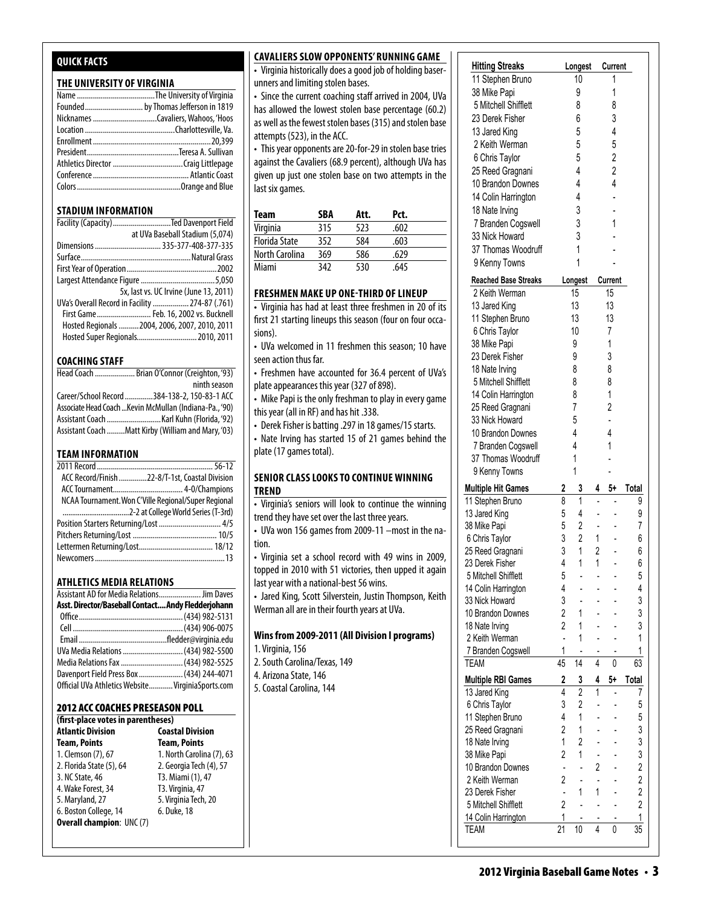## QUICK FACTS

### THE UNIVERSITY OF VIRGINIA

| | |
|---|---|
| Name | The University of Virginia |
| Founded | by Thomas Jefferson in 1819 |
| Nicknames | Cavaliers, Wahoos, 'Hoos |
| Location | Charlottesville, Va. |
| Enrollment | 20,399 |
| President | Teresa A. Sullivan |
| Athletics Director | Craig Littlepage |
| Conference | Atlantic Coast |
| Colors | Orange and Blue |

### STADIUM INFORMATION

| | |
|---|---|
| Facility (Capacity) | Ted Davenport Field at UVa Baseball Stadium (5,074) |
| Dimensions | 335-377-408-377-335 |
| Surface | Natural Grass |
| First Year of Operation | 2002 |
| Largest Attendance Figure | 5,050 |
| | 5x, last vs. UC Irvine (June 13, 2011) |
| UVa's Overall Record in Facility | 274-87 (.761) |
| First Game | Feb. 16, 2002 vs. Bucknell |
| Hosted Regionals | 2004, 2006, 2007, 2010, 2011 |
| Hosted Super Regionals | 2010, 2011 |

### COACHING STAFF

| | |
|---|---|
| Head Coach | Brian O'Connor (Creighton, '93) ninth season |
| Career/School Record | 384-138-2, 150-83-1 ACC |
| Associate Head Coach | Kevin McMullan (Indiana-Pa., '90) |
| Assistant Coach | Karl Kuhn (Florida, '92) |
| Assistant Coach | Matt Kirby (William and Mary, '03) |

### TEAM INFORMATION

| | |
|---|---|
| 2011 Record | 56-12 |
| ACC Record/Finish | 22-8/T-1st, Coastal Division |
| ACC Tournament | 4-0/Champions |
| NCAA Tournament | Won C'Ville Regional/Super Regional 2-2 at College World Series (T-3rd) |
| Position Starters Returning/Lost | 4/5 |
| Pitchers Returning/Lost | 10/5 |
| Lettermen Returning/Lost | 18/12 |
| Newcomers | 13 |

### ATHLETICS MEDIA RELATIONS

| | |
|---|---|
| Assistant AD for Media Relations | Jim Daves |
| **Asst. Director/Baseball Contact** | **Andy Fledderjohann** |
| Office | (434) 982-5131 |
| Cell | (434) 906-0075 |
| Email | fledder@virginia.edu |
| UVa Media Relations | (434) 982-5500 |
| Media Relations Fax | (434) 982-5525 |
| Davenport Field Press Box | (434) 244-4071 |
| Official UVa Athletics Website | VirginiaSports.com |

### 2012 ACC COACHES PRESEASON POLL

**(first-place votes in parentheses)**

| **Atlantic Division** | **Coastal Division** |
|---|---|
| **Team, Points** | **Team, Points** |
| 1. Clemson (7), 67 | 1. North Carolina (7), 63 |
| 2. Florida State (5), 64 | 2. Georgia Tech (4), 57 |
| 3. NC State, 46 | T3. Miami (1), 47 |
| 4. Wake Forest, 34 | T3. Virginia, 47 |
| 5. Maryland, 27 | 5. Virginia Tech, 20 |
| 6. Boston College, 14 | 6. Duke, 18 |

**Overall champion**: UNC (7)

## CAVALIERS SLOW OPPONENTS' RUNNING GAME

- Virginia historically does a good job of holding baserunners and limiting stolen bases.
- Since the current coaching staff arrived in 2004, UVa has allowed the lowest stolen base percentage (60.2) as well as the fewest stolen bases (315) and stolen base attempts (523), in the ACC.
- This year opponents are 20-for-29 in stolen base tries against the Cavaliers (68.9 percent), although UVa has given up just one stolen base on two attempts in the last six games.

| Team | SBA | Att. | Pct. |
|---|---|---|---|
| Virginia | 315 | 523 | .602 |
| Florida State | 352 | 584 | .603 |
| North Carolina | 369 | 586 | .629 |
| Miami | 342 | 530 | .645 |

## FRESHMEN MAKE UP ONE-THIRD OF LINEUP

- Virginia has had at least three freshmen in 20 of its first 21 starting lineups this season (four on four occasions).
- UVa welcomed in 11 freshmen this season; 10 have seen action thus far.
- Freshmen have accounted for 36.4 percent of UVa's plate appearances this year (327 of 898).
- Mike Papi is the only freshman to play in every game this year (all in RF) and has hit .338.
- Derek Fisher is batting .297 in 18 games/15 starts.
- Nate Irving has started 15 of 21 games behind the plate (17 games total).

## SENIOR CLASS LOOKS TO CONTINUE WINNING TREND

- Virginia's seniors will look to continue the winning trend they have set over the last three years.
- UVa won 156 games from 2009-11 –most in the nation.
- Virginia set a school record with 49 wins in 2009, topped in 2010 with 51 victories, then upped it again last year with a national-best 56 wins.
- Jared King, Scott Silverstein, Justin Thompson, Keith Werman all are in their fourth years at UVa.

### Wins from 2009-2011 (All Division I programs)

1. Virginia, 156
2. South Carolina/Texas, 149
4. Arizona State, 146
5. Coastal Carolina, 144

| Hitting Streaks | Longest | Current |
|---|---|---|
| 11 Stephen Bruno | 10 | 1 |
| 38 Mike Papi | 9 | 1 |
| 5 Mitchell Shifflett | 8 | 8 |
| 23 Derek Fisher | 6 | 3 |
| 13 Jared King | 5 | 4 |
| 2 Keith Werman | 5 | 5 |
| 6 Chris Taylor | 5 | 2 |
| 25 Reed Gragnani | 4 | 2 |
| 10 Brandon Downes | 4 | 4 |
| 14 Colin Harrington | 4 | - |
| 18 Nate Irving | 3 | - |
| 7 Branden Cogswell | 3 | 1 |
| 33 Nick Howard | 3 | - |
| 37 Thomas Woodruff | 1 | - |
| 9 Kenny Towns | 1 | - |

| Reached Base Streaks | Longest | Current |
|---|---|---|
| 2 Keith Werman | 15 | 15 |
| 13 Jared King | 13 | 13 |
| 11 Stephen Bruno | 13 | 13 |
| 6 Chris Taylor | 10 | 7 |
| 38 Mike Papi | 9 | 1 |
| 23 Derek Fisher | 9 | 3 |
| 18 Nate Irving | 8 | 8 |
| 5 Mitchell Shifflett | 8 | 8 |
| 14 Colin Harrington | 8 | 1 |
| 25 Reed Gragnani | 7 | 2 |
| 33 Nick Howard | 5 | - |
| 10 Brandon Downes | 4 | 4 |
| 7 Branden Cogswell | 4 | 1 |
| 37 Thomas Woodruff | 1 | - |
| 9 Kenny Towns | 1 | - |

| Multiple Hit Games | 2 | 3 | 4 | 5+ | Total |
|---|---|---|---|---|---|
| 11 Stephen Bruno | 8 | 1 | - | - | 9 |
| 13 Jared King | 5 | 4 | - | - | 9 |
| 38 Mike Papi | 5 | 2 | - | - | 7 |
| 6 Chris Taylor | 3 | 2 | 1 | - | 6 |
| 25 Reed Gragnani | 3 | 1 | 2 | - | 6 |
| 23 Derek Fisher | 4 | 1 | 1 | - | 6 |
| 5 Mitchell Shifflett | 5 | - | - | - | 5 |
| 14 Colin Harrington | 4 | - | - | - | 4 |
| 33 Nick Howard | 3 | - | - | - | 3 |
| 10 Brandon Downes | 2 | 1 | - | - | 3 |
| 18 Nate Irving | 2 | 1 | - | - | 3 |
| 2 Keith Werman | - | 1 | - | - | 1 |
| 7 Branden Cogswell | 1 | - | - | - | 1 |
| TEAM | 45 | 14 | 4 | 0 | 63 |

| Multiple RBI Games | 2 | 3 | 4 | 5+ | Total |
|---|---|---|---|---|---|
| 13 Jared King | 4 | 2 | 1 | - | 7 |
| 6 Chris Taylor | 3 | 2 | - | - | 5 |
| 11 Stephen Bruno | 4 | 1 | - | - | 5 |
| 25 Reed Gragnani | 2 | 1 | - | - | 3 |
| 18 Nate Irving | 1 | 2 | - | - | 3 |
| 38 Mike Papi | 2 | 1 | - | - | 3 |
| 10 Brandon Downes | - | - | 2 | - | 2 |
| 2 Keith Werman | 2 | - | - | - | 2 |
| 23 Derek Fisher | - | 1 | 1 | - | 2 |
| 5 Mitchell Shifflett | 2 | - | - | - | 2 |
| 14 Colin Harrington | 1 | - | - | - | 1 |
| TEAM | 21 | 10 | 4 | 0 | 35 |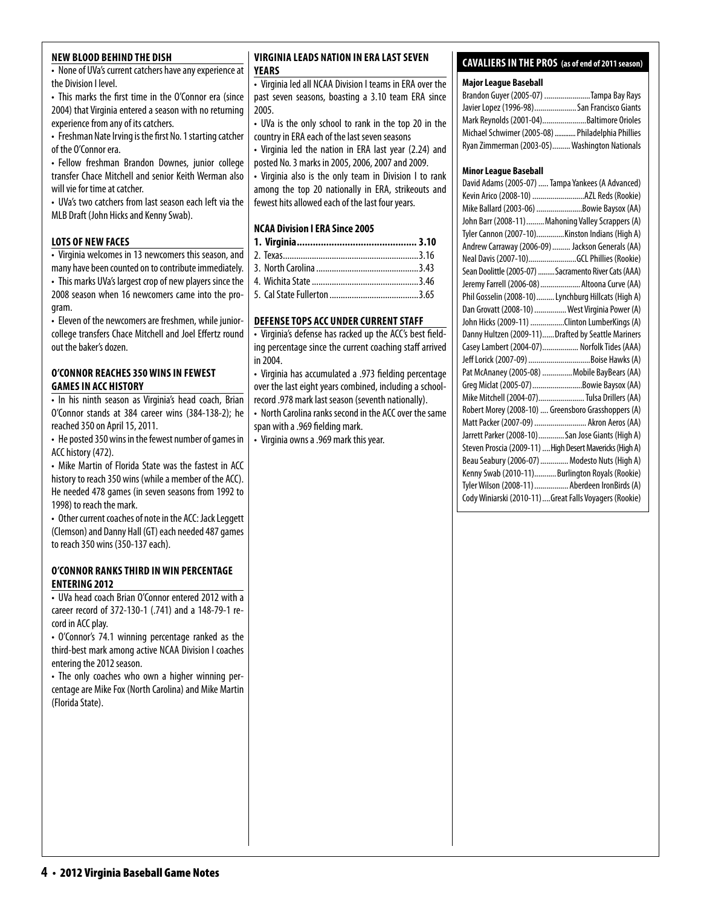## NEW BLOOD BEHIND THE DISH

• None of UVa's current catchers have any experience at the Division I level.

• This marks the first time in the O'Connor era (since 2004) that Virginia entered a season with no returning experience from any of its catchers.

• Freshman Nate Irving is the first No. 1 starting catcher of the O'Connor era.

• Fellow freshman Brandon Downes, junior college transfer Chace Mitchell and senior Keith Werman also will vie for time at catcher.

• UVa's two catchers from last season each left via the MLB Draft (John Hicks and Kenny Swab).

## LOTS OF NEW FACES

• Virginia welcomes in 13 newcomers this season, and many have been counted on to contribute immediately.

• This marks UVa's largest crop of new players since the 2008 season when 16 newcomers came into the program.

• Eleven of the newcomers are freshmen, while junior-college transfers Chace Mitchell and Joel Effertz round out the baker's dozen.

## O'CONNOR REACHES 350 WINS IN FEWEST GAMES IN ACC HISTORY

• In his ninth season as Virginia's head coach, Brian O'Connor stands at 384 career wins (384-138-2); he reached 350 on April 15, 2011.

• He posted 350 wins in the fewest number of games in ACC history (472).

• Mike Martin of Florida State was the fastest in ACC history to reach 350 wins (while a member of the ACC). He needed 478 games (in seven seasons from 1992 to 1998) to reach the mark.

• Other current coaches of note in the ACC: Jack Leggett (Clemson) and Danny Hall (GT) each needed 487 games to reach 350 wins (350-137 each).

## O'CONNOR RANKS THIRD IN WIN PERCENTAGE ENTERING 2012

• UVa head coach Brian O'Connor entered 2012 with a career record of 372-130-1 (.741) and a 148-79-1 record in ACC play.

• O'Connor's 74.1 winning percentage ranked as the third-best mark among active NCAA Division I coaches entering the 2012 season.

• The only coaches who own a higher winning percentage are Mike Fox (North Carolina) and Mike Martin (Florida State).

## VIRGINIA LEADS NATION IN ERA LAST SEVEN YEARS

• Virginia led all NCAA Division I teams in ERA over the past seven seasons, boasting a 3.10 team ERA since 2005.

• UVa is the only school to rank in the top 20 in the country in ERA each of the last seven seasons

• Virginia led the nation in ERA last year (2.24) and posted No. 3 marks in 2005, 2006, 2007 and 2009.

• Virginia also is the only team in Division I to rank among the top 20 nationally in ERA, strikeouts and fewest hits allowed each of the last four years.

### NCAA Division I ERA Since 2005

| Team | ERA |
|---|---|
| **1. Virginia** | **3.10** |
| 2. Texas | 3.16 |
| 3. North Carolina | 3.43 |
| 4. Wichita State | 3.46 |
| 5. Cal State Fullerton | 3.65 |

## DEFENSE TOPS ACC UNDER CURRENT STAFF

• Virginia's defense has racked up the ACC's best fielding percentage since the current coaching staff arrived in 2004.

• Virginia has accumulated a .973 fielding percentage over the last eight years combined, including a school-record .978 mark last season (seventh nationally).

• North Carolina ranks second in the ACC over the same span with a .969 fielding mark.

• Virginia owns a .969 mark this year.

## CAVALIERS IN THE PROS (as of end of 2011 season)

### Major League Baseball

| Player | Team |
|---|---|
| Brandon Guyer (2005-07) | Tampa Bay Rays |
| Javier Lopez (1996-98) | San Francisco Giants |
| Mark Reynolds (2001-04) | Baltimore Orioles |
| Michael Schwimer (2005-08) | Philadelphia Phillies |
| Ryan Zimmerman (2003-05) | Washington Nationals |

### Minor League Baseball

| Player | Team |
|---|---|
| David Adams (2005-07) | Tampa Yankees (A Advanced) |
| Kevin Arico (2008-10) | AZL Reds (Rookie) |
| Mike Ballard (2003-06) | Bowie Baysox (AA) |
| John Barr (2008-11) | Mahoning Valley Scrappers (A) |
| Tyler Cannon (2007-10) | Kinston Indians (High A) |
| Andrew Carraway (2006-09) | Jackson Generals (AA) |
| Neal Davis (2007-10) | GCL Phillies (Rookie) |
| Sean Doolittle (2005-07) | Sacramento River Cats (AAA) |
| Jeremy Farrell (2006-08) | Altoona Curve (AA) |
| Phil Gosselin (2008-10) | Lynchburg Hillcats (High A) |
| Dan Grovatt (2008-10) | West Virginia Power (A) |
| John Hicks (2009-11) | Clinton LumberKings (A) |
| Danny Hultzen (2009-11) | Drafted by Seattle Mariners |
| Casey Lambert (2004-07) | Norfolk Tides (AAA) |
| Jeff Lorick (2007-09) | Boise Hawks (A) |
| Pat McAnaney (2005-08) | Mobile BayBears (AA) |
| Greg Miclat (2005-07) | Bowie Baysox (AA) |
| Mike Mitchell (2004-07) | Tulsa Drillers (AA) |
| Robert Morey (2008-10) | Greensboro Grasshoppers (A) |
| Matt Packer (2007-09) | Akron Aeros (AA) |
| Jarrett Parker (2008-10) | San Jose Giants (High A) |
| Steven Proscia (2009-11) | High Desert Mavericks (High A) |
| Beau Seabury (2006-07) | Modesto Nuts (High A) |
| Kenny Swab (2010-11) | Burlington Royals (Rookie) |
| Tyler Wilson (2008-11) | Aberdeen IronBirds (A) |
| Cody Winiarski (2010-11) | Great Falls Voyagers (Rookie) |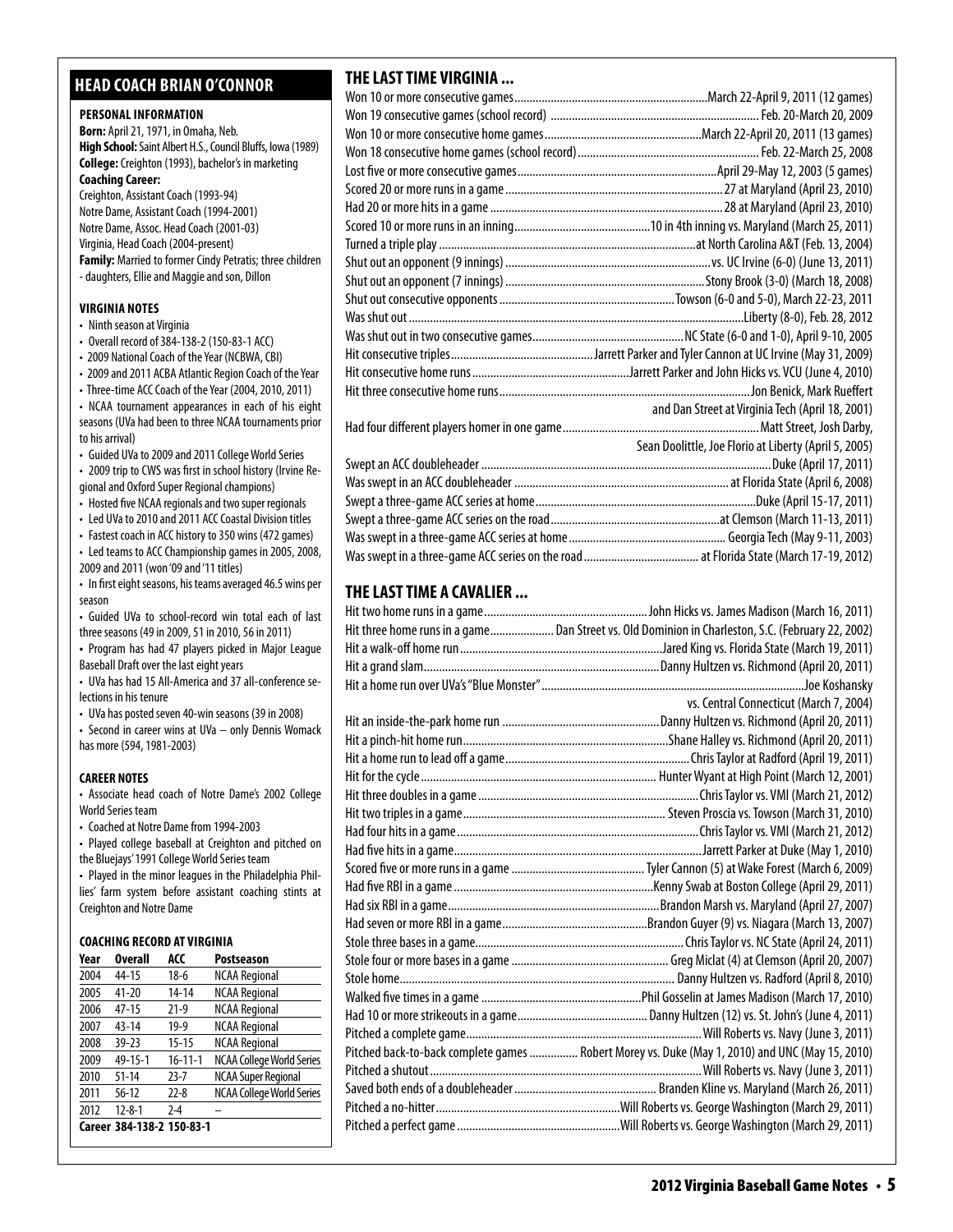## HEAD COACH BRIAN O'CONNOR

### PERSONAL INFORMATION

**Born:** April 21, 1971, in Omaha, Neb.
**High School:** Saint Albert H.S., Council Bluffs, Iowa (1989)
**College:** Creighton (1993), bachelor's in marketing
**Coaching Career:**
Creighton, Assistant Coach (1993-94)
Notre Dame, Assistant Coach (1994-2001)
Notre Dame, Assoc. Head Coach (2001-03)
Virginia, Head Coach (2004-present)
**Family:** Married to former Cindy Petratis; three children - daughters, Ellie and Maggie and son, Dillon

### VIRGINIA NOTES

- Ninth season at Virginia
- Overall record of 384-138-2 (150-83-1 ACC)
- 2009 National Coach of the Year (NCBWA, CBI)
- 2009 and 2011 ACBA Atlantic Region Coach of the Year
- Three-time ACC Coach of the Year (2004, 2010, 2011)
- NCAA tournament appearances in each of his eight seasons (UVa had been to three NCAA tournaments prior to his arrival)
- Guided UVa to 2009 and 2011 College World Series
- 2009 trip to CWS was first in school history (Irvine Regional and Oxford Super Regional champions)
- Hosted five NCAA regionals and two super regionals
- Led UVa to 2010 and 2011 ACC Coastal Division titles
- Fastest coach in ACC history to 350 wins (472 games)
- Led teams to ACC Championship games in 2005, 2008, 2009 and 2011 (won '09 and '11 titles)
- In first eight seasons, his teams averaged 46.5 wins per season
- Guided UVa to school-record win total each of last three seasons (49 in 2009, 51 in 2010, 56 in 2011)
- Program has had 47 players picked in Major League Baseball Draft over the last eight years
- UVa has had 15 All-America and 37 all-conference selections in his tenure
- UVa has posted seven 40-win seasons (39 in 2008)
- Second in career wins at UVa – only Dennis Womack has more (594, 1981-2003)

### CAREER NOTES

- Associate head coach of Notre Dame's 2002 College World Series team
- Coached at Notre Dame from 1994-2003
- Played college baseball at Creighton and pitched on the Bluejays' 1991 College World Series team
- Played in the minor leagues in the Philadelphia Phillies' farm system before assistant coaching stints at Creighton and Notre Dame

### COACHING RECORD AT VIRGINIA

| Year | Overall | ACC | Postseason |
|---|---|---|---|
| 2004 | 44-15 | 18-6 | NCAA Regional |
| 2005 | 41-20 | 14-14 | NCAA Regional |
| 2006 | 47-15 | 21-9 | NCAA Regional |
| 2007 | 43-14 | 19-9 | NCAA Regional |
| 2008 | 39-23 | 15-15 | NCAA Regional |
| 2009 | 49-15-1 | 16-11-1 | NCAA College World Series |
| 2010 | 51-14 | 23-7 | NCAA Super Regional |
| 2011 | 56-12 | 22-8 | NCAA College World Series |
| 2012 | 12-8-1 | 2-4 | – |
| **Career** | **384-138-2** | **150-83-1** | |

## THE LAST TIME VIRGINIA ...

| | |
|---|---|
| Won 10 or more consecutive games | March 22-April 9, 2011 (12 games) |
| Won 19 consecutive games (school record) | Feb. 20-March 20, 2009 |
| Won 10 or more consecutive home games | March 22-April 20, 2011 (13 games) |
| Won 18 consecutive home games (school record) | Feb. 22-March 25, 2008 |
| Lost five or more consecutive games | April 29-May 12, 2003 (5 games) |
| Scored 20 or more runs in a game | 27 at Maryland (April 23, 2010) |
| Had 20 or more hits in a game | 28 at Maryland (April 23, 2010) |
| Scored 10 or more runs in an inning | 10 in 4th inning vs. Maryland (March 25, 2011) |
| Turned a triple play | at North Carolina A&T (Feb. 13, 2004) |
| Shut out an opponent (9 innings) | vs. UC Irvine (6-0) (June 13, 2011) |
| Shut out an opponent (7 innings) | Stony Brook (3-0) (March 18, 2008) |
| Shut out consecutive opponents | Towson (6-0 and 5-0), March 22-23, 2011 |
| Was shut out | Liberty (8-0), Feb. 28, 2012 |
| Was shut out in two consecutive games | NC State (6-0 and 1-0), April 9-10, 2005 |
| Hit consecutive triples | Jarrett Parker and Tyler Cannon at UC Irvine (May 31, 2009) |
| Hit consecutive home runs | Jarrett Parker and John Hicks vs. VCU (June 4, 2010) |
| Hit three consecutive home runs | Jon Benick, Mark Rueffert and Dan Street at Virginia Tech (April 18, 2001) |
| Had four different players homer in one game | Matt Street, Josh Darby, Sean Doolittle, Joe Florio at Liberty (April 5, 2005) |
| Swept an ACC doubleheader | Duke (April 17, 2011) |
| Was swept in an ACC doubleheader | at Florida State (April 6, 2008) |
| Swept a three-game ACC series at home | Duke (April 15-17, 2011) |
| Swept a three-game ACC series on the road | at Clemson (March 11-13, 2011) |
| Was swept in a three-game ACC series at home | Georgia Tech (May 9-11, 2003) |
| Was swept in a three-game ACC series on the road | at Florida State (March 17-19, 2012) |

## THE LAST TIME A CAVALIER ...

| | |
|---|---|
| Hit two home runs in a game | John Hicks vs. James Madison (March 16, 2011) |
| Hit three home runs in a game | Dan Street vs. Old Dominion in Charleston, S.C. (February 22, 2002) |
| Hit a walk-off home run | Jared King vs. Florida State (March 19, 2011) |
| Hit a grand slam | Danny Hultzen vs. Richmond (April 20, 2011) |
| Hit a home run over UVa's "Blue Monster" | Joe Koshansky vs. Central Connecticut (March 7, 2004) |
| Hit an inside-the-park home run | Danny Hultzen vs. Richmond (April 20, 2011) |
| Hit a pinch-hit home run | Shane Halley vs. Richmond (April 20, 2011) |
| Hit a home run to lead off a game | Chris Taylor at Radford (April 19, 2011) |
| Hit for the cycle | Hunter Wyant at High Point (March 12, 2001) |
| Hit three doubles in a game | Chris Taylor vs. VMI (March 21, 2012) |
| Hit two triples in a game | Steven Proscia vs. Towson (March 31, 2010) |
| Had four hits in a game | Chris Taylor vs. VMI (March 21, 2012) |
| Had five hits in a game | Jarrett Parker at Duke (May 1, 2010) |
| Scored five or more runs in a game | Tyler Cannon (5) at Wake Forest (March 6, 2009) |
| Had five RBI in a game | Kenny Swab at Boston College (April 29, 2011) |
| Had six RBI in a game | Brandon Marsh vs. Maryland (April 27, 2007) |
| Had seven or more RBI in a game | Brandon Guyer (9) vs. Niagara (March 13, 2007) |
| Stole three bases in a game | Chris Taylor vs. NC State (April 24, 2011) |
| Stole four or more bases in a game | Greg Miclat (4) at Clemson (April 20, 2007) |
| Stole home | Danny Hultzen vs. Radford (April 8, 2010) |
| Walked five times in a game | Phil Gosselin at James Madison (March 17, 2010) |
| Had 10 or more strikeouts in a game | Danny Hultzen (12) vs. St. John's (June 4, 2011) |
| Pitched a complete game | Will Roberts vs. Navy (June 3, 2011) |
| Pitched back-to-back complete games | Robert Morey vs. Duke (May 1, 2010) and UNC (May 15, 2010) |
| Pitched a shutout | Will Roberts vs. Navy (June 3, 2011) |
| Saved both ends of a doubleheader | Branden Kline vs. Maryland (March 26, 2011) |
| Pitched a no-hitter | Will Roberts vs. George Washington (March 29, 2011) |
| Pitched a perfect game | Will Roberts vs. George Washington (March 29, 2011) |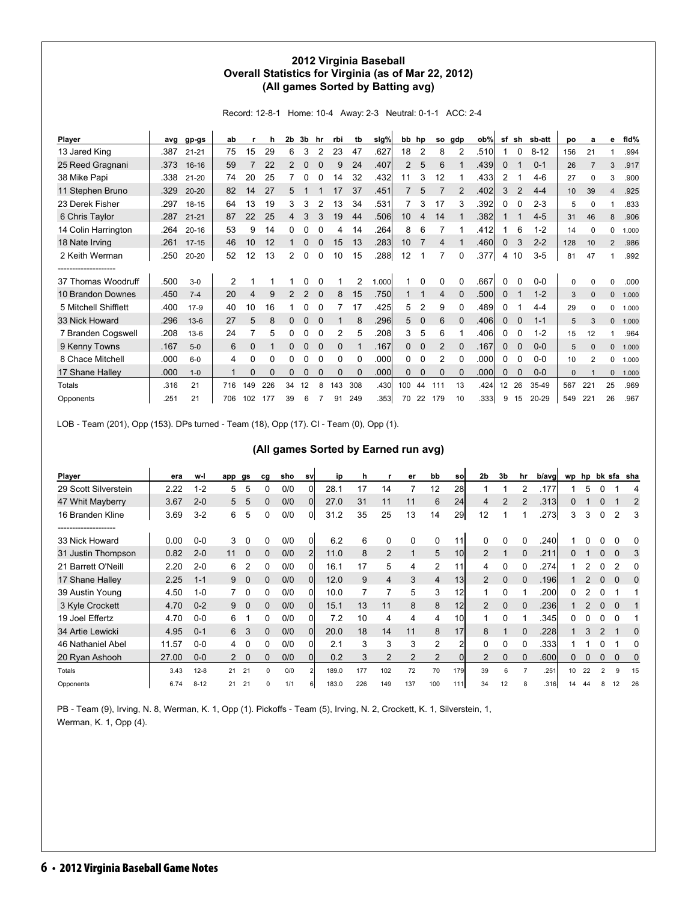# 2012 Virginia Baseball
## Overall Statistics for Virginia (as of Mar 22, 2012)
### (All games Sorted by Batting avg)

Record: 12-8-1 Home: 10-4 Away: 2-3 Neutral: 0-1-1 ACC: 2-4

| Player | avg | gp-gs | ab | r | h | 2b | 3b | hr | rbi | tb | slg% | bb | hp | so | gdp | ob% | sf | sh | sb-att | po | a | e | fld% |
|---|---|---|---|---|---|---|---|---|---|---|---|---|---|---|---|---|---|---|---|---|---|---|---|
| 13 Jared King | .387 | 21-21 | 75 | 15 | 29 | 6 | 3 | 2 | 23 | 47 | .627 | 18 | 2 | 8 | 2 | .510 | 1 | 0 | 8-12 | 156 | 21 | 1 | .994 |
| 25 Reed Gragnani | .373 | 16-16 | 59 | 7 | 22 | 2 | 0 | 0 | 9 | 24 | .407 | 2 | 5 | 6 | 1 | .439 | 0 | 1 | 0-1 | 26 | 7 | 3 | .917 |
| 38 Mike Papi | .338 | 21-20 | 74 | 20 | 25 | 7 | 0 | 0 | 14 | 32 | .432 | 11 | 3 | 12 | 1 | .433 | 2 | 1 | 4-6 | 27 | 0 | 3 | .900 |
| 11 Stephen Bruno | .329 | 20-20 | 82 | 14 | 27 | 5 | 1 | 1 | 17 | 37 | .451 | 7 | 5 | 7 | 2 | .402 | 3 | 2 | 4-4 | 10 | 39 | 4 | .925 |
| 23 Derek Fisher | .297 | 18-15 | 64 | 13 | 19 | 3 | 3 | 2 | 13 | 34 | .531 | 7 | 3 | 17 | 3 | .392 | 0 | 0 | 2-3 | 5 | 0 | 1 | .833 |
| 6 Chris Taylor | .287 | 21-21 | 87 | 22 | 25 | 4 | 3 | 3 | 19 | 44 | .506 | 10 | 4 | 14 | 1 | .382 | 1 | 1 | 4-5 | 31 | 46 | 8 | .906 |
| 14 Colin Harrington | .264 | 20-16 | 53 | 9 | 14 | 0 | 0 | 0 | 4 | 14 | .264 | 8 | 6 | 7 | 1 | .412 | 1 | 6 | 1-2 | 14 | 0 | 0 | 1.000 |
| 18 Nate Irving | .261 | 17-15 | 46 | 10 | 12 | 1 | 0 | 0 | 15 | 13 | .283 | 10 | 7 | 4 | 1 | .460 | 0 | 3 | 2-2 | 128 | 10 | 2 | .986 |
| 2 Keith Werman | .250 | 20-20 | 52 | 12 | 13 | 2 | 0 | 0 | 10 | 15 | .288 | 12 | 1 | 7 | 0 | .377 | 4 | 10 | 3-5 | 81 | 47 | 1 | .992 |
| -------------------- | | | | | | | | | | | | | | | | | | | | | | | |
| 37 Thomas Woodruff | .500 | 3-0 | 2 | 1 | 1 | 1 | 0 | 0 | 1 | 2 | 1.000 | 1 | 0 | 0 | 0 | .667 | 0 | 0 | 0-0 | 0 | 0 | 0 | .000 |
| 10 Brandon Downes | .450 | 7-4 | 20 | 4 | 9 | 2 | 2 | 0 | 8 | 15 | .750 | 1 | 1 | 4 | 0 | .500 | 0 | 1 | 1-2 | 3 | 0 | 0 | 1.000 |
| 5 Mitchell Shifflett | .400 | 17-9 | 40 | 10 | 16 | 1 | 0 | 0 | 7 | 17 | .425 | 5 | 2 | 9 | 0 | .489 | 0 | 1 | 4-4 | 29 | 0 | 0 | 1.000 |
| 33 Nick Howard | .296 | 13-6 | 27 | 5 | 8 | 0 | 0 | 0 | 1 | 8 | .296 | 5 | 0 | 6 | 0 | .406 | 0 | 0 | 1-1 | 5 | 3 | 0 | 1.000 |
| 7 Branden Cogswell | .208 | 13-6 | 24 | 7 | 5 | 0 | 0 | 0 | 2 | 5 | .208 | 3 | 5 | 6 | 1 | .406 | 0 | 0 | 1-2 | 15 | 12 | 1 | .964 |
| 9 Kenny Towns | .167 | 5-0 | 6 | 0 | 1 | 0 | 0 | 0 | 0 | 1 | .167 | 0 | 0 | 2 | 0 | .167 | 0 | 0 | 0-0 | 5 | 0 | 0 | 1.000 |
| 8 Chace Mitchell | .000 | 6-0 | 4 | 0 | 0 | 0 | 0 | 0 | 0 | 0 | .000 | 0 | 0 | 2 | 0 | .000 | 0 | 0 | 0-0 | 10 | 2 | 0 | 1.000 |
| 17 Shane Halley | .000 | 1-0 | 1 | 0 | 0 | 0 | 0 | 0 | 0 | 0 | .000 | 0 | 0 | 0 | 0 | .000 | 0 | 0 | 0-0 | 0 | 1 | 0 | 1.000 |
| Totals | .316 | 21 | 716 | 149 | 226 | 34 | 12 | 8 | 143 | 308 | .430 | 100 | 44 | 111 | 13 | .424 | 12 | 26 | 35-49 | 567 | 221 | 25 | .969 |
| Opponents | .251 | 21 | 706 | 102 | 177 | 39 | 6 | 7 | 91 | 249 | .353 | 70 | 22 | 179 | 10 | .333 | 9 | 15 | 20-29 | 549 | 221 | 26 | .967 |

LOB - Team (201), Opp (153). DPs turned - Team (18), Opp (17). CI - Team (0), Opp (1).

### (All games Sorted by Earned run avg)

| Player | era | w-l | app | gs | cg | sho | sv | ip | h | r | er | bb | so | 2b | 3b | hr | b/avg | wp | hp | bk | sfa | sha |
|---|---|---|---|---|---|---|---|---|---|---|---|---|---|---|---|---|---|---|---|---|---|---|
| 29 Scott Silverstein | 2.22 | 1-2 | 5 | 5 | 0 | 0/0 | 0 | 28.1 | 17 | 14 | 7 | 12 | 28 | 1 | 1 | 2 | .177 | 1 | 5 | 0 | 1 | 4 |
| 47 Whit Mayberry | 3.67 | 2-0 | 5 | 5 | 0 | 0/0 | 0 | 27.0 | 31 | 11 | 11 | 6 | 24 | 4 | 2 | 2 | .313 | 0 | 1 | 0 | 1 | 2 |
| 16 Branden Kline | 3.69 | 3-2 | 6 | 5 | 0 | 0/0 | 0 | 31.2 | 35 | 25 | 13 | 14 | 29 | 12 | 1 | 1 | .273 | 3 | 3 | 0 | 2 | 3 |
| -------------------- | | | | | | | | | | | | | | | | | | | | | | |
| 33 Nick Howard | 0.00 | 0-0 | 3 | 0 | 0 | 0/0 | 0 | 6.2 | 6 | 0 | 0 | 0 | 11 | 0 | 0 | 0 | .240 | 1 | 0 | 0 | 0 | 0 |
| 31 Justin Thompson | 0.82 | 2-0 | 11 | 0 | 0 | 0/0 | 2 | 11.0 | 8 | 2 | 1 | 5 | 10 | 2 | 1 | 0 | .211 | 0 | 1 | 0 | 0 | 3 |
| 21 Barrett O'Neill | 2.20 | 2-0 | 6 | 2 | 0 | 0/0 | 0 | 16.1 | 17 | 5 | 4 | 2 | 11 | 4 | 0 | 0 | .274 | 1 | 2 | 0 | 2 | 0 |
| 17 Shane Halley | 2.25 | 1-1 | 9 | 0 | 0 | 0/0 | 0 | 12.0 | 9 | 4 | 3 | 4 | 13 | 2 | 0 | 0 | .196 | 1 | 2 | 0 | 0 | 0 |
| 39 Austin Young | 4.50 | 1-0 | 7 | 0 | 0 | 0/0 | 0 | 10.0 | 7 | 7 | 5 | 3 | 12 | 1 | 0 | 1 | .200 | 0 | 2 | 0 | 1 | 1 |
| 3 Kyle Crockett | 4.70 | 0-2 | 9 | 0 | 0 | 0/0 | 0 | 15.1 | 13 | 11 | 8 | 8 | 12 | 2 | 0 | 0 | .236 | 1 | 2 | 0 | 0 | 1 |
| 19 Joel Effertz | 4.70 | 0-0 | 6 | 1 | 0 | 0/0 | 0 | 7.2 | 10 | 4 | 4 | 4 | 10 | 1 | 0 | 1 | .345 | 0 | 0 | 0 | 0 | 1 |
| 34 Artie Lewicki | 4.95 | 0-1 | 6 | 3 | 0 | 0/0 | 0 | 20.0 | 18 | 14 | 11 | 8 | 17 | 8 | 1 | 0 | .228 | 1 | 3 | 2 | 1 | 0 |
| 46 Nathaniel Abel | 11.57 | 0-0 | 4 | 0 | 0 | 0/0 | 0 | 2.1 | 3 | 3 | 3 | 2 | 2 | 0 | 0 | 0 | .333 | 1 | 1 | 0 | 1 | 0 |
| 20 Ryan Ashooh | 27.00 | 0-0 | 2 | 0 | 0 | 0/0 | 0 | 0.2 | 3 | 2 | 2 | 2 | 0 | 2 | 0 | 0 | .600 | 0 | 0 | 0 | 0 | 0 |
| Totals | 3.43 | 12-8 | 21 | 21 | 0 | 0/0 | 2 | 189.0 | 177 | 102 | 72 | 70 | 179 | 39 | 6 | 7 | .251 | 10 | 22 | 2 | 9 | 15 |
| Opponents | 6.74 | 8-12 | 21 | 21 | 0 | 1/1 | 6 | 183.0 | 226 | 149 | 137 | 100 | 111 | 34 | 12 | 8 | .316 | 14 | 44 | 8 | 12 | 26 |

PB - Team (9), Irving, N. 8, Werman, K. 1, Opp (1). Pickoffs - Team (5), Irving, N. 2, Crockett, K. 1, Silverstein, 1, Werman, K. 1, Opp (4).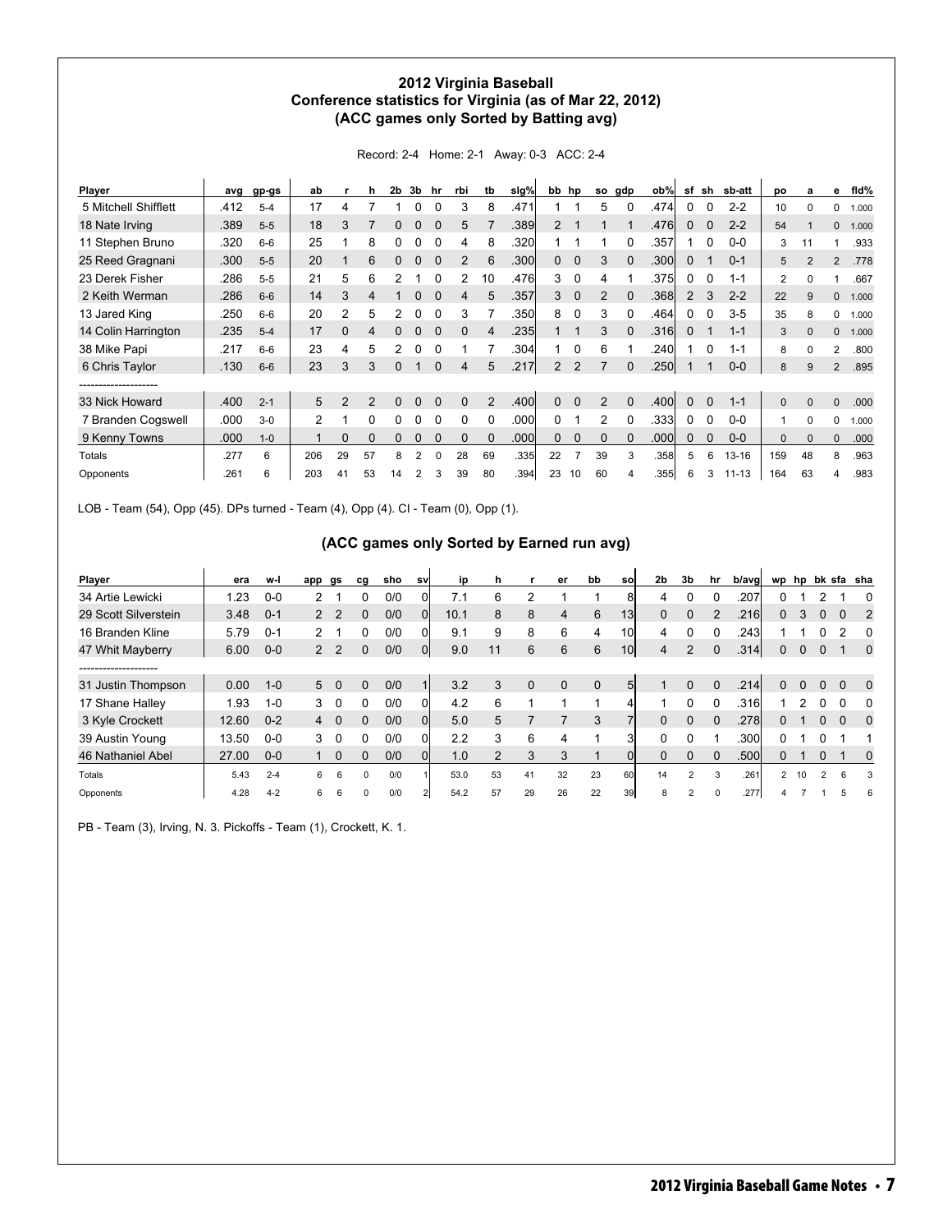## 2012 Virginia Baseball
## Conference statistics for Virginia (as of Mar 22, 2012)
## (ACC games only Sorted by Batting avg)

Record: 2-4 Home: 2-1 Away: 0-3 ACC: 2-4

| Player | avg | gp-gs | ab | r | h | 2b | 3b | hr | rbi | tb | slg% | bb | hp | so | gdp | ob% | sf | sh | sb-att | po | a | e | fld% |
|---|---|---|---|---|---|---|---|---|---|---|---|---|---|---|---|---|---|---|---|---|---|---|---|
| 5 Mitchell Shifflett | .412 | 5-4 | 17 | 4 | 7 | 1 | 0 | 0 | 3 | 8 | .471 | 1 | 1 | 5 | 0 | .474 | 0 | 0 | 2-2 | 10 | 0 | 0 | 1.000 |
| 18 Nate Irving | .389 | 5-5 | 18 | 3 | 7 | 0 | 0 | 0 | 5 | 7 | .389 | 2 | 1 | 1 | 1 | .476 | 0 | 0 | 2-2 | 54 | 1 | 0 | 1.000 |
| 11 Stephen Bruno | .320 | 6-6 | 25 | 1 | 8 | 0 | 0 | 0 | 4 | 8 | .320 | 1 | 1 | 1 | 0 | .357 | 1 | 0 | 0-0 | 3 | 11 | 1 | .933 |
| 25 Reed Gragnani | .300 | 5-5 | 20 | 1 | 6 | 0 | 0 | 0 | 2 | 6 | .300 | 0 | 0 | 3 | 0 | .300 | 0 | 1 | 0-1 | 5 | 2 | 2 | .778 |
| 23 Derek Fisher | .286 | 5-5 | 21 | 5 | 6 | 2 | 1 | 0 | 2 | 10 | .476 | 3 | 0 | 4 | 1 | .375 | 0 | 0 | 1-1 | 2 | 0 | 1 | .667 |
| 2 Keith Werman | .286 | 6-6 | 14 | 3 | 4 | 1 | 0 | 0 | 4 | 5 | .357 | 3 | 0 | 2 | 0 | .368 | 2 | 3 | 2-2 | 22 | 9 | 0 | 1.000 |
| 13 Jared King | .250 | 6-6 | 20 | 2 | 5 | 2 | 0 | 0 | 3 | 7 | .350 | 8 | 0 | 3 | 0 | .464 | 0 | 0 | 3-5 | 35 | 8 | 0 | 1.000 |
| 14 Colin Harrington | .235 | 5-4 | 17 | 0 | 4 | 0 | 0 | 0 | 0 | 4 | .235 | 1 | 1 | 3 | 0 | .316 | 0 | 1 | 1-1 | 3 | 0 | 0 | 1.000 |
| 38 Mike Papi | .217 | 6-6 | 23 | 4 | 5 | 2 | 0 | 0 | 1 | 7 | .304 | 1 | 0 | 6 | 1 | .240 | 1 | 0 | 1-1 | 8 | 0 | 2 | .800 |
| 6 Chris Taylor | .130 | 6-6 | 23 | 3 | 3 | 0 | 1 | 0 | 4 | 5 | .217 | 2 | 2 | 7 | 0 | .250 | 1 | 1 | 0-0 | 8 | 9 | 2 | .895 |
| -------------------- | | | | | | | | | | | | | | | | | | | | | | | |
| 33 Nick Howard | .400 | 2-1 | 5 | 2 | 2 | 0 | 0 | 0 | 0 | 2 | .400 | 0 | 0 | 2 | 0 | .400 | 0 | 0 | 1-1 | 0 | 0 | 0 | .000 |
| 7 Branden Cogswell | .000 | 3-0 | 2 | 1 | 0 | 0 | 0 | 0 | 0 | 0 | .000 | 0 | 1 | 2 | 0 | .333 | 0 | 0 | 0-0 | 1 | 0 | 0 | 1.000 |
| 9 Kenny Towns | .000 | 1-0 | 1 | 0 | 0 | 0 | 0 | 0 | 0 | 0 | .000 | 0 | 0 | 0 | 0 | .000 | 0 | 0 | 0-0 | 0 | 0 | 0 | .000 |
| Totals | .277 | 6 | 206 | 29 | 57 | 8 | 2 | 0 | 28 | 69 | .335 | 22 | 7 | 39 | 3 | .358 | 5 | 6 | 13-16 | 159 | 48 | 8 | .963 |
| Opponents | .261 | 6 | 203 | 41 | 53 | 14 | 2 | 3 | 39 | 80 | .394 | 23 | 10 | 60 | 4 | .355 | 6 | 3 | 11-13 | 164 | 63 | 4 | .983 |

LOB - Team (54), Opp (45). DPs turned - Team (4), Opp (4). CI - Team (0), Opp (1).

## (ACC games only Sorted by Earned run avg)

| Player | era | w-l | app | gs | cg | sho | sv | ip | h | r | er | bb | so | 2b | 3b | hr | b/avg | wp | hp | bk | sfa | sha |
|---|---|---|---|---|---|---|---|---|---|---|---|---|---|---|---|---|---|---|---|---|---|---|
| 34 Artie Lewicki | 1.23 | 0-0 | 2 | 1 | 0 | 0/0 | 0 | 7.1 | 6 | 2 | 1 | 1 | 8 | 4 | 0 | 0 | .207 | 0 | 1 | 2 | 1 | 0 |
| 29 Scott Silverstein | 3.48 | 0-1 | 2 | 2 | 0 | 0/0 | 0 | 10.1 | 8 | 8 | 4 | 6 | 13 | 0 | 0 | 2 | .216 | 0 | 3 | 0 | 0 | 2 |
| 16 Branden Kline | 5.79 | 0-1 | 2 | 1 | 0 | 0/0 | 0 | 9.1 | 9 | 8 | 6 | 4 | 10 | 4 | 0 | 0 | .243 | 1 | 1 | 0 | 2 | 0 |
| 47 Whit Mayberry | 6.00 | 0-0 | 2 | 2 | 0 | 0/0 | 0 | 9.0 | 11 | 6 | 6 | 6 | 10 | 4 | 2 | 0 | .314 | 0 | 0 | 0 | 1 | 0 |
| -------------------- | | | | | | | | | | | | | | | | | | | | | | |
| 31 Justin Thompson | 0.00 | 1-0 | 5 | 0 | 0 | 0/0 | 1 | 3.2 | 3 | 0 | 0 | 0 | 5 | 1 | 0 | 0 | .214 | 0 | 0 | 0 | 0 | 0 |
| 17 Shane Halley | 1.93 | 1-0 | 3 | 0 | 0 | 0/0 | 0 | 4.2 | 6 | 1 | 1 | 1 | 4 | 1 | 0 | 0 | .316 | 1 | 2 | 0 | 0 | 0 |
| 3 Kyle Crockett | 12.60 | 0-2 | 4 | 0 | 0 | 0/0 | 0 | 5.0 | 5 | 7 | 7 | 3 | 7 | 0 | 0 | 0 | .278 | 0 | 1 | 0 | 0 | 0 |
| 39 Austin Young | 13.50 | 0-0 | 3 | 0 | 0 | 0/0 | 0 | 2.2 | 3 | 6 | 4 | 1 | 3 | 0 | 0 | 1 | .300 | 0 | 1 | 0 | 1 | 1 |
| 46 Nathaniel Abel | 27.00 | 0-0 | 1 | 0 | 0 | 0/0 | 0 | 1.0 | 2 | 3 | 3 | 1 | 0 | 0 | 0 | 0 | .500 | 0 | 1 | 0 | 1 | 0 |
| Totals | 5.43 | 2-4 | 6 | 6 | 0 | 0/0 | 1 | 53.0 | 53 | 41 | 32 | 23 | 60 | 14 | 2 | 3 | .261 | 2 | 10 | 2 | 6 | 3 |
| Opponents | 4.28 | 4-2 | 6 | 6 | 0 | 0/0 | 2 | 54.2 | 57 | 29 | 26 | 22 | 39 | 8 | 2 | 0 | .277 | 4 | 7 | 1 | 5 | 6 |

PB - Team (3), Irving, N. 3. Pickoffs - Team (1), Crockett, K. 1.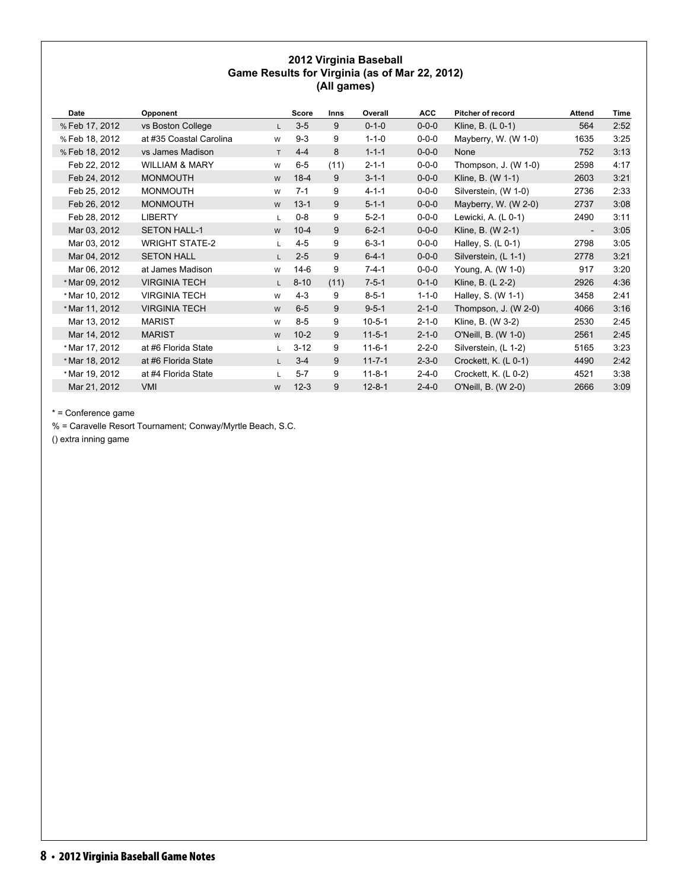## 2012 Virginia Baseball
### Game Results for Virginia (as of Mar 22, 2012)
### (All games)

| Date | Opponent | | Score | Inns | Overall | ACC | Pitcher of record | Attend | Time |
|---|---|---|---|---|---|---|---|---|---|
| % Feb 17, 2012 | vs Boston College | L | 3-5 | 9 | 0-1-0 | 0-0-0 | Kline, B. (L 0-1) | 564 | 2:52 |
| % Feb 18, 2012 | at #35 Coastal Carolina | W | 9-3 | 9 | 1-1-0 | 0-0-0 | Mayberry, W. (W 1-0) | 1635 | 3:25 |
| % Feb 18, 2012 | vs James Madison | T | 4-4 | 8 | 1-1-1 | 0-0-0 | None | 752 | 3:13 |
| Feb 22, 2012 | WILLIAM & MARY | W | 6-5 | (11) | 2-1-1 | 0-0-0 | Thompson, J. (W 1-0) | 2598 | 4:17 |
| Feb 24, 2012 | MONMOUTH | W | 18-4 | 9 | 3-1-1 | 0-0-0 | Kline, B. (W 1-1) | 2603 | 3:21 |
| Feb 25, 2012 | MONMOUTH | W | 7-1 | 9 | 4-1-1 | 0-0-0 | Silverstein, (W 1-0) | 2736 | 2:33 |
| Feb 26, 2012 | MONMOUTH | W | 13-1 | 9 | 5-1-1 | 0-0-0 | Mayberry, W. (W 2-0) | 2737 | 3:08 |
| Feb 28, 2012 | LIBERTY | L | 0-8 | 9 | 5-2-1 | 0-0-0 | Lewicki, A. (L 0-1) | 2490 | 3:11 |
| Mar 03, 2012 | SETON HALL-1 | W | 10-4 | 9 | 6-2-1 | 0-0-0 | Kline, B. (W 2-1) | - | 3:05 |
| Mar 03, 2012 | WRIGHT STATE-2 | L | 4-5 | 9 | 6-3-1 | 0-0-0 | Halley, S. (L 0-1) | 2798 | 3:05 |
| Mar 04, 2012 | SETON HALL | L | 2-5 | 9 | 6-4-1 | 0-0-0 | Silverstein, (L 1-1) | 2778 | 3:21 |
| Mar 06, 2012 | at James Madison | W | 14-6 | 9 | 7-4-1 | 0-0-0 | Young, A. (W 1-0) | 917 | 3:20 |
| * Mar 09, 2012 | VIRGINIA TECH | L | 8-10 | (11) | 7-5-1 | 0-1-0 | Kline, B. (L 2-2) | 2926 | 4:36 |
| * Mar 10, 2012 | VIRGINIA TECH | W | 4-3 | 9 | 8-5-1 | 1-1-0 | Halley, S. (W 1-1) | 3458 | 2:41 |
| * Mar 11, 2012 | VIRGINIA TECH | W | 6-5 | 9 | 9-5-1 | 2-1-0 | Thompson, J. (W 2-0) | 4066 | 3:16 |
| Mar 13, 2012 | MARIST | W | 8-5 | 9 | 10-5-1 | 2-1-0 | Kline, B. (W 3-2) | 2530 | 2:45 |
| Mar 14, 2012 | MARIST | W | 10-2 | 9 | 11-5-1 | 2-1-0 | O'Neill, B. (W 1-0) | 2561 | 2:45 |
| * Mar 17, 2012 | at #6 Florida State | L | 3-12 | 9 | 11-6-1 | 2-2-0 | Silverstein, (L 1-2) | 5165 | 3:23 |
| * Mar 18, 2012 | at #6 Florida State | L | 3-4 | 9 | 11-7-1 | 2-3-0 | Crockett, K. (L 0-1) | 4490 | 2:42 |
| * Mar 19, 2012 | at #4 Florida State | L | 5-7 | 9 | 11-8-1 | 2-4-0 | Crockett, K. (L 0-2) | 4521 | 3:38 |
| Mar 21, 2012 | VMI | W | 12-3 | 9 | 12-8-1 | 2-4-0 | O'Neill, B. (W 2-0) | 2666 | 3:09 |

* = Conference game

% = Caravelle Resort Tournament; Conway/Myrtle Beach, S.C.

() extra inning game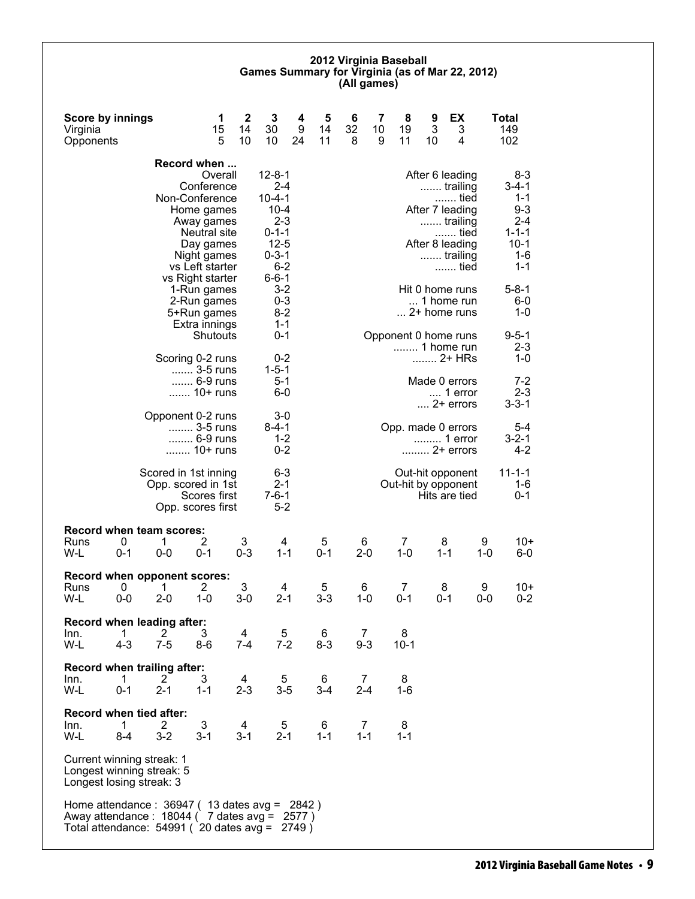## 2012 Virginia Baseball
## Games Summary for Virginia (as of Mar 22, 2012)
## (All games)

| Score by innings | 1 | 2 | 3 | 4 | 5 | 6 | 7 | 8 | 9 | EX | Total |
|---|---|---|---|---|---|---|---|---|---|---|---|
| Virginia | 15 | 14 | 30 | 9 | 14 | 32 | 10 | 19 | 3 | 3 | 149 |
| Opponents | 5 | 10 | 10 | 24 | 11 | 8 | 9 | 11 | 10 | 4 | 102 |

**Record when ...**

| | |
|---|---|
| Overall | 12-8-1 |
| Conference | 2-4 |
| Non-Conference | 10-4-1 |
| Home games | 10-4 |
| Away games | 2-3 |
| Neutral site | 0-1-1 |
| Day games | 12-5 |
| Night games | 0-3-1 |
| vs Left starter | 6-2 |
| vs Right starter | 6-6-1 |
| 1-Run games | 3-2 |
| 2-Run games | 0-3 |
| 5+Run games | 8-2 |
| Extra innings | 1-1 |
| Shutouts | 0-1 |
| Scoring 0-2 runs | 0-2 |
| ....... 3-5 runs | 1-5-1 |
| ....... 6-9 runs | 5-1 |
| ....... 10+ runs | 6-0 |
| Opponent 0-2 runs | 3-0 |
| ........ 3-5 runs | 8-4-1 |
| ........ 6-9 runs | 1-2 |
| ........ 10+ runs | 0-2 |
| Scored in 1st inning | 6-3 |
| Opp. scored in 1st | 2-1 |
| Scores first | 7-6-1 |
| Opp. scores first | 5-2 |

| | |
|---|---|
| After 6 leading | 8-3 |
| ....... trailing | 3-4-1 |
| ....... tied | 1-1 |
| After 7 leading | 9-3 |
| ....... trailing | 2-4 |
| ....... tied | 1-1-1 |
| After 8 leading | 10-1 |
| ....... trailing | 1-6 |
| ....... tied | 1-1 |
| Hit 0 home runs | 5-8-1 |
| ... 1 home run | 6-0 |
| ... 2+ home runs | 1-0 |
| Opponent 0 home runs | 9-5-1 |
| ........ 1 home run | 2-3 |
| ........ 2+ HRs | 1-0 |
| Made 0 errors | 7-2 |
| .... 1 error | 2-3 |
| .... 2+ errors | 3-3-1 |
| Opp. made 0 errors | 5-4 |
| ......... 1 error | 3-2-1 |
| ......... 2+ errors | 4-2 |
| Out-hit opponent | 11-1-1 |
| Out-hit by opponent | 1-6 |
| Hits are tied | 0-1 |

**Record when team scores:**

| Runs | 0 | 1 | 2 | 3 | 4 | 5 | 6 | 7 | 8 | 9 | 10+ |
|---|---|---|---|---|---|---|---|---|---|---|---|
| W-L | 0-1 | 0-0 | 0-1 | 0-3 | 1-1 | 0-1 | 2-0 | 1-0 | 1-1 | 1-0 | 6-0 |

**Record when opponent scores:**

| Runs | 0 | 1 | 2 | 3 | 4 | 5 | 6 | 7 | 8 | 9 | 10+ |
|---|---|---|---|---|---|---|---|---|---|---|---|
| W-L | 0-0 | 2-0 | 1-0 | 3-0 | 2-1 | 3-3 | 1-0 | 0-1 | 0-1 | 0-0 | 0-2 |

**Record when leading after:**

| Inn. | 1 | 2 | 3 | 4 | 5 | 6 | 7 | 8 |
|---|---|---|---|---|---|---|---|---|
| W-L | 4-3 | 7-5 | 8-6 | 7-4 | 7-2 | 8-3 | 9-3 | 10-1 |

**Record when trailing after:**

| Inn. | 1 | 2 | 3 | 4 | 5 | 6 | 7 | 8 |
|---|---|---|---|---|---|---|---|---|
| W-L | 0-1 | 2-1 | 1-1 | 2-3 | 3-5 | 3-4 | 2-4 | 1-6 |

**Record when tied after:**

| Inn. | 1 | 2 | 3 | 4 | 5 | 6 | 7 | 8 |
|---|---|---|---|---|---|---|---|---|
| W-L | 8-4 | 3-2 | 3-1 | 3-1 | 2-1 | 1-1 | 1-1 | 1-1 |

Current winning streak: 1
Longest winning streak: 5
Longest losing streak: 3

Home attendance : 36947 ( 13 dates avg = 2842 )
Away attendance : 18044 ( 7 dates avg = 2577 )
Total attendance: 54991 ( 20 dates avg = 2749 )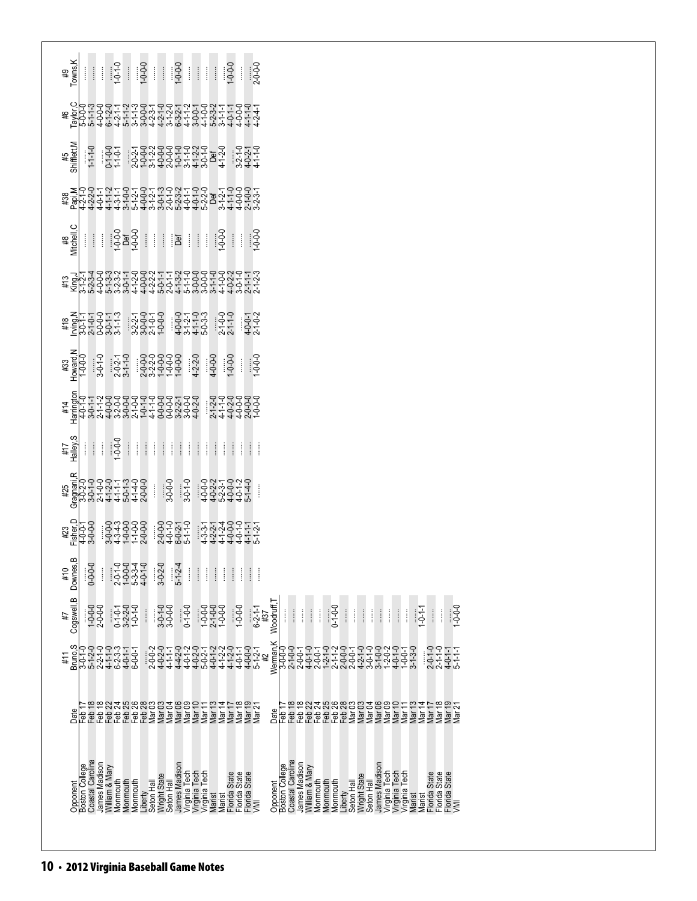| Opponent | Date | #11 Bruno,S | #7 Cogswell,B | #10 Downes,B | #23 Fisher,D | #25 Gragnani,R | #17 Halley,S | #14 Harrington | #33 Howard,N | #18 Irving,N | #13 King,J | #8 Mitchell,C | #38 Papi,M | #5 Shifflett,M | #6 Taylor,C | #9 Towns,K |
|---|---|---|---|---|---|---|---|---|---|---|---|---|---|---|---|---|
| Boston College | Feb 17 | 3-0-1-0 | | | 4-0-0-1 | 3-0-2-0 | | 4-0-1-0 | 1-0-0-0 | 3-0-1-1 | 3-1-2-1 | | 4-2-1-0 | ...... | 5-0-0-0 | |
| Coastal Carolina | Feb 18 | 5-1-2-0 | 1-0-0-0 | 0-0-0-0 | 3-0-0-0 | 3-0-1-0 | ...... | 3-0-1-1 | | 2-1-0-1 | 5-2-3-4 | ...... | 4-2-2-0 | 1-1-1-0 | 5-1-1-3 | ...... |
| James Madison | Feb 18 | 2-2-1-0 | 2-0-0-0 | ...... | | 2-1-0-0 | ...... | 2-1-1-2 | 3-0-1-0 | 0-0-0-0 | 4-0-0-0 | ...... | 4-0-1-1 | | 4-0-0-0 | ...... |
| William & Mary | Feb 22 | 4-1-1-0 | ...... | | 3-0-0-0 | 4-1-2-0 | ...... | 4-0-0-0 | ...... | 3-0-1-1 | 5-1-3-3 | ...... | 4-1-1-2 | 0-1-0-0 | 6-1-2-0 | 1-0-1-0 |
| Monmouth | Feb 24 | 6-2-3-3 | 0-1-0-1 | 2-0-1-0 | 4-3-4-3 | 4-1-1-1 | 1-0-0-0 | 3-2-0-0 | 2-0-2-1 | 3-1-1-3 | 3-2-3-2 | 1-0-0-0 | 4-3-1-1 | 1-1-0-1 | 4-2-1-1 | ...... |
| Monmouth | Feb 25 | 4-0-1-1 | 3-2-2-0 | 1-0-0-0 | 1-0-0-0 | 5-0-1-3 | ...... | 3-0-0-0 | 3-1-1-0 | ...... | 3-0-1-1 | Def | 3-1-0-0 | ...... | 5-1-1-2 | ...... |
| Monmouth | Feb 26 | 6-0-0-1 | 1-0-1-0 | 5-3-3-4 | 1-1-0-0 | 4-1-4-0 | ...... | 2-1-0-0 | ...... | 3-2-2-1 | 4-1-2-0 | 1-0-0-0 | 5-1-2-1 | 2-0-2-1 | 3-1-1-3 | ...... |
| Liberty | Feb 28 | ...... | ...... | 4-0-1-0 | 2-0-0-0 | 2-0-0-0 | ...... | 1-0-1-0 | 2-0-0-0 | 3-0-0-0 | 4-0-0-0 | ...... | 4-0-0-0 | 1-0-0-0 | 3-0-0-0 | 1-0-0-0 |
| Seton Hall | Mar 03 | 2-0-0-2 | | | ...... | | ...... | 4-1-1-0 | 3-2-2-0 | 2-1-0-1 | 4-2-2-2 | ...... | 3-1-2-1 | 3-1-2-2 | 4-2-3-1 | ...... |
| Wright State | Mar 03 | 4-0-2-0 | 3-0-1-0 | 3-0-2-0 | 2-0-0-0 | ...... | ...... | 0-0-0-0 | 1-0-0-0 | 1-0-0-0 | 5-0-1-1 | ...... | 3-0-1-3 | 4-0-0-0 | 4-2-1-0 | ...... |
| Seton Hall | Mar 04 | 4-1-1-1 | 3-0-0-0 | ...... | 4-0-1-0 | 3-0-0-0 | ...... | 0-0-0-0 | 1-0-0-0 | ...... | 2-0-1-1 | ...... | 2-0-1-0 | 2-0-0-0 | 3-1-2-0 | ...... |
| James Madison | Mar 06 | 4-4-2-0 | | 5-1-2-4 | 6-0-2-1 | ...... | ...... | 3-2-2-1 | 1-0-0-0 | 4-0-0-0 | 4-1-3-2 | Def | 5-2-3-2 | 1-0-1-0 | 6-3-2-1 | 1-0-0-0 |
| Virginia Tech | Mar 09 | 4-0-1-2 | 0-1-0-0 | ...... | 5-1-1-0 | 3-0-1-0 | ...... | 3-0-0-0 | ...... | 3-1-2-1 | 5-1-1-0 | ...... | 4-0-1-1 | 3-1-1-0 | 4-1-1-2 | ...... |
| Virginia Tech | Mar 10 | 4-0-2-0 | ...... | ...... | | | ...... | 4-0-2-0 | 4-2-2-0 | 4-1-1-0 | 3-0-0-0 | ...... | 4-0-1-0 | 4-1-2-2 | 3-0-0-1 | ...... |
| Virginia Tech | Mar 11 | 5-0-2-1 | 1-0-0-0 | ...... | 4-3-3-1 | 4-0-0-0 | ...... | ...... | ...... | 5-0-3-3 | 3-0-0-0 | ...... | 5-2-2-0 | 3-0-1-0 | 4-1-0-0 | ...... |
| Marist | Mar 13 | 4-0-1-2 | 2-1-0-0 | ...... | 4-2-2-1 | 4-0-2-2 | ...... | 2-1-2-0 | 4-0-0-0 | ...... | 3-1-1-0 | ...... | Def | Def | 5-2-3-2 | ...... |
| Marist | Mar 14 | 4-1-2-2 | 1-0-0-0 | ...... | 4-1-2-4 | 5-2-3-1 | ...... | 4-1-1-0 | ...... | 2-1-0-0 | 4-1-0-0 | 1-0-0-0 | 3-1-2-1 | 4-1-2-0 | 3-1-1-1 | 1-0-0-0 |
| Florida State | Mar 17 | 4-1-2-0 | | ...... | 4-0-0-0 | 4-0-0-0 | ...... | 4-0-2-0 | 1-0-0-0 | 2-1-1-0 | 4-0-2-2 | ...... | 4-1-1-0 | ...... | 4-0-1-1 | ...... |
| Florida State | Mar 18 | 4-0-1-1 | 1-0-0-0 | ...... | 4-0-1-0 | 4-0-1-2 | ...... | 4-0-0-0 | ...... | ...... | 3-0-1-0 | ...... | 4-0-0-0 | 3-2-1-0 | 4-0-0-0 | ...... |
| Florida State | Mar 19 | 4-0-0-0 | ...... | ...... | 4-1-1-1 | 5-1-4-0 | ...... | 2-0-0-0 | | 4-0-0-1 | 2-1-1-1 | ...... | 2-1-0-0 | 4-0-2-1 | 4-1-1-0 | ...... |
| VMI | Mar 21 | 5-1-2-1 | 6-2-1-1 | ...... | 5-1-2-1 | ...... | ...... | 1-0-0-0 | 1-0-0-0 | 2-1-0-2 | 2-1-2-3 | 1-0-0-0 | 3-2-3-1 | 4-1-1-0 | 4-2-4-1 | 2-0-0-0 |

| Opponent | Date | #2 Werman,K | #37 Woodruff,T |
|---|---|---|---|
| Boston College | Feb 17 | 3-0-0-0 | |
| Coastal Carolina | Feb 18 | 2-1-0-0 | ...... |
| James Madison | Feb 18 | 2-0-0-1 | ...... |
| William & Mary | Feb 22 | 4-0-1-0 | ...... |
| Monmouth | Feb 24 | 2-0-0-1 | ...... |
| Monmouth | Feb 25 | 1-2-1-0 | ...... |
| Monmouth | Feb 26 | 2-1-1-2 | 0-1-0-0 |
| Liberty | Feb 28 | 2-0-0-0 | ...... |
| Seton Hall | Mar 03 | 2-0-0-1 | ...... |
| Wright State | Mar 03 | 4-2-1-0 | ...... |
| Seton Hall | Mar 04 | 3-0-1-0 | ...... |
| James Madison | Mar 06 | 3-1-0-0 | ...... |
| Virginia Tech | Mar 09 | 1-2-0-2 | ...... |
| Virginia Tech | Mar 10 | 4-0-1-0 | ...... |
| Virginia Tech | Mar 11 | 1-0-0-1 | ...... |
| Marist | Mar 13 | 3-1-3-0 | ...... |
| Marist | Mar 14 | ...... | 1-0-1-1 |
| Florida State | Mar 17 | 2-0-1-0 | ...... |
| Florida State | Mar 18 | 2-1-1-0 | ...... |
| Florida State | Mar 19 | 4-0-1-1 | ...... |
| VMI | Mar 21 | 5-1-1-1 | 1-0-0-0 |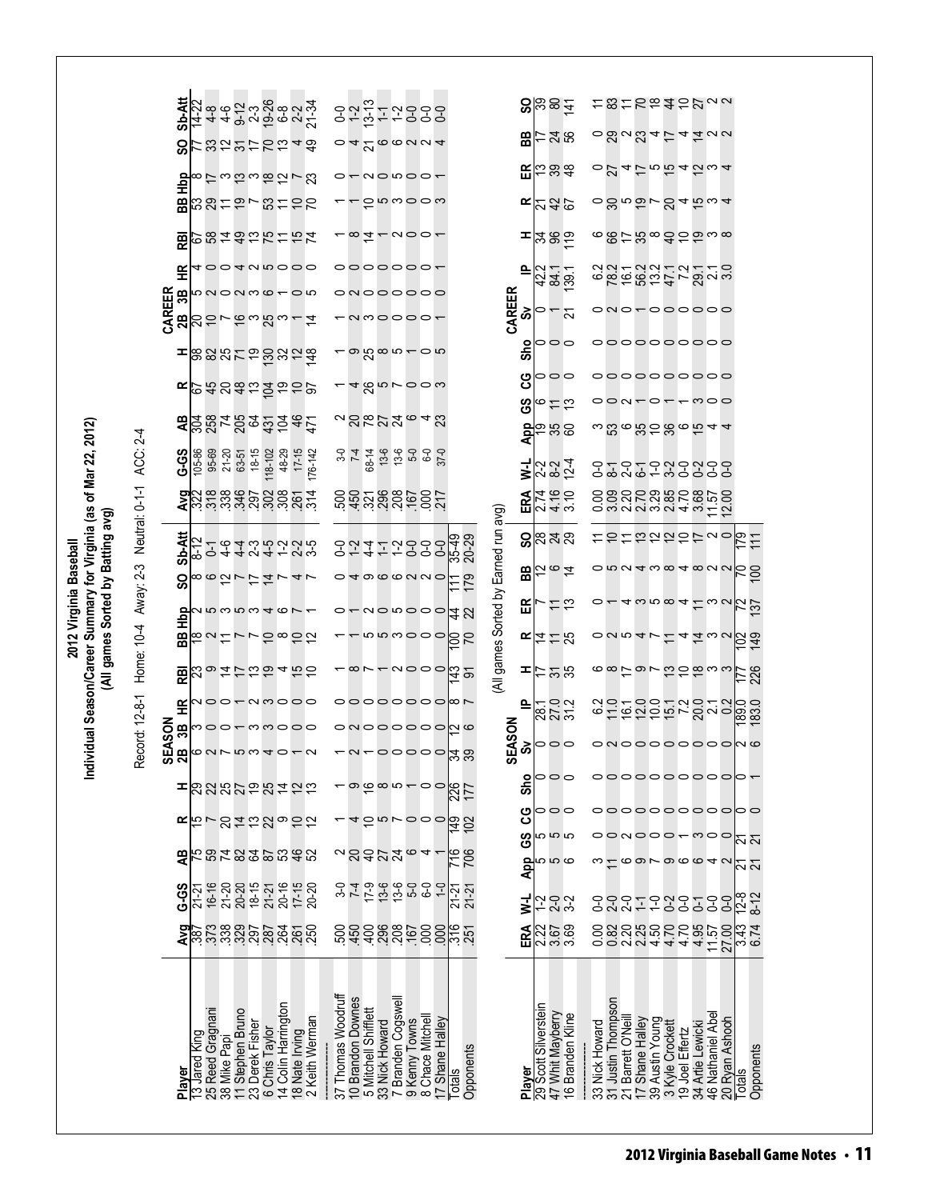# 2012 Virginia Baseball
## Individual Season/Career Summary for Virginia (as of Mar 22, 2012)
### (All games Sorted by Batting avg)

Record: 12-8-1 Home: 10-4 Away: 2-3 Neutral: 0-1-1 ACC: 2-4

| | SEASON | | | | | | | | | | | | | | | CAREER | | | | | | | | | | | | | |
|---|---|---|---|---|---|---|---|---|---|---|---|---|---|---|---|---|---|---|---|---|---|---|---|---|---|---|---|---|---|
| Player | Avg | G-GS | AB | R | H | 2B | 3B | HR | RBI | BB | Hbp | SO | Sb-Att | | Avg | G-GS | AB | R | H | 2B | 3B | HR | RBI | BB | Hbp | SO | Sb-Att | | |
| 13 Jared King | .387 | 21-21 | 75 | 15 | 29 | 6 | 3 | 2 | 23 | 18 | 2 | 8 | 8-12 | | .322 | 105-86 | 304 | 67 | 98 | 20 | 5 | 4 | 67 | 53 | 8 | 77 | 14-22 | | |
| 25 Reed Gragnani | .373 | 16-16 | 59 | 7 | 22 | 2 | 0 | 0 | 9 | 2 | 5 | 6 | 0-1 | | .318 | 95-69 | 258 | 45 | 82 | 10 | 2 | 0 | 58 | 29 | 17 | 33 | 4-8 | | |
| 38 Mike Papi | .338 | 21-20 | 74 | 20 | 25 | 7 | 0 | 0 | 14 | 11 | 3 | 12 | 4-6 | | .338 | 21-20 | 74 | 20 | 25 | 7 | 0 | 0 | 14 | 11 | 3 | 12 | 4-6 | | |
| 11 Stephen Bruno | .329 | 20-20 | 82 | 14 | 27 | 5 | 1 | 1 | 17 | 7 | 5 | 7 | 4-4 | | .346 | 63-51 | 205 | 48 | 71 | 16 | 2 | 4 | 49 | 19 | 13 | 31 | 9-12 | | |
| 23 Derek Fisher | .297 | 18-15 | 64 | 13 | 19 | 3 | 3 | 2 | 13 | 7 | 3 | 17 | 2-3 | | .297 | 18-15 | 64 | 13 | 19 | 3 | 3 | 2 | 13 | 7 | 3 | 17 | 2-3 | | |
| 6 Chris Taylor | .287 | 21-21 | 87 | 22 | 25 | 4 | 3 | 3 | 19 | 10 | 4 | 14 | 4-5 | | .302 | 118-102 | 431 | 104 | 130 | 25 | 6 | 5 | 75 | 53 | 18 | 70 | 19-26 | | |
| 14 Colin Harrington | .264 | 20-16 | 53 | 9 | 14 | 0 | 0 | 0 | 4 | 8 | 6 | 7 | 1-2 | | .308 | 48-29 | 104 | 19 | 32 | 3 | 1 | 0 | 11 | 11 | 12 | 13 | 6-8 | | |
| 18 Nate Irving | .261 | 17-15 | 46 | 10 | 12 | 1 | 0 | 0 | 15 | 10 | 7 | 4 | 2-2 | | .261 | 17-15 | 46 | 10 | 12 | 1 | 0 | 0 | 15 | 10 | 7 | 4 | 2-2 | | |
| 2 Keith Werman | .250 | 20-20 | 52 | 12 | 13 | 2 | 0 | 0 | 10 | 12 | 1 | 7 | 3-5 | | .314 | 176-142 | 471 | 97 | 148 | 14 | 5 | 0 | 74 | 70 | 23 | 49 | 21-34 | | |
| ---------------- | | | | | | | | | | | | | | | | | | | | | | | | | | | | | |
| 37 Thomas Woodruff | .500 | 3-0 | 2 | 1 | 1 | 1 | 2 | 0 | 1 | 1 | 0 | 0 | 0-0 | | .500 | 3-0 | 2 | 1 | 1 | 1 | 0 | 0 | 1 | 1 | 0 | 0 | 0-0 | | |
| 10 Brandon Downes | .450 | 7-4 | 20 | 4 | 9 | 2 | 0 | 0 | 8 | 1 | 1 | 4 | 1-2 | | .450 | 7-4 | 20 | 4 | 9 | 2 | 0 | 0 | 8 | 1 | 1 | 4 | 1-2 | | |
| 5 Mitchell Shifflett | .400 | 17-9 | 40 | 10 | 16 | 1 | 0 | 0 | 7 | 5 | 2 | 9 | 4-4 | | .321 | 68-14 | 78 | 26 | 25 | 3 | 0 | 0 | 14 | 10 | 2 | 21 | 13-13 | | |
| 33 Nick Howard | .296 | 13-6 | 27 | 5 | 8 | 0 | 0 | 0 | 1 | 5 | 0 | 6 | 1-1 | | .296 | 13-6 | 27 | 5 | 8 | 0 | 0 | 0 | 1 | 5 | 0 | 6 | 1-1 | | |
| 7 Branden Cogswell | .208 | 13-6 | 24 | 7 | 5 | 0 | 0 | 0 | 2 | 3 | 5 | 6 | 1-2 | | .208 | 13-6 | 24 | 7 | 5 | 0 | 0 | 0 | 2 | 3 | 5 | 6 | 1-2 | | |
| 9 Kenny Towns | .167 | 5-0 | 6 | 0 | 1 | 0 | 0 | 0 | 0 | 0 | 0 | 2 | 0-0 | | .167 | 5-0 | 6 | 0 | 1 | 0 | 0 | 0 | 0 | 0 | 0 | 2 | 0-0 | | |
| 8 Chace Mitchell | .000 | 6-0 | 4 | 0 | 0 | 0 | 0 | 0 | 0 | 0 | 0 | 2 | 0-0 | | .000 | 6-0 | 4 | 0 | 0 | 0 | 0 | 0 | 0 | 0 | 0 | 2 | 0-0 | | |
| 17 Shane Halley | .000 | 1-0 | 1 | 0 | 0 | 0 | 0 | 0 | 0 | 0 | 0 | 0 | 0-0 | | .217 | 37-0 | 23 | 3 | 5 | 1 | 0 | 1 | 1 | 3 | 1 | 4 | 0-0 | | |
| Totals | .316 | 21-21 | 716 | 149 | 226 | 34 | 12 | 8 | 143 | 100 | 44 | 111 | 35-49 | | | | | | | | | | | | | | | | |
| Opponents | .251 | 21-21 | 706 | 102 | 177 | 39 | 6 | 7 | 91 | 70 | 22 | 179 | 20-29 | | | | | | | | | | | | | | | | |

(All games Sorted by Earned run avg)

| | SEASON | | | | | | | | | | | | | | | CAREER | | | | | | | | | | | | |
|---|---|---|---|---|---|---|---|---|---|---|---|---|---|---|---|---|---|---|---|---|---|---|---|---|---|---|---|---|
| Player | ERA | W-L | App | GS | CG | Sho | Sv | IP | H | R | ER | BB | SO | | ERA | W-L | App | GS | CG | Sho | Sv | IP | H | R | ER | BB | SO | |
| 29 Scott Silverstein | 2.22 | 1-2 | 5 | 5 | 0 | 0 | 0 | 28.1 | 17 | 14 | 7 | 12 | 28 | | 2.74 | 2-2 | 19 | 6 | 0 | 0 | 0 | 42.2 | 34 | 21 | 13 | 17 | 39 | |
| 47 Whit Mayberry | 3.67 | 2-0 | 5 | 5 | 0 | 0 | 0 | 27.0 | 31 | 11 | 11 | 6 | 24 | | 4.16 | 8-2 | 35 | 11 | 0 | 0 | 1 | 84.1 | 96 | 42 | 39 | 24 | 80 | |
| 16 Branden Kline | 3.69 | 3-2 | 6 | 5 | 0 | 0 | 0 | 31.2 | 35 | 25 | 13 | 14 | 29 | | 3.10 | 12-4 | 60 | 13 | 0 | 0 | 21 | 139.1 | 119 | 67 | 48 | 56 | 141 | |
| ---------------- | | | | | | | | | | | | | | | | | | | | | | | | | | | | |
| 33 Nick Howard | 0.00 | 0-0 | 3 | 0 | 0 | 0 | 0 | 6.2 | 6 | 0 | 0 | 0 | 11 | | 0.00 | 0-0 | 3 | 0 | 0 | 0 | 0 | 6.2 | 6 | 0 | 0 | 0 | 11 | |
| 31 Justin Thompson | 0.82 | 2-0 | 11 | 0 | 0 | 0 | 2 | 11.0 | 8 | 2 | 1 | 5 | 10 | | 3.09 | 8-1 | 53 | 0 | 0 | 0 | 2 | 78.2 | 66 | 30 | 27 | 29 | 83 | |
| 21 Barrett O'Neill | 2.20 | 2-0 | 6 | 2 | 0 | 0 | 0 | 16.1 | 17 | 5 | 4 | 2 | 11 | | 2.20 | 2-0 | 6 | 2 | 0 | 0 | 0 | 16.1 | 17 | 5 | 4 | 2 | 11 | |
| 17 Shane Halley | 2.25 | 1-1 | 9 | 0 | 0 | 0 | 0 | 12.0 | 9 | 4 | 3 | 4 | 13 | | 2.70 | 6-1 | 35 | 0 | 0 | 0 | 1 | 56.2 | 35 | 19 | 17 | 23 | 70 | |
| 39 Austin Young | 4.50 | 1-0 | 7 | 0 | 0 | 0 | 0 | 10.0 | 7 | 7 | 5 | 3 | 12 | | 3.29 | 1-0 | 10 | 0 | 0 | 0 | 0 | 13.2 | 8 | 7 | 5 | 4 | 18 | |
| 3 Kyle Crockett | 4.70 | 0-2 | 9 | 0 | 0 | 0 | 0 | 15.1 | 13 | 11 | 8 | 8 | 12 | | 2.85 | 3-2 | 36 | 0 | 0 | 0 | 0 | 47.1 | 40 | 20 | 15 | 17 | 44 | |
| 19 Joel Effertz | 4.70 | 0-0 | 6 | 1 | 0 | 0 | 0 | 7.2 | 10 | 4 | 4 | 4 | 10 | | 4.70 | 0-0 | 6 | 1 | 0 | 0 | 0 | 7.2 | 10 | 4 | 4 | 4 | 10 | |
| 34 Artie Lewicki | 4.95 | 0-1 | 6 | 3 | 0 | 0 | 0 | 20.0 | 18 | 14 | 11 | 8 | 17 | | 3.68 | 0-2 | 15 | 3 | 0 | 0 | 0 | 29.1 | 19 | 15 | 12 | 14 | 27 | |
| 46 Nathaniel Abel | 11.57 | 0-0 | 4 | 0 | 0 | 0 | 0 | 2.1 | 3 | 3 | 3 | 2 | 2 | | 11.57 | 0-0 | 4 | 0 | 0 | 0 | 0 | 2.1 | 3 | 3 | 3 | 2 | 2 | |
| 20 Ryan Ashooh | 27.00 | 0-0 | 2 | 0 | 0 | 0 | 0 | 0.2 | 3 | 2 | 2 | 2 | 0 | | 12.00 | 0-0 | 4 | 0 | 0 | 0 | 0 | 3.0 | 8 | 4 | 4 | 2 | 2 | |
| Totals | 3.43 | 12-8 | 21 | 21 | 0 | 0 | 2 | 189.0 | 177 | 102 | 72 | 70 | 179 | | | | | | | | | | | | | | | |
| Opponents | 6.74 | 8-12 | 21 | 21 | 0 | 1 | 6 | 183.0 | 226 | 149 | 137 | 100 | 111 | | | | | | | | | | | | | | | |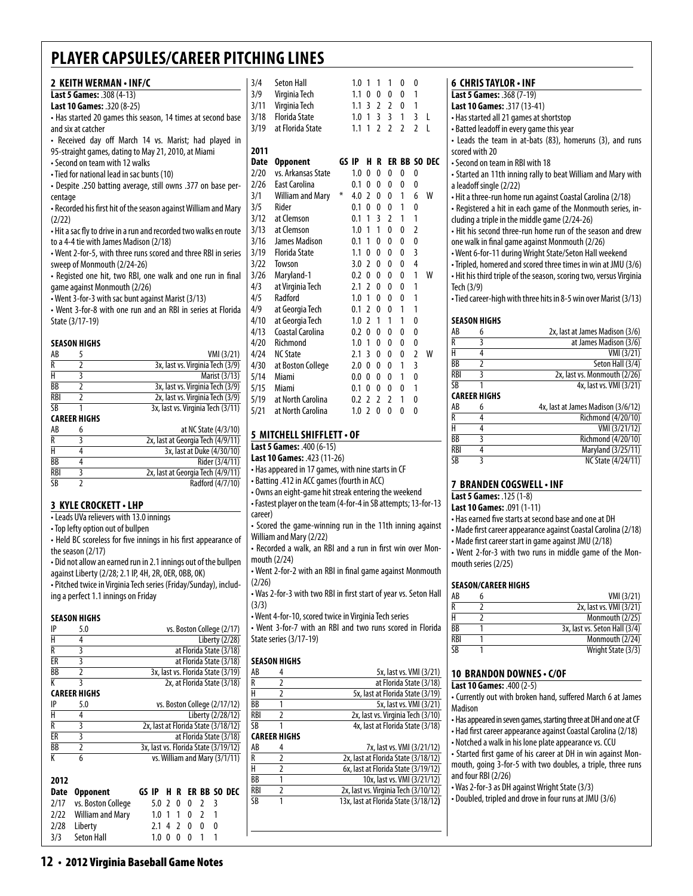# PLAYER CAPSULES/CAREER PITCHING LINES

## 2 KEITH WERMAN • INF/C

**Last 5 Games:** .308 (4-13)

**Last 10 Games:** .320 (8-25)

- Has started 20 games this season, 14 times at second base and six at catcher
- Received day off March 14 vs. Marist; had played in 95-straight games, dating to May 21, 2010, at Miami
- Second on team with 12 walks
- Tied for national lead in sac bunts (10)
- Despite .250 batting average, still owns .377 on base percentage
- Recorded his first hit of the season against William and Mary (2/22)
- Hit a sac fly to drive in a run and recorded two walks en route to a 4-4 tie with James Madison (2/18)
- Went 2-for-5, with three runs scored and three RBI in series sweep of Monmouth (2/24-26)
- Registed one hit, two RBI, one walk and one run in final game against Monmouth (2/26)
- Went 3-for-3 with sac bunt against Marist (3/13)
- Went 3-for-8 with one run and an RBI in series at Florida State (3/17-19)

### SEASON HIGHS

| | | |
|---|---|---|
| AB | 5 | VMI (3/21) |
| R | 2 | 3x, last vs. Virginia Tech (3/9) |
| H | 3 | Marist (3/13) |
| BB | 2 | 3x, last vs. Virginia Tech (3/9) |
| RBI | 2 | 2x, last vs. Virginia Tech (3/9) |
| SB | 1 | 3x, last vs. Virginia Tech (3/11) |

### CAREER HIGHS

| | | |
|---|---|---|
| AB | 6 | at NC State (4/3/10) |
| R | 3 | 2x, last at Georgia Tech (4/9/11) |
| H | 4 | 3x, last at Duke (4/30/10) |
| BB | 4 | Rider (3/4/11) |
| RBI | 3 | 2x, last at Georgia Tech (4/9/11) |
| SB | 2 | Radford (4/7/10) |

## 3 KYLE CROCKETT • LHP

- Leads UVa relievers with 13.0 innings
- Top lefty option out of bullpen
- Held BC scoreless for five innings in his first appearance of the season (2/17)
- Did not allow an earned run in 2.1 innings out of the bullpen against Liberty (2/28; 2.1 IP, 4H, 2R, 0ER, 0BB, 0K)
- Pitched twice in Virginia Tech series (Friday/Sunday), including a perfect 1.1 innings on Friday

### SEASON HIGHS

| | | |
|---|---|---|
| IP | 5.0 | vs. Boston College (2/17) |
| H | 4 | Liberty (2/28) |
| R | 3 | at Florida State (3/18) |
| ER | 3 | at Florida State (3/18) |
| BB | 2 | 3x, last vs. Florida State (3/19) |
| K | 3 | 2x, at Florida State (3/18) |

### CAREER HIGHS

| | | |
|---|---|---|
| IP | 5.0 | vs. Boston College (2/17/12) |
| H | 4 | Liberty (2/28/12) |
| R | 3 | 2x, last at Florida State (3/18/12) |
| ER | 3 | at Florida State (3/18) |
| BB | 2 | 3x, last vs. Florida State (3/19/12) |
| K | 6 | vs. William and Mary (3/1/11) |

### 2012

| Date | Opponent | GS | IP | H | R | ER | BB | SO | DEC |
|---|---|---|---|---|---|---|---|---|---|
| 2/17 | vs. Boston College | | 5.0 | 2 | 0 | 0 | 2 | 3 | |
| 2/22 | William and Mary | | 1.0 | 1 | 1 | 0 | 2 | 1 | |
| 2/28 | Liberty | | 2.1 | 4 | 2 | 0 | 0 | 0 | |
| 3/3 | Seton Hall | | 1.0 | 0 | 0 | 0 | 1 | 1 | |
| 3/4 | Seton Hall | | 1.0 | 1 | 1 | 1 | 0 | 0 | |
| 3/9 | Virginia Tech | | 1.1 | 0 | 0 | 0 | 0 | 1 | |
| 3/11 | Virginia Tech | | 1.1 | 3 | 2 | 2 | 0 | 1 | |
| 3/18 | Florida State | | 1.0 | 1 | 3 | 3 | 1 | 3 | L |
| 3/19 | at Florida State | | 1.1 | 1 | 2 | 2 | 2 | 2 | L |

### 2011

| Date | Opponent | GS | IP | H | R | ER | BB | SO | DEC |
|---|---|---|---|---|---|---|---|---|---|
| 2/20 | vs. Arkansas State | | 1.0 | 0 | 0 | 0 | 0 | 0 | |
| 2/26 | East Carolina | | 0.1 | 0 | 0 | 0 | 0 | 0 | |
| 3/1 | William and Mary | * | 4.0 | 2 | 0 | 0 | 1 | 6 | W |
| 3/5 | Rider | | 0.1 | 0 | 0 | 0 | 1 | 0 | |
| 3/12 | at Clemson | | 0.1 | 1 | 3 | 2 | 1 | 1 | |
| 3/13 | at Clemson | | 1.0 | 1 | 1 | 0 | 0 | 2 | |
| 3/16 | James Madison | | 0.1 | 0 | 0 | 0 | 0 | 0 | |
| 3/19 | Florida State | | 1.1 | 0 | 0 | 0 | 0 | 3 | |
| 3/22 | Towson | | 3.0 | 2 | 0 | 0 | 0 | 4 | |
| 3/26 | Maryland-1 | | 0.2 | 0 | 0 | 0 | 0 | 1 | W |
| 4/3 | at Virginia Tech | | 2.1 | 2 | 0 | 0 | 0 | 1 | |
| 4/5 | Radford | | 1.0 | 1 | 0 | 0 | 0 | 1 | |
| 4/9 | at Georgia Tech | | 0.1 | 2 | 0 | 0 | 1 | 1 | |
| 4/10 | at Georgia Tech | | 1.0 | 2 | 1 | 1 | 1 | 0 | |
| 4/13 | Coastal Carolina | | 0.2 | 0 | 0 | 0 | 0 | 0 | |
| 4/20 | Richmond | | 1.0 | 1 | 0 | 0 | 0 | 0 | |
| 4/24 | NC State | | 2.1 | 3 | 0 | 0 | 0 | 2 | W |
| 4/30 | at Boston College | | 2.0 | 0 | 0 | 0 | 1 | 3 | |
| 5/14 | Miami | | 0.0 | 0 | 0 | 0 | 1 | 0 | |
| 5/15 | Miami | | 0.1 | 0 | 0 | 0 | 0 | 1 | |
| 5/19 | at North Carolina | | 0.2 | 2 | 2 | 2 | 1 | 0 | |
| 5/21 | at North Carolina | | 1.0 | 2 | 0 | 0 | 0 | 0 | |

## 5 MITCHELL SHIFFLETT • OF

**Last 5 Games:** .400 (6-15)

**Last 10 Games:** .423 (11-26)

- Has appeared in 17 games, with nine starts in CF
- Batting .412 in ACC games (fourth in ACC)
- Owns an eight-game hit streak entering the weekend
- Fastest player on the team (4-for-4 in SB attempts; 13-for-13 career)
- Scored the game-winning run in the 11th inning against William and Mary (2/22)
- Recorded a walk, an RBI and a run in first win over Monmouth (2/24)
- Went 2-for-2 with an RBI in final game against Monmouth (2/26)
- Was 2-for-3 with two RBI in first start of year vs. Seton Hall (3/3)
- Went 4-for-10, scored twice in Virginia Tech series
- Went 3-for-7 with an RBI and two runs scored in Florida State series (3/17-19)

### SEASON HIGHS

| | | |
|---|---|---|
| AB | 4 | 5x, last vs. VMI (3/21) |
| R | 2 | at Florida State (3/18) |
| H | 2 | 5x, last at Florida State (3/19) |
| BB | 1 | 5x, last vs. VMI (3/21) |
| RBI | 2 | 2x, last vs. Virginia Tech (3/10) |
| SB | 1 | 4x, last at Florida State (3/18) |

### CAREER HIGHS

| | | |
|---|---|---|
| AB | 4 | 7x, last vs. VMI (3/21/12) |
| R | 2 | 2x, last at Florida State (3/18/12) |
| H | 2 | 6x, last at Florida State (3/19/12) |
| BB | 1 | 10x, last vs. VMI (3/21/12) |
| RBI | 2 | 2x, last vs. Virginia Tech (3/10/12) |
| SB | 1 | 13x, last at Florida State (3/18/12) |

## 6 CHRIS TAYLOR • INF

**Last 5 Games:** .368 (7-19)

**Last 10 Games:** .317 (13-41)

- Has started all 21 games at shortstop
- Batted leadoff in every game this year
- Leads the team in at-bats (83), homeruns (3), and runs scored with 20
- Second on team in RBI with 18
- Started an 11th inning rally to beat William and Mary with a leadoff single (2/22)
- Hit a three-run home run against Coastal Carolina (2/18)
- Registered a hit in each game of the Monmouth series, including a triple in the middle game (2/24-26)
- Hit his second three-run home run of the season and drew one walk in final game against Monmouth (2/26)
- Went 6-for-11 during Wright State/Seton Hall weekend
- Tripled, homered and scored three times in win at JMU (3/6)
- Hit his third triple of the season, scoring two, versus Virginia Tech (3/9)
- Tied career-high with three hits in 8-5 win over Marist (3/13)

### SEASON HIGHS

| | | |
|---|---|---|
| AB | 6 | 2x, last at James Madison (3/6) |
| R | 3 | at James Madison (3/6) |
| H | 4 | VMI (3/21) |
| BB | 2 | Seton Hall (3/4) |
| RBI | 3 | 2x, last vs. Monmouth (2/26) |
| SB | 1 | 4x, last vs. VMI (3/21) |

### CAREER HIGHS

| | | |
|---|---|---|
| AB | 6 | 4x, last at James Madison (3/6/12) |
| R | 4 | Richmond (4/20/10) |
| H | 4 | VMI (3/21/12) |
| BB | 3 | Richmond (4/20/10) |
| RBI | 4 | Maryland (3/25/11) |
| SB | 3 | NC State (4/24/11) |

## 7 BRANDEN COGSWELL • INF

**Last 5 Games:** .125 (1-8)

**Last 10 Games:** .091 (1-11)

- Has earned five starts at second base and one at DH
- Made first career appearance against Coastal Carolina (2/18)
- Made first career start in game against JMU (2/18)
- Went 2-for-3 with two runs in middle game of the Monmouth series (2/25)

### SEASON/CAREER HIGHS

| | | |
|---|---|---|
| AB | 6 | VMI (3/21) |
| R | 2 | 2x, last vs. VMI (3/21) |
| H | 2 | Monmouth (2/25) |
| BB | 1 | 3x, last vs. Seton Hall (3/4) |
| RBI | 1 | Monmouth (2/24) |
| SB | 1 | Wright State (3/3) |

## 10 BRANDON DOWNES • C/OF

**Last 10 Games:** .400 (2-5)

- Currently out with broken hand, suffered March 6 at James Madison
- Has appeared in seven games, starting three at DH and one at CF
- Had first career appearance against Coastal Carolina (2/18)
- Notched a walk in his lone plate appearance vs. CCU
- Started first game of his career at DH in win against Monmouth, going 3-for-5 with two doubles, a triple, three runs and four RBI (2/26)
- Was 2-for-3 as DH against Wright State (3/3)
- Doubled, tripled and drove in four runs at JMU (3/6)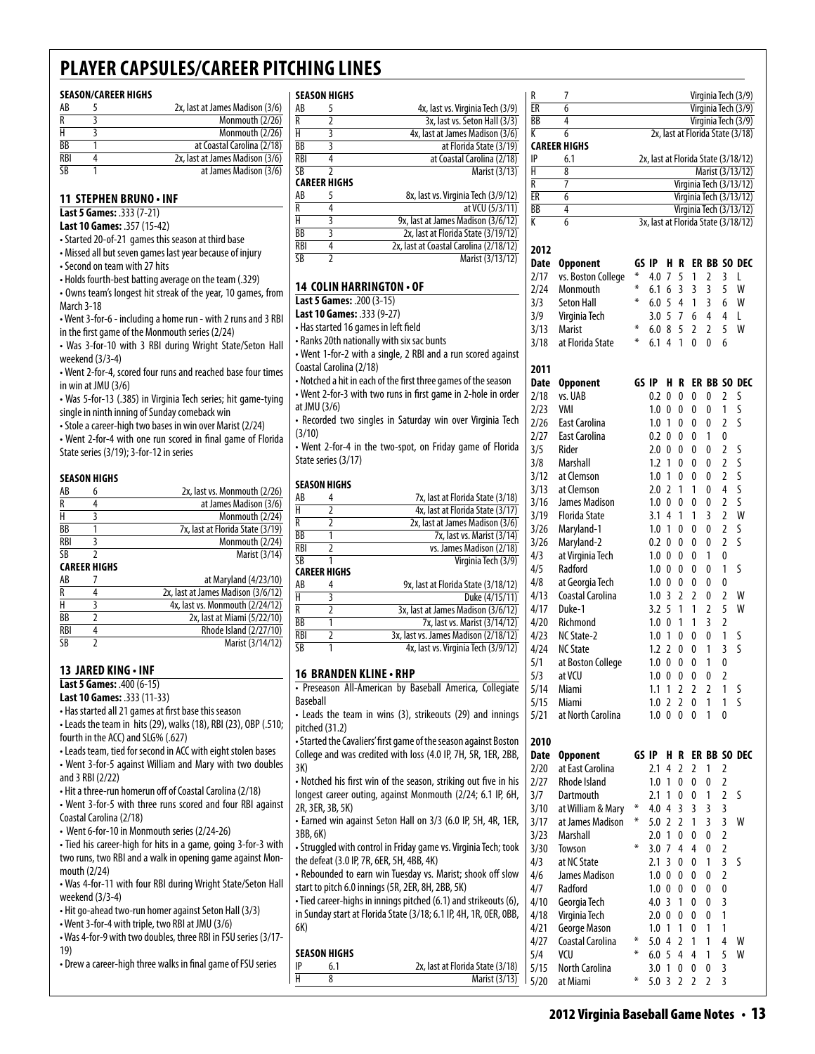# PLAYER CAPSULES/CAREER PITCHING LINES

**SEASON/CAREER HIGHS**

| | | |
|---|---|---|
| AB | 5 | 2x, last at James Madison (3/6) |
| R | 3 | Monmouth (2/26) |
| H | 3 | Monmouth (2/26) |
| BB | 1 | at Coastal Carolina (2/18) |
| RBI | 4 | 2x, last at James Madison (3/6) |
| SB | 1 | at James Madison (3/6) |

## 11 STEPHEN BRUNO • INF

**Last 5 Games:** .333 (7-21)
**Last 10 Games:** .357 (15-42)

- Started 20-of-21 games this season at third base
- Missed all but seven games last year because of injury
- Second on team with 27 hits
- Holds fourth-best batting average on the team (.329)
- Owns team's longest hit streak of the year, 10 games, from March 3-18
- Went 3-for-6 - including a home run - with 2 runs and 3 RBI in the first game of the Monmouth series (2/24)
- Was 3-for-10 with 3 RBI during Wright State/Seton Hall weekend (3/3-4)
- Went 2-for-4, scored four runs and reached base four times in win at JMU (3/6)
- Was 5-for-13 (.385) in Virginia Tech series; hit game-tying single in ninth inning of Sunday comeback win
- Stole a career-high two bases in win over Marist (2/24)
- Went 2-for-4 with one run scored in final game of Florida State series (3/19); 3-for-12 in series

**SEASON HIGHS**

| | | |
|---|---|---|
| AB | 6 | 2x, last vs. Monmouth (2/26) |
| R | 4 | at James Madison (3/6) |
| H | 3 | Monmouth (2/24) |
| BB | 1 | 7x, last at Florida State (3/19) |
| RBI | 3 | Monmouth (2/24) |
| SB | 2 | Marist (3/14) |

**CAREER HIGHS**

| | | |
|---|---|---|
| AB | 7 | at Maryland (4/23/10) |
| R | 4 | 2x, last at James Madison (3/6/12) |
| H | 3 | 4x, last vs. Monmouth (2/24/12) |
| BB | 2 | 2x, last at Miami (5/22/10) |
| RBI | 4 | Rhode Island (2/27/10) |
| SB | 2 | Marist (3/14/12) |

## 13 JARED KING • INF

**Last 5 Games:** .400 (6-15)
**Last 10 Games:** .333 (11-33)

- Has started all 21 games at first base this season
- Leads the team in hits (29), walks (18), RBI (23), OBP (.510; fourth in the ACC) and SLG% (.627)
- Leads team, tied for second in ACC with eight stolen bases
- Went 3-for-5 against William and Mary with two doubles and 3 RBI (2/22)
- Hit a three-run homerun off of Coastal Carolina (2/18)
- Went 3-for-5 with three runs scored and four RBI against Coastal Carolina (2/18)
- Went 6-for-10 in Monmouth series (2/24-26)
- Tied his career-high for hits in a game, going 3-for-3 with two runs, two RBI and a walk in opening game against Monmouth (2/24)
- Was 4-for-11 with four RBI during Wright State/Seton Hall weekend (3/3-4)
- Hit go-ahead two-run homer against Seton Hall (3/3)
- Went 3-for-4 with triple, two RBI at JMU (3/6)
- Was 4-for-9 with two doubles, three RBI in FSU series (3/17-19)
- Drew a career-high three walks in final game of FSU series

**SEASON HIGHS**

| | | |
|---|---|---|
| AB | 5 | 4x, last vs. Virginia Tech (3/9) |
| R | 2 | 3x, last vs. Seton Hall (3/3) |
| H | 3 | 4x, last at James Madison (3/6) |
| BB | 3 | at Florida State (3/19) |
| RBI | 4 | at Coastal Carolina (2/18) |
| SB | 2 | Marist (3/13) |

**CAREER HIGHS**

| | | |
|---|---|---|
| AB | 5 | 8x, last vs. Virginia Tech (3/9/12) |
| R | 4 | at VCU (5/3/11) |
| H | 3 | 9x, last at James Madison (3/6/12) |
| BB | 3 | 2x, last at Florida State (3/19/12) |
| RBI | 4 | 2x, last at Coastal Carolina (2/18/12) |
| SB | 2 | Marist (3/13/12) |

## 14 COLIN HARRINGTON • OF

**Last 5 Games:** .200 (3-15)
**Last 10 Games:** .333 (9-27)

- Has started 16 games in left field
- Ranks 20th nationally with six sac bunts
- Went 1-for-2 with a single, 2 RBI and a run scored against Coastal Carolina (2/18)
- Notched a hit in each of the first three games of the season
- Went 2-for-3 with two runs in first game in 2-hole in order at JMU (3/6)
- Recorded two singles in Saturday win over Virginia Tech (3/10)
- Went 2-for-4 in the two-spot, on Friday game of Florida State series (3/17)

**SEASON HIGHS**

| | | |
|---|---|---|
| AB | 4 | 7x, last at Florida State (3/18) |
| H | 2 | 4x, last at Florida State (3/17) |
| R | 2 | 2x, last at James Madison (3/6) |
| BB | 1 | 7x, last vs. Marist (3/14) |
| RBI | 2 | vs. James Madison (2/18) |
| SB | 1 | Virginia Tech (3/9) |

**CAREER HIGHS**

| | | |
|---|---|---|
| AB | 4 | 9x, last at Florida State (3/18/12) |
| H | 3 | Duke (4/15/11) |
| R | 2 | 3x, last at James Madison (3/6/12) |
| BB | 1 | 7x, last vs. Marist (3/14/12) |
| RBI | 2 | 3x, last vs. James Madison (2/18/12) |
| SB | 1 | 4x, last vs. Virginia Tech (3/9/12) |

## 16 BRANDEN KLINE • RHP

- Preseason All-American by Baseball America, Collegiate Baseball
- Leads the team in wins (3), strikeouts (29) and innings pitched (31.2)
- Started the Cavaliers' first game of the season against Boston College and was credited with loss (4.0 IP, 7H, 5R, 1ER, 2BB, 3K)
- Notched his first win of the season, striking out five in his longest career outing, against Monmouth (2/24; 6.1 IP, 6H, 2R, 3ER, 3B, 5K)
- Earned win against Seton Hall on 3/3 (6.0 IP, 5H, 4R, 1ER, 3BB, 6K)
- Struggled with control in Friday game vs. Virginia Tech; took the defeat (3.0 IP, 7R, 6ER, 5H, 4BB, 4K)
- Rebounded to earn win Tuesday vs. Marist; shook off slow start to pitch 6.0 innings (5R, 2ER, 8H, 2BB, 5K)
- Tied career-highs in innings pitched (6.1) and strikeouts (6), in Sunday start at Florida State (3/18; 6.1 IP, 4H, 1R, 0ER, 0BB, 6K)

**SEASON HIGHS**

| | | |
|---|---|---|
| IP | 6.1 | 2x, last at Florida State (3/18) |
| H | 8 | Marist (3/13) |
| R | 7 | Virginia Tech (3/9) |
| ER | 6 | Virginia Tech (3/9) |
| BB | 4 | Virginia Tech (3/9) |
| K | 6 | 2x, last at Florida State (3/18) |

**CAREER HIGHS**

| | | |
|---|---|---|
| IP | 6.1 | 2x, last at Florida State (3/18/12) |
| H | 8 | Marist (3/13/12) |
| R | 7 | Virginia Tech (3/13/12) |
| ER | 6 | Virginia Tech (3/13/12) |
| BB | 4 | Virginia Tech (3/13/12) |
| K | 6 | 3x, last at Florida State (3/18/12) |

**2012**

| Date | Opponent | GS | IP | H | R | ER | BB | SO | DEC |
|---|---|---|---|---|---|---|---|---|---|
| 2/17 | vs. Boston College | * | 4.0 | 7 | 5 | 1 | 2 | 3 | L |
| 2/24 | Monmouth | * | 6.1 | 6 | 3 | 3 | 3 | 5 | W |
| 3/3 | Seton Hall | * | 6.0 | 5 | 4 | 1 | 3 | 6 | W |
| 3/9 | Virginia Tech | | 3.0 | 5 | 7 | 6 | 4 | 4 | L |
| 3/13 | Marist | * | 6.0 | 8 | 5 | 2 | 2 | 5 | W |
| 3/18 | at Florida State | * | 6.1 | 4 | 1 | 0 | 0 | 6 | |

**2011**

| Date | Opponent | GS | IP | H | R | ER | BB | SO | DEC |
|---|---|---|---|---|---|---|---|---|---|
| 2/18 | vs. UAB | | 0.2 | 0 | 0 | 0 | 0 | 2 | S |
| 2/23 | VMI | | 1.0 | 0 | 0 | 0 | 0 | 1 | S |
| 2/26 | East Carolina | | 1.0 | 1 | 0 | 0 | 0 | 2 | S |
| 2/27 | East Carolina | | 0.2 | 0 | 0 | 0 | 1 | 0 | |
| 3/5 | Rider | | 2.0 | 0 | 0 | 0 | 0 | 2 | S |
| 3/8 | Marshall | | 1.2 | 1 | 0 | 0 | 0 | 2 | S |
| 3/12 | at Clemson | | 1.0 | 1 | 0 | 0 | 0 | 2 | S |
| 3/13 | at Clemson | | 2.0 | 2 | 1 | 1 | 0 | 4 | S |
| 3/16 | James Madison | | 1.0 | 0 | 0 | 0 | 0 | 2 | S |
| 3/19 | Florida State | | 3.1 | 4 | 1 | 1 | 3 | 2 | W |
| 3/26 | Maryland-1 | | 1.0 | 1 | 0 | 0 | 0 | 2 | S |
| 3/26 | Maryland-2 | | 0.2 | 0 | 0 | 0 | 0 | 2 | S |
| 4/3 | at Virginia Tech | | 1.0 | 0 | 0 | 0 | 1 | 0 | |
| 4/5 | Radford | | 1.0 | 0 | 0 | 0 | 0 | 1 | S |
| 4/8 | at Georgia Tech | | 1.0 | 0 | 0 | 0 | 0 | 0 | |
| 4/13 | Coastal Carolina | | 1.0 | 3 | 2 | 2 | 0 | 2 | W |
| 4/17 | Duke-1 | | 3.2 | 5 | 1 | 1 | 2 | 5 | W |
| 4/20 | Richmond | | 1.0 | 0 | 1 | 1 | 3 | 2 | |
| 4/23 | NC State-2 | | 1.0 | 1 | 0 | 0 | 0 | 1 | S |
| 4/24 | NC State | | 1.2 | 2 | 0 | 0 | 1 | 3 | S |
| 5/1 | at Boston College | | 1.0 | 0 | 0 | 0 | 1 | 0 | |
| 5/3 | at VCU | | 1.0 | 0 | 0 | 0 | 0 | 2 | |
| 5/14 | Miami | | 1.1 | 1 | 2 | 2 | 2 | 1 | S |
| 5/15 | Miami | | 1.0 | 2 | 2 | 0 | 1 | 1 | S |
| 5/21 | at North Carolina | | 1.0 | 0 | 0 | 0 | 1 | 0 | |

**2010**

| Date | Opponent | GS | IP | H | R | ER | BB | SO | DEC |
|---|---|---|---|---|---|---|---|---|---|
| 2/20 | at East Carolina | | 2.1 | 4 | 2 | 2 | 1 | 2 | |
| 2/27 | Rhode Island | | 1.0 | 1 | 0 | 0 | 0 | 2 | |
| 3/7 | Dartmouth | | 2.1 | 1 | 0 | 0 | 1 | 2 | S |
| 3/10 | at William & Mary | * | 4.0 | 4 | 3 | 3 | 3 | 3 | |
| 3/17 | at James Madison | * | 5.0 | 2 | 2 | 1 | 3 | 3 | W |
| 3/23 | Marshall | | 2.0 | 1 | 0 | 0 | 0 | 2 | |
| 3/30 | Towson | * | 3.0 | 7 | 4 | 4 | 0 | 2 | |
| 4/3 | at NC State | | 2.1 | 3 | 0 | 0 | 1 | 3 | S |
| 4/6 | James Madison | | 1.0 | 0 | 0 | 0 | 0 | 2 | |
| 4/7 | Radford | | 1.0 | 0 | 0 | 0 | 0 | 0 | |
| 4/10 | Georgia Tech | | 4.0 | 3 | 1 | 0 | 0 | 3 | |
| 4/18 | Virginia Tech | | 2.0 | 0 | 0 | 0 | 0 | 1 | |
| 4/21 | George Mason | | 1.0 | 1 | 1 | 0 | 1 | 1 | |
| 4/27 | Coastal Carolina | * | 5.0 | 4 | 2 | 1 | 1 | 4 | W |
| 5/4 | VCU | * | 6.0 | 5 | 4 | 4 | 1 | 5 | W |
| 5/15 | North Carolina | | 3.0 | 1 | 0 | 0 | 0 | 3 | |
| 5/20 | at Miami | * | 5.0 | 3 | 2 | 2 | 2 | 3 | |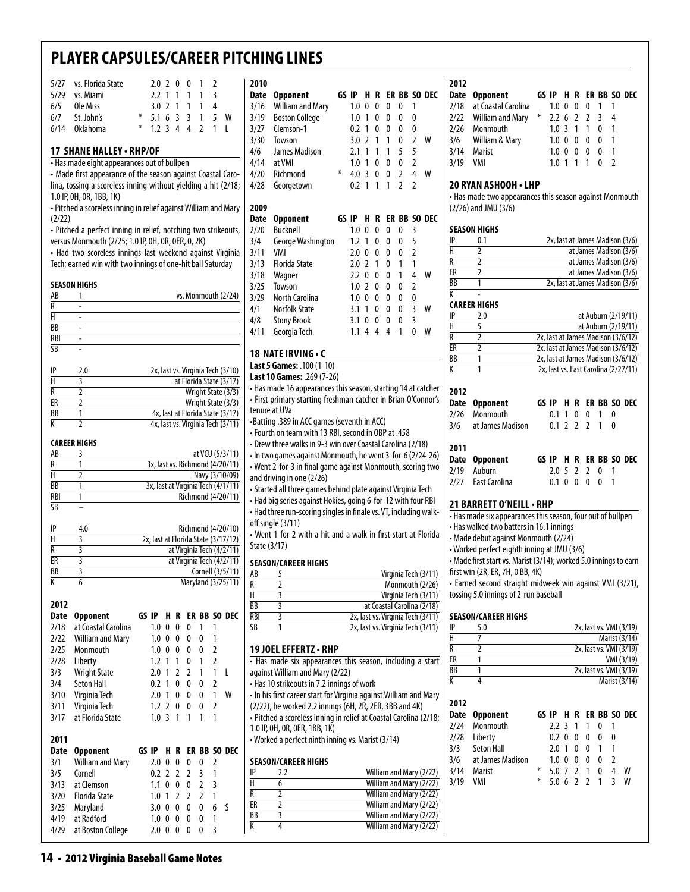# PLAYER CAPSULES/CAREER PITCHING LINES

| Date | Opponent | GS | IP | H | R | ER | BB | SO | DEC |
|---|---|---|---|---|---|---|---|---|---|
| 5/27 | vs. Florida State | | 2.0 | 2 | 0 | 0 | 1 | 2 | |
| 5/29 | vs. Miami | | 2.2 | 1 | 1 | 1 | 1 | 3 | |
| 6/5 | Ole Miss | | 3.0 | 2 | 1 | 1 | 1 | 4 | |
| 6/7 | St. John's | * | 5.1 | 6 | 3 | 3 | 1 | 5 | W |
| 6/14 | Oklahoma | * | 1.2 | 3 | 4 | 4 | 2 | 1 | L |

## 17 SHANE HALLEY • RHP/OF

- Has made eight appearances out of bullpen
- Made first appearance of the season against Coastal Carolina, tossing a scoreless inning without yielding a hit (2/18; 1.0 IP, 0H, 0R, 1BB, 1K)
- Pitched a scoreless inning in relief against William and Mary (2/22)
- Pitched a perfect inning in relief, notching two strikeouts, versus Monmouth (2/25; 1.0 IP, 0H, 0R, 0ER, 0, 2K)
- Had two scoreless innings last weekend against Virginia Tech; earned win with two innings of one-hit ball Saturday

**SEASON HIGHS**

| | | |
|---|---|---|
| AB | 1 | vs. Monmouth (2/24) |
| R | - | |
| H | - | |
| BB | - | |
| RBI | - | |
| SB | - | |

| | | |
|---|---|---|
| IP | 2.0 | 2x, last vs. Virginia Tech (3/10) |
| H | 3 | at Florida State (3/17) |
| R | 2 | Wright State (3/3) |
| ER | 2 | Wright State (3/3) |
| BB | 1 | 4x, last at Florida State (3/17) |
| K | 2 | 4x, last vs. Virginia Tech (3/11) |

**CAREER HIGHS**

| | | |
|---|---|---|
| AB | 3 | at VCU (5/3/11) |
| R | 1 | 3x, last vs. Richmond (4/20/11) |
| H | 2 | Navy (3/10/09) |
| BB | 1 | 3x, last at Virginia Tech (4/1/11) |
| RBI | 1 | Richmond (4/20/11) |
| SB | – | |

| | | |
|---|---|---|
| IP | 4.0 | Richmond (4/20/10) |
| H | 3 | 2x, last at Florida State (3/17/12) |
| R | 3 | at Virginia Tech (4/2/11) |
| ER | 3 | at Virginia Tech (4/2/11) |
| BB | 3 | Cornell (3/5/11) |
| K | 6 | Maryland (3/25/11) |

**2012**

| Date | Opponent | GS | IP | H | R | ER | BB | SO | DEC |
|---|---|---|---|---|---|---|---|---|---|
| 2/18 | at Coastal Carolina | | 1.0 | 0 | 0 | 0 | 1 | 1 | |
| 2/22 | William and Mary | | 1.0 | 0 | 0 | 0 | 0 | 1 | |
| 2/25 | Monmouth | | 1.0 | 0 | 0 | 0 | 0 | 2 | |
| 2/28 | Liberty | | 1.2 | 1 | 1 | 0 | 1 | 2 | |
| 3/3 | Wright State | | 2.0 | 1 | 2 | 2 | 1 | 1 | L |
| 3/4 | Seton Hall | | 0.2 | 1 | 0 | 0 | 0 | 2 | |
| 3/10 | Virginia Tech | | 2.0 | 1 | 0 | 0 | 0 | 1 | W |
| 3/11 | Virginia Tech | | 1.2 | 2 | 0 | 0 | 0 | 2 | |
| 3/17 | at Florida State | | 1.0 | 3 | 1 | 1 | 1 | 1 | |

**2011**

| Date | Opponent | GS | IP | H | R | ER | BB | SO | DEC |
|---|---|---|---|---|---|---|---|---|---|
| 3/1 | William and Mary | | 2.0 | 0 | 0 | 0 | 0 | 2 | |
| 3/5 | Cornell | | 0.2 | 2 | 2 | 2 | 3 | 1 | |
| 3/13 | at Clemson | | 1.1 | 0 | 0 | 0 | 2 | 3 | |
| 3/20 | Florida State | | 1.0 | 1 | 2 | 2 | 2 | 1 | |
| 3/25 | Maryland | | 3.0 | 0 | 0 | 0 | 0 | 6 | S |
| 4/19 | at Radford | | 1.0 | 0 | 0 | 0 | 0 | 1 | |
| 4/29 | at Boston College | | 2.0 | 0 | 0 | 0 | 0 | 3 | |

**2010**

| Date | Opponent | GS | IP | H | R | ER | BB | SO | DEC |
|---|---|---|---|---|---|---|---|---|---|
| 3/16 | William and Mary | | 1.0 | 0 | 0 | 0 | 0 | 1 | |
| 3/19 | Boston College | | 1.0 | 1 | 0 | 0 | 0 | 0 | |
| 3/27 | Clemson-1 | | 0.2 | 1 | 0 | 0 | 0 | 0 | |
| 3/30 | Towson | | 3.0 | 2 | 1 | 1 | 0 | 2 | W |
| 4/6 | James Madison | | 2.1 | 1 | 1 | 1 | 5 | 5 | |
| 4/14 | at VMI | | 1.0 | 1 | 0 | 0 | 0 | 2 | |
| 4/20 | Richmond | * | 4.0 | 3 | 0 | 0 | 2 | 4 | W |
| 4/28 | Georgetown | | 0.2 | 1 | 1 | 1 | 2 | 2 | |

**2009**

| Date | Opponent | GS | IP | H | R | ER | BB | SO | DEC |
|---|---|---|---|---|---|---|---|---|---|
| 2/20 | Bucknell | | 1.0 | 0 | 0 | 0 | 0 | 3 | |
| 3/4 | George Washington | | 1.2 | 1 | 0 | 0 | 0 | 5 | |
| 3/11 | VMI | | 2.0 | 0 | 0 | 0 | 0 | 2 | |
| 3/13 | Florida State | | 2.0 | 2 | 1 | 0 | 1 | 1 | |
| 3/18 | Wagner | | 2.2 | 0 | 0 | 0 | 1 | 4 | W |
| 3/25 | Towson | | 1.0 | 2 | 0 | 0 | 0 | 2 | |
| 3/29 | North Carolina | | 1.0 | 0 | 0 | 0 | 0 | 0 | |
| 4/1 | Norfolk State | | 3.1 | 1 | 0 | 0 | 0 | 3 | W |
| 4/8 | Stony Brook | | 3.1 | 0 | 0 | 0 | 0 | 3 | |
| 4/11 | Georgia Tech | | 1.1 | 4 | 4 | 4 | 1 | 0 | W |

## 18 NATE IRVING • C

**Last 5 Games:** .100 (1-10)
**Last 10 Games:** .269 (7-26)

- Has made 16 appearances this season, starting 14 at catcher
- First primary starting freshman catcher in Brian O'Connor's tenure at UVa
- Batting .389 in ACC games (seventh in ACC)
- Fourth on team with 13 RBI, second in OBP at .458
- Drew three walks in 9-3 win over Coastal Carolina (2/18)
- In two games against Monmouth, he went 3-for-6 (2/24-26)
- Went 2-for-3 in final game against Monmouth, scoring two and driving in one (2/26)
- Started all three games behind plate against Virginia Tech
- Had big series against Hokies, going 6-for-12 with four RBI
- Had three run-scoring singles in finale vs. VT, including walk-off single (3/11)
- Went 1-for-2 with a hit and a walk in first start at Florida State (3/17)

**SEASON/CAREER HIGHS**

| | | |
|---|---|---|
| AB | 5 | Virginia Tech (3/11) |
| R | 2 | Monmouth (2/26) |
| H | 3 | Virginia Tech (3/11) |
| BB | 3 | at Coastal Carolina (2/18) |
| RBI | 3 | 2x, last vs. Virginia Tech (3/11) |
| SB | 1 | 2x, last vs. Virginia Tech (3/11) |

## 19 JOEL EFFERTZ • RHP

- Has made six appearances this season, including a start against William and Mary (2/22)
- Has 10 strikeouts in 7.2 innings of work
- In his first career start for Virginia against William and Mary (2/22), he worked 2.2 innings (6H, 2R, 2ER, 3BB and 4K)
- Pitched a scoreless inning in relief at Coastal Carolina (2/18; 1.0 IP, 0H, 0R, 0ER, 1BB, 1K)
- Worked a perfect ninth inning vs. Marist (3/14)

**SEASON/CAREER HIGHS**

| | | |
|---|---|---|
| IP | 2.2 | William and Mary (2/22) |
| H | 6 | William and Mary (2/22) |
| R | 2 | William and Mary (2/22) |
| ER | 2 | William and Mary (2/22) |
| BB | 3 | William and Mary (2/22) |
| K | 4 | William and Mary (2/22) |

**2012**

| Date | Opponent | GS | IP | H | R | ER | BB | SO | DEC |
|---|---|---|---|---|---|---|---|---|---|
| 2/18 | at Coastal Carolina | | 1.0 | 0 | 0 | 0 | 1 | 1 | |
| 2/22 | William and Mary | * | 2.2 | 6 | 2 | 2 | 3 | 4 | |
| 2/26 | Monmouth | | 1.0 | 3 | 1 | 1 | 0 | 1 | |
| 3/6 | William & Mary | | 1.0 | 0 | 0 | 0 | 0 | 1 | |
| 3/14 | Marist | | 1.0 | 0 | 0 | 0 | 0 | 1 | |
| 3/19 | VMI | | 1.0 | 1 | 1 | 1 | 0 | 2 | |

## 20 RYAN ASHOOH • LHP

- Has made two appearances this season against Monmouth (2/26) and JMU (3/6)

**SEASON HIGHS**

| | | |
|---|---|---|
| IP | 0.1 | 2x, last at James Madison (3/6) |
| H | 2 | at James Madison (3/6) |
| R | 2 | at James Madison (3/6) |
| ER | 2 | at James Madison (3/6) |
| BB | 1 | 2x, last at James Madison (3/6) |
| K | - | |

**CAREER HIGHS**

| | | |
|---|---|---|
| IP | 2.0 | at Auburn (2/19/11) |
| H | 5 | at Auburn (2/19/11) |
| R | 2 | 2x, last at James Madison (3/6/12) |
| ER | 2 | 2x, last at James Madison (3/6/12) |
| BB | 1 | 2x, last at James Madison (3/6/12) |
| K | 1 | 2x, last vs. East Carolina (2/27/11) |

**2012**

| Date | Opponent | GS | IP | H | R | ER | BB | SO | DEC |
|---|---|---|---|---|---|---|---|---|---|
| 2/26 | Monmouth | | 0.1 | 1 | 0 | 0 | 1 | 0 | |
| 3/6 | at James Madison | | 0.1 | 2 | 2 | 2 | 1 | 0 | |

**2011**

| Date | Opponent | GS | IP | H | R | ER | BB | SO | DEC |
|---|---|---|---|---|---|---|---|---|---|
| 2/19 | Auburn | | 2.0 | 5 | 2 | 2 | 0 | 1 | |
| 2/27 | East Carolina | | 0.1 | 0 | 0 | 0 | 0 | 1 | |

## 21 BARRETT O'NEILL • RHP

- Has made six appearances this season, four out of bullpen
- Has walked two batters in 16.1 innings
- Made debut against Monmouth (2/24)
- Worked perfect eighth inning at JMU (3/6)
- Made first start vs. Marist (3/14); worked 5.0 innings to earn first win (2R, ER, 7H, 0 BB, 4K)
- Earned second straight midweek win against VMI (3/21), tossing 5.0 innings of 2-run baseball

**SEASON/CAREER HIGHS**

| | | |
|---|---|---|
| IP | 5.0 | 2x, last vs. VMI (3/19) |
| H | 7 | Marist (3/14) |
| R | 2 | 2x, last vs. VMI (3/19) |
| ER | 1 | VMI (3/19) |
| BB | 1 | 2x, last vs. VMI (3/19) |
| K | 4 | Marist (3/14) |

**2012**

| Date | Opponent | GS | IP | H | R | ER | BB | SO | DEC |
|---|---|---|---|---|---|---|---|---|---|
| 2/24 | Monmouth | | 2.2 | 3 | 1 | 1 | 0 | 1 | |
| 2/28 | Liberty | | 0.2 | 0 | 0 | 0 | 0 | 0 | |
| 3/3 | Seton Hall | | 2.0 | 1 | 0 | 0 | 1 | 1 | |
| 3/6 | at James Madison | | 1.0 | 0 | 0 | 0 | 0 | 2 | |
| 3/14 | Marist | * | 5.0 | 7 | 2 | 1 | 0 | 4 | W |
| 3/19 | VMI | * | 5.0 | 6 | 2 | 2 | 1 | 3 | W |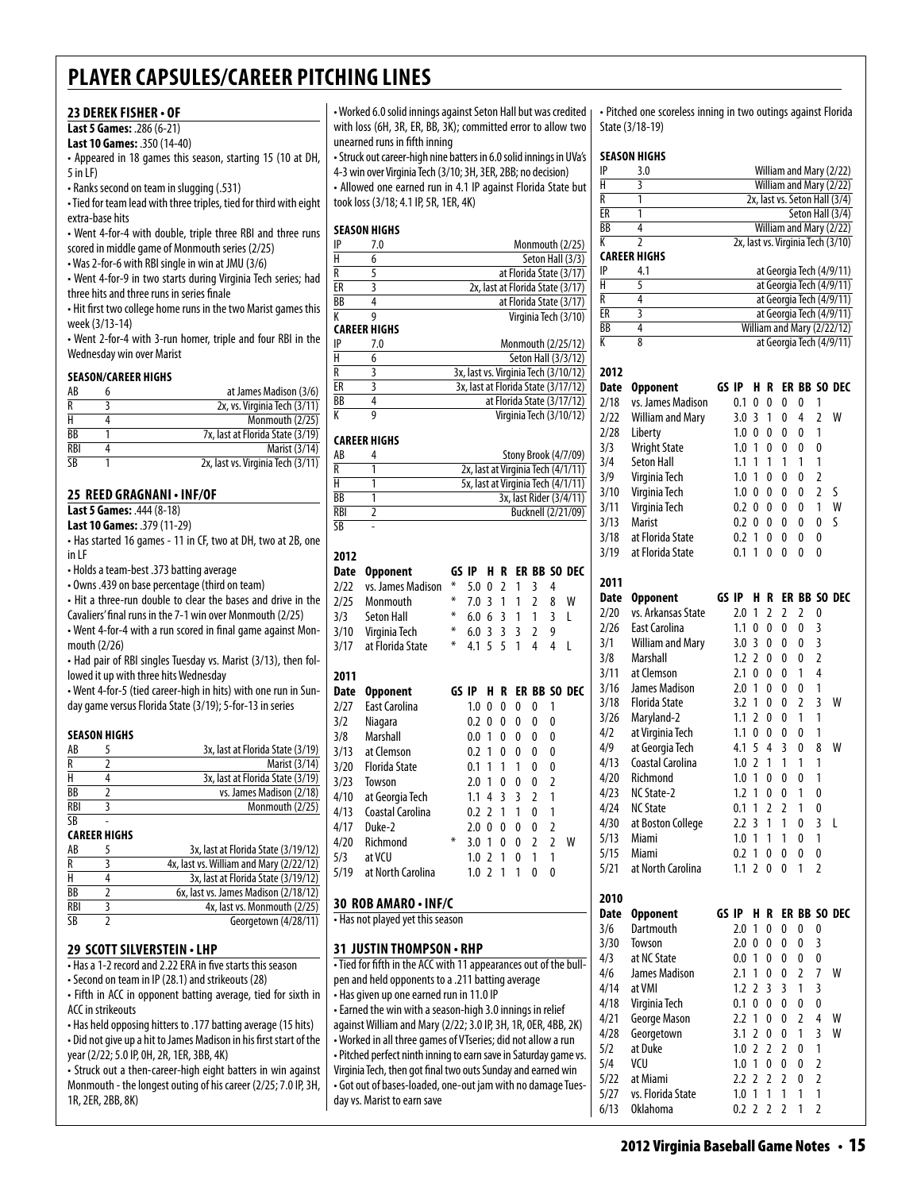# PLAYER CAPSULES/CAREER PITCHING LINES

## 23 DEREK FISHER • OF

**Last 5 Games:** .286 (6-21)
**Last 10 Games:** .350 (14-40)

- Appeared in 18 games this season, starting 15 (10 at DH, 5 in LF)
- Ranks second on team in slugging (.531)
- Tied for team lead with three triples, tied for third with eight extra-base hits
- Went 4-for-4 with double, triple three RBI and three runs scored in middle game of Monmouth series (2/25)
- Was 2-for-6 with RBI single in win at JMU (3/6)
- Went 4-for-9 in two starts during Virginia Tech series; had three hits and three runs in series finale
- Hit first two college home runs in the two Marist games this week (3/13-14)
- Went 2-for-4 with 3-run homer, triple and four RBI in the Wednesday win over Marist

### SEASON/CAREER HIGHS

| | | |
|---|---|---|
| AB | 6 | at James Madison (3/6) |
| R | 3 | 2x, vs. Virginia Tech (3/11) |
| H | 4 | Monmouth (2/25) |
| BB | 1 | 7x, last at Florida State (3/19) |
| RBI | 4 | Marist (3/14) |
| SB | 1 | 2x, last vs. Virginia Tech (3/11) |

## 25 REED GRAGNANI • INF/OF

**Last 5 Games:** .444 (8-18)
**Last 10 Games:** .379 (11-29)

- Has started 16 games - 11 in CF, two at DH, two at 2B, one in LF
- Holds a team-best .373 batting average
- Owns .439 on base percentage (third on team)
- Hit a three-run double to clear the bases and drive in the Cavaliers' final runs in the 7-1 win over Monmouth (2/25)
- Went 4-for-4 with a run scored in final game against Monmouth (2/26)
- Had pair of RBI singles Tuesday vs. Marist (3/13), then followed it up with three hits Wednesday
- Went 4-for-5 (tied career-high in hits) with one run in Sunday game versus Florida State (3/19); 5-for-13 in series

### SEASON HIGHS

| | | |
|---|---|---|
| AB | 5 | 3x, last at Florida State (3/19) |
| R | 2 | Marist (3/14) |
| H | 4 | 3x, last at Florida State (3/19) |
| BB | 2 | vs. James Madison (2/18) |
| RBI | 3 | Monmouth (2/25) |
| SB | - | |

### CAREER HIGHS

| | | |
|---|---|---|
| AB | 5 | 3x, last at Florida State (3/19/12) |
| R | 3 | 4x, last vs. William and Mary (2/22/12) |
| H | 4 | 3x, last at Florida State (3/19/12) |
| BB | 2 | 6x, last vs. James Madison (2/18/12) |
| RBI | 3 | 4x, last vs. Monmouth (2/25) |
| SB | 2 | Georgetown (4/28/11) |

## 29 SCOTT SILVERSTEIN • LHP

- Has a 1-2 record and 2.22 ERA in five starts this season
- Second on team in IP (28.1) and strikeouts (28)
- Fifth in ACC in opponent batting average, tied for sixth in ACC in strikeouts
- Has held opposing hitters to .177 batting average (15 hits)
- Did not give up a hit to James Madison in his first start of the year (2/22; 5.0 IP, 0H, 2R, 1ER, 3BB, 4K)
- Struck out a then-career-high eight batters in win against Monmouth - the longest outing of his career (2/25; 7.0 IP, 3H, 1R, 2ER, 2BB, 8K)
- Worked 6.0 solid innings against Seton Hall but was credited with loss (6H, 3R, ER, BB, 3K); committed error to allow two unearned runs in fifth inning
- Struck out career-high nine batters in 6.0 solid innings in UVa's 4-3 win over Virginia Tech (3/10; 3H, 3ER, 2BB; no decision)
- Allowed one earned run in 4.1 IP against Florida State but took loss (3/18; 4.1 IP, 5R, 1ER, 4K)

### SEASON HIGHS

| | | |
|---|---|---|
| IP | 7.0 | Monmouth (2/25) |
| H | 6 | Seton Hall (3/3) |
| R | 5 | at Florida State (3/17) |
| ER | 3 | 2x, last at Florida State (3/17) |
| BB | 4 | at Florida State (3/17) |
| K | 9 | Virginia Tech (3/10) |

### CAREER HIGHS

| | | |
|---|---|---|
| IP | 7.0 | Monmouth (2/25/12) |
| H | 6 | Seton Hall (3/3/12) |
| R | 3 | 3x, last vs. Virginia Tech (3/10/12) |
| ER | 3 | 3x, last at Florida State (3/17/12) |
| BB | 4 | at Florida State (3/17/12) |
| K | 9 | Virginia Tech (3/10/12) |

### CAREER HIGHS

| | | |
|---|---|---|
| AB | 4 | Stony Brook (4/7/09) |
| R | 1 | 2x, last at Virginia Tech (4/1/11) |
| H | 1 | 5x, last at Virginia Tech (4/1/11) |
| BB | 1 | 3x, last Rider (3/4/11) |
| RBI | 2 | Bucknell (2/21/09) |
| SB | - | |

### 2012

| Date | Opponent | GS | IP | H | R | ER | BB | SO | DEC |
|---|---|---|---|---|---|---|---|---|---|
| 2/22 | vs. James Madison | * | 5.0 | 0 | 2 | 1 | 3 | 4 | |
| 2/25 | Monmouth | * | 7.0 | 3 | 1 | 1 | 2 | 8 | W |
| 3/3 | Seton Hall | * | 6.0 | 6 | 3 | 1 | 1 | 3 | L |
| 3/10 | Virginia Tech | * | 6.0 | 3 | 3 | 3 | 2 | 9 | |
| 3/17 | at Florida State | * | 4.1 | 5 | 5 | 1 | 4 | 4 | L |

### 2011

| Date | Opponent | GS | IP | H | R | ER | BB | SO | DEC |
|---|---|---|---|---|---|---|---|---|---|
| 2/27 | East Carolina | | 1.0 | 0 | 0 | 0 | 0 | 1 | |
| 3/2 | Niagara | | 0.2 | 0 | 0 | 0 | 0 | 0 | |
| 3/8 | Marshall | | 0.0 | 1 | 0 | 0 | 0 | 0 | |
| 3/13 | at Clemson | | 0.2 | 1 | 0 | 0 | 0 | 0 | |
| 3/20 | Florida State | | 0.1 | 1 | 1 | 1 | 0 | 0 | |
| 3/23 | Towson | | 2.0 | 1 | 0 | 0 | 0 | 2 | |
| 4/10 | at Georgia Tech | | 1.1 | 4 | 3 | 3 | 2 | 1 | |
| 4/13 | Coastal Carolina | | 0.2 | 2 | 1 | 1 | 0 | 1 | |
| 4/17 | Duke-2 | | 2.0 | 0 | 0 | 0 | 0 | 2 | |
| 4/20 | Richmond | * | 3.0 | 1 | 0 | 0 | 2 | 2 | W |
| 5/3 | at VCU | | 1.0 | 2 | 1 | 0 | 1 | 1 | |
| 5/19 | at North Carolina | | 1.0 | 2 | 1 | 1 | 0 | 0 | |

## 30 ROB AMARO • INF/C

- Has not played yet this season

## 31 JUSTIN THOMPSON • RHP

- Tied for fifth in the ACC with 11 appearances out of the bullpen and held opponents to a .211 batting average
- Has given up one earned run in 11.0 IP
- Earned the win with a season-high 3.0 innings in relief against William and Mary (2/22; 3.0 IP, 3H, 1R, 0ER, 4BB, 2K)
- Worked in all three games of VT series; did not allow a run
- Pitched perfect ninth inning to earn save in Saturday game vs. Virginia Tech, then got final two outs Sunday and earned win
- Got out of bases-loaded, one-out jam with no damage Tuesday vs. Marist to earn save
- Pitched one scoreless inning in two outings against Florida State (3/18-19)

### SEASON HIGHS

| | | |
|---|---|---|
| IP | 3.0 | William and Mary (2/22) |
| H | 3 | William and Mary (2/22) |
| R | 1 | 2x, last vs. Seton Hall (3/4) |
| ER | 1 | Seton Hall (3/4) |
| BB | 4 | William and Mary (2/22) |
| K | 2 | 2x, last vs. Virginia Tech (3/10) |

### CAREER HIGHS

| | | |
|---|---|---|
| IP | 4.1 | at Georgia Tech (4/9/11) |
| H | 5 | at Georgia Tech (4/9/11) |
| R | 4 | at Georgia Tech (4/9/11) |
| ER | 3 | at Georgia Tech (4/9/11) |
| BB | 4 | William and Mary (2/22/12) |
| K | 8 | at Georgia Tech (4/9/11) |

### 2012

| Date | Opponent | GS | IP | H | R | ER | BB | SO | DEC |
|---|---|---|---|---|---|---|---|---|---|
| 2/18 | vs. James Madison | | 0.1 | 0 | 0 | 0 | 0 | 1 | |
| 2/22 | William and Mary | | 3.0 | 3 | 1 | 0 | 4 | 2 | W |
| 2/28 | Liberty | | 1.0 | 0 | 0 | 0 | 0 | 1 | |
| 3/3 | Wright State | | 1.0 | 1 | 0 | 0 | 0 | 0 | |
| 3/4 | Seton Hall | | 1.1 | 1 | 1 | 1 | 1 | 1 | |
| 3/9 | Virginia Tech | | 1.0 | 1 | 0 | 0 | 0 | 2 | |
| 3/10 | Virginia Tech | | 1.0 | 0 | 0 | 0 | 0 | 2 | S |
| 3/11 | Virginia Tech | | 0.2 | 0 | 0 | 0 | 0 | 1 | W |
| 3/13 | Marist | | 0.2 | 0 | 0 | 0 | 0 | 0 | S |
| 3/18 | at Florida State | | 0.2 | 1 | 0 | 0 | 0 | 0 | |
| 3/19 | at Florida State | | 0.1 | 1 | 0 | 0 | 0 | 0 | |

### 2011

| Date | Opponent | GS | IP | H | R | ER | BB | SO | DEC |
|---|---|---|---|---|---|---|---|---|---|
| 2/20 | vs. Arkansas State | | 2.0 | 1 | 2 | 2 | 2 | 0 | |
| 2/26 | East Carolina | | 1.1 | 0 | 0 | 0 | 0 | 3 | |
| 3/1 | William and Mary | | 3.0 | 3 | 0 | 0 | 0 | 3 | |
| 3/8 | Marshall | | 1.2 | 2 | 0 | 0 | 0 | 2 | |
| 3/11 | at Clemson | | 2.1 | 0 | 0 | 0 | 1 | 4 | |
| 3/16 | James Madison | | 2.0 | 1 | 0 | 0 | 0 | 1 | |
| 3/18 | Florida State | | 3.2 | 1 | 0 | 0 | 2 | 3 | W |
| 3/26 | Maryland-2 | | 1.1 | 2 | 0 | 0 | 1 | 1 | |
| 4/2 | at Virginia Tech | | 1.1 | 0 | 0 | 0 | 0 | 1 | |
| 4/9 | at Georgia Tech | | 4.1 | 5 | 4 | 3 | 0 | 8 | W |
| 4/13 | Coastal Carolina | | 1.0 | 2 | 1 | 1 | 1 | 1 | |
| 4/20 | Richmond | | 1.0 | 1 | 0 | 0 | 0 | 1 | |
| 4/23 | NC State-2 | | 1.2 | 1 | 0 | 0 | 1 | 0 | |
| 4/24 | NC State | | 0.1 | 1 | 2 | 2 | 1 | 0 | |
| 4/30 | at Boston College | | 2.2 | 3 | 1 | 1 | 0 | 3 | L |
| 5/13 | Miami | | 1.0 | 1 | 1 | 1 | 0 | 1 | |
| 5/15 | Miami | | 0.2 | 1 | 0 | 0 | 0 | 0 | |
| 5/21 | at North Carolina | | 1.1 | 2 | 0 | 0 | 1 | 2 | |

### 2010

| Date | Opponent | GS | IP | H | R | ER | BB | SO | DEC |
|---|---|---|---|---|---|---|---|---|---|
| 3/6 | Dartmouth | | 2.0 | 1 | 0 | 0 | 0 | 0 | |
| 3/30 | Towson | | 2.0 | 0 | 0 | 0 | 0 | 3 | |
| 4/3 | at NC State | | 0.0 | 1 | 0 | 0 | 0 | 0 | |
| 4/6 | James Madison | | 2.1 | 1 | 0 | 0 | 2 | 7 | W |
| 4/14 | at VMI | | 1.2 | 2 | 3 | 3 | 1 | 3 | |
| 4/18 | Virginia Tech | | 0.1 | 0 | 0 | 0 | 0 | 0 | |
| 4/21 | George Mason | | 2.2 | 1 | 0 | 0 | 2 | 4 | W |
| 4/28 | Georgetown | | 3.1 | 2 | 0 | 0 | 1 | 3 | W |
| 5/2 | at Duke | | 1.0 | 2 | 2 | 2 | 0 | 1 | |
| 5/4 | VCU | | 1.0 | 1 | 0 | 0 | 0 | 2 | |
| 5/22 | at Miami | | 2.2 | 2 | 2 | 2 | 0 | 2 | |
| 5/27 | vs. Florida State | | 1.0 | 1 | 1 | 1 | 1 | 1 | |
| 6/13 | Oklahoma | | 0.2 | 2 | 2 | 2 | 1 | 2 | |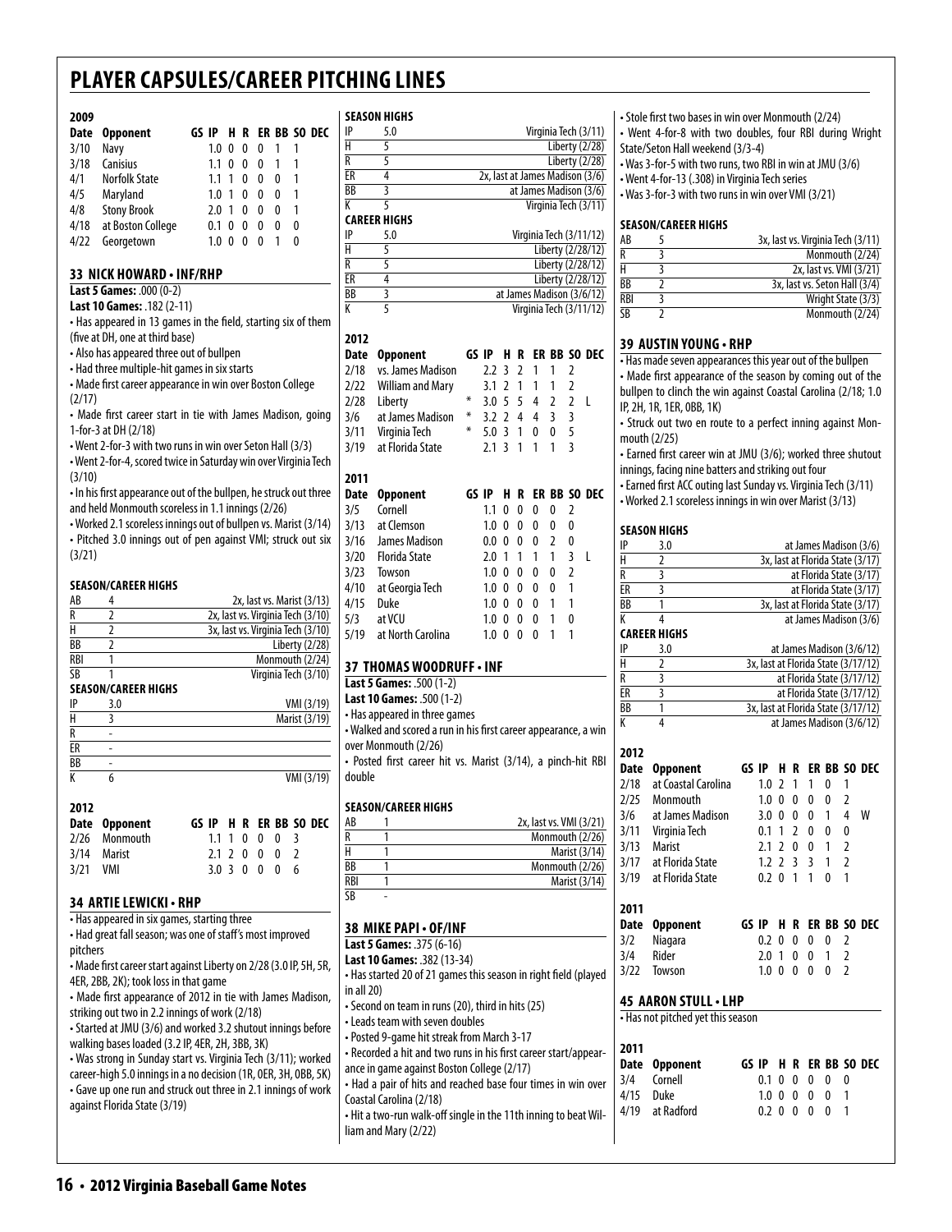# PLAYER CAPSULES/CAREER PITCHING LINES

**2009**

| Date | Opponent | GS | IP | H | R | ER | BB | SO | DEC |
|---|---|---|---|---|---|---|---|---|---|
| 3/10 | Navy | | 1.0 | 0 | 0 | 0 | 1 | 1 | |
| 3/18 | Canisius | | 1.1 | 0 | 0 | 0 | 1 | 1 | |
| 4/1 | Norfolk State | | 1.1 | 1 | 0 | 0 | 0 | 1 | |
| 4/5 | Maryland | | 1.0 | 1 | 0 | 0 | 0 | 1 | |
| 4/8 | Stony Brook | | 2.0 | 1 | 0 | 0 | 0 | 1 | |
| 4/18 | at Boston College | | 0.1 | 0 | 0 | 0 | 0 | 0 | |
| 4/22 | Georgetown | | 1.0 | 0 | 0 | 0 | 1 | 0 | |

## 33 NICK HOWARD • INF/RHP

**Last 5 Games:** .000 (0-2)

**Last 10 Games:** .182 (2-11)

- Has appeared in 13 games in the field, starting six of them (five at DH, one at third base)
- Also has appeared three out of bullpen
- Had three multiple-hit games in six starts
- Made first career appearance in win over Boston College (2/17)
- Made first career start in tie with James Madison, going 1-for-3 at DH (2/18)
- Went 2-for-3 with two runs in win over Seton Hall (3/3)
- Went 2-for-4, scored twice in Saturday win over Virginia Tech (3/10)
- In his first appearance out of the bullpen, he struck out three and held Monmouth scoreless in 1.1 innings (2/26)
- Worked 2.1 scoreless innings out of bullpen vs. Marist (3/14)
- Pitched 3.0 innings out of pen against VMI; struck out six (3/21)

**SEASON/CAREER HIGHS**

| | | |
|---|---|---|
| AB | 4 | 2x, last vs. Marist (3/13) |
| R | 2 | 2x, last vs. Virginia Tech (3/10) |
| H | 2 | 3x, last vs. Virginia Tech (3/10) |
| BB | 2 | Liberty (2/28) |
| RBI | 1 | Monmouth (2/24) |
| SB | 1 | Virginia Tech (3/10) |

**SEASON/CAREER HIGHS**

| | | |
|---|---|---|
| IP | 3.0 | VMI (3/19) |
| H | 3 | Marist (3/19) |
| R | - | |
| ER | - | |
| BB | - | |
| K | 6 | VMI (3/19) |

**2012**

| Date | Opponent | GS | IP | H | R | ER | BB | SO | DEC |
|---|---|---|---|---|---|---|---|---|---|
| 2/26 | Monmouth | | 1.1 | 1 | 0 | 0 | 0 | 3 | |
| 3/14 | Marist | | 2.1 | 2 | 0 | 0 | 0 | 2 | |
| 3/21 | VMI | | 3.0 | 3 | 0 | 0 | 0 | 6 | |

## 34 ARTIE LEWICKI • RHP

- Has appeared in six games, starting three
- Had great fall season; was one of staff's most improved pitchers
- Made first career start against Liberty on 2/28 (3.0 IP, 5H, 5R, 4ER, 2BB, 2K); took loss in that game
- Made first appearance of 2012 in tie with James Madison, striking out two in 2.2 innings of work (2/18)
- Started at JMU (3/6) and worked 3.2 shutout innings before walking bases loaded (3.2 IP, 4ER, 2H, 3BB, 3K)
- Was strong in Sunday start vs. Virginia Tech (3/11); worked career-high 5.0 innings in a no decision (1R, 0ER, 3H, 0BB, 5K)
- Gave up one run and struck out three in 2.1 innings of work against Florida State (3/19)

**SEASON HIGHS**

| | | |
|---|---|---|
| IP | 5.0 | Virginia Tech (3/11) |
| H | 5 | Liberty (2/28) |
| R | 5 | Liberty (2/28) |
| ER | 4 | 2x, last at James Madison (3/6) |
| BB | 3 | at James Madison (3/6) |
| K | 5 | Virginia Tech (3/11) |

**CAREER HIGHS**

| | | |
|---|---|---|
| IP | 5.0 | Virginia Tech (3/11/12) |
| H | 5 | Liberty (2/28/12) |
| R | 5 | Liberty (2/28/12) |
| ER | 4 | Liberty (2/28/12) |
| BB | 3 | at James Madison (3/6/12) |
| K | 5 | Virginia Tech (3/11/12) |

**2012**

| Date | Opponent | GS | IP | H | R | ER | BB | SO | DEC |
|---|---|---|---|---|---|---|---|---|---|
| 2/18 | vs. James Madison | | 2.2 | 3 | 2 | 1 | 1 | 2 | |
| 2/22 | William and Mary | | 3.1 | 2 | 1 | 1 | 1 | 2 | |
| 2/28 | Liberty | * | 3.0 | 5 | 5 | 4 | 2 | 2 | L |
| 3/6 | at James Madison | * | 3.2 | 2 | 4 | 4 | 3 | 3 | |
| 3/11 | Virginia Tech | * | 5.0 | 3 | 1 | 0 | 0 | 5 | |
| 3/19 | at Florida State | | 2.1 | 3 | 1 | 1 | 1 | 3 | |

**2011**

| Date | Opponent | GS | IP | H | R | ER | BB | SO | DEC |
|---|---|---|---|---|---|---|---|---|---|
| 3/5 | Cornell | | 1.1 | 0 | 0 | 0 | 0 | 2 | |
| 3/13 | at Clemson | | 1.0 | 0 | 0 | 0 | 0 | 0 | |
| 3/16 | James Madison | | 0.0 | 0 | 0 | 0 | 2 | 0 | |
| 3/20 | Florida State | | 2.0 | 1 | 1 | 1 | 1 | 3 | L |
| 3/23 | Towson | | 1.0 | 0 | 0 | 0 | 0 | 2 | |
| 4/10 | at Georgia Tech | | 1.0 | 0 | 0 | 0 | 0 | 1 | |
| 4/15 | Duke | | 1.0 | 0 | 0 | 0 | 1 | 1 | |
| 5/3 | at VCU | | 1.0 | 0 | 0 | 0 | 1 | 0 | |
| 5/19 | at North Carolina | | 1.0 | 0 | 0 | 0 | 1 | 1 | |

## 37 THOMAS WOODRUFF • INF

**Last 5 Games:** .500 (1-2)

**Last 10 Games:** .500 (1-2)

- Has appeared in three games
- Walked and scored a run in his first career appearance, a win over Monmouth (2/26)
- Posted first career hit vs. Marist (3/14), a pinch-hit RBI double

**SEASON/CAREER HIGHS**

| | | |
|---|---|---|
| AB | 1 | 2x, last vs. VMI (3/21) |
| R | 1 | Monmouth (2/26) |
| H | 1 | Marist (3/14) |
| BB | 1 | Monmouth (2/26) |
| RBI | 1 | Marist (3/14) |
| SB | - | |

## 38 MIKE PAPI • OF/INF

**Last 5 Games:** .375 (6-16)

**Last 10 Games:** .382 (13-34)

- Has started 20 of 21 games this season in right field (played in all 20)
- Second on team in runs (20), third in hits (25)
- Leads team with seven doubles
- Posted 9-game hit streak from March 3-17
- Recorded a hit and two runs in his first career start/appearance in game against Boston College (2/17)
- Had a pair of hits and reached base four times in win over Coastal Carolina (2/18)
- Hit a two-run walk-off single in the 11th inning to beat William and Mary (2/22)
- Stole first two bases in win over Monmouth (2/24)
- Went 4-for-8 with two doubles, four RBI during Wright State/Seton Hall weekend (3/3-4)
- Was 3-for-5 with two runs, two RBI in win at JMU (3/6)
- Went 4-for-13 (.308) in Virginia Tech series
- Was 3-for-3 with two runs in win over VMI (3/21)

**SEASON/CAREER HIGHS**

| | | |
|---|---|---|
| AB | 5 | 3x, last vs. Virginia Tech (3/11) |
| R | 3 | Monmouth (2/24) |
| H | 3 | 2x, last vs. VMI (3/21) |
| BB | 2 | 3x, last vs. Seton Hall (3/4) |
| RBI | 3 | Wright State (3/3) |
| SB | 2 | Monmouth (2/24) |

## 39 AUSTIN YOUNG • RHP

- Has made seven appearances this year out of the bullpen
- Made first appearance of the season by coming out of the bullpen to clinch the win against Coastal Carolina (2/18; 1.0 IP, 2H, 1R, 1ER, 0BB, 1K)
- Struck out two en route to a perfect inning against Monmouth (2/25)
- Earned first career win at JMU (3/6); worked three shutout innings, facing nine batters and striking out four
- Earned first ACC outing last Sunday vs. Virginia Tech (3/11)
- Worked 2.1 scoreless innings in win over Marist (3/13)

**SEASON HIGHS**

| | | |
|---|---|---|
| IP | 3.0 | at James Madison (3/6) |
| H | 2 | 3x, last at Florida State (3/17) |
| R | 3 | at Florida State (3/17) |
| ER | 3 | at Florida State (3/17) |
| BB | 1 | 3x, last at Florida State (3/17) |
| K | 4 | at James Madison (3/6) |

**CAREER HIGHS**

| | | |
|---|---|---|
| IP | 3.0 | at James Madison (3/6/12) |
| H | 2 | 3x, last at Florida State (3/17/12) |
| R | 3 | at Florida State (3/17/12) |
| ER | 3 | at Florida State (3/17/12) |
| BB | 1 | 3x, last at Florida State (3/17/12) |
| K | 4 | at James Madison (3/6/12) |

**2012**

| Date | Opponent | GS | IP | H | R | ER | BB | SO | DEC |
|---|---|---|---|---|---|---|---|---|---|
| 2/18 | at Coastal Carolina | | 1.0 | 2 | 1 | 1 | 0 | 1 | |
| 2/25 | Monmouth | | 1.0 | 0 | 0 | 0 | 0 | 2 | |
| 3/6 | at James Madison | | 3.0 | 0 | 0 | 0 | 1 | 4 | W |
| 3/11 | Virginia Tech | | 0.1 | 1 | 2 | 0 | 0 | 0 | |
| 3/13 | Marist | | 2.1 | 2 | 0 | 0 | 1 | 2 | |
| 3/17 | at Florida State | | 1.2 | 2 | 3 | 3 | 1 | 2 | |
| 3/19 | at Florida State | | 0.2 | 0 | 1 | 1 | 0 | 1 | |

**2011**

| Date | Opponent | GS | IP | H | R | ER | BB | SO | DEC |
|---|---|---|---|---|---|---|---|---|---|
| 3/2 | Niagara | | 0.2 | 0 | 0 | 0 | 0 | 2 | |
| 3/4 | Rider | | 2.0 | 1 | 0 | 0 | 1 | 2 | |
| 3/22 | Towson | | 1.0 | 0 | 0 | 0 | 0 | 2 | |

## 45 AARON STULL • LHP

- Has not pitched yet this season

**2011**

| Date | Opponent | GS | IP | H | R | ER | BB | SO | DEC |
|---|---|---|---|---|---|---|---|---|---|
| 3/4 | Cornell | | 0.1 | 0 | 0 | 0 | 0 | 0 | |
| 4/15 | Duke | | 1.0 | 0 | 0 | 0 | 0 | 1 | |
| 4/19 | at Radford | | 0.2 | 0 | 0 | 0 | 0 | 1 | |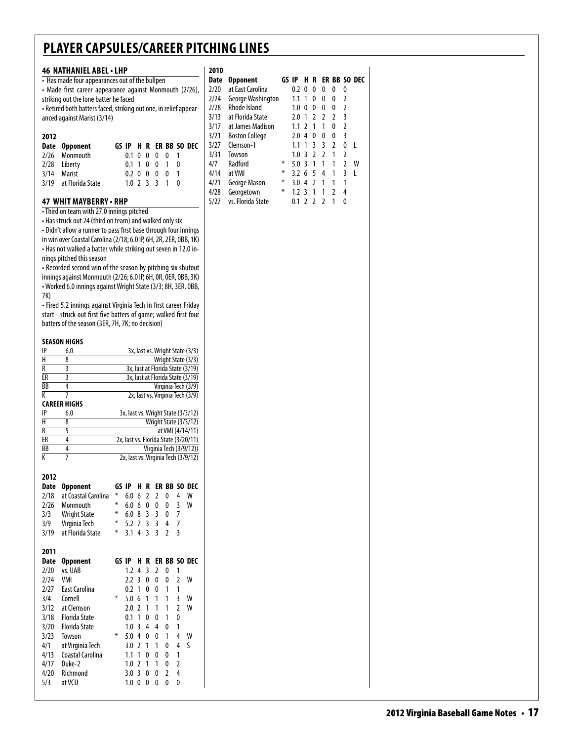# PLAYER CAPSULES/CAREER PITCHING LINES

## 46 NATHANIEL ABEL • LHP

- Has made four appearances out of the bullpen
- Made first career appearance against Monmouth (2/26), striking out the lone batter he faced
- Retired both batters faced, striking out one, in relief appearanced against Marist (3/14)

**2012**

| Date | Opponent | GS | IP | H | R | ER | BB | SO | DEC |
|---|---|---|---|---|---|---|---|---|---|
| 2/26 | Monmouth | | 0.1 | 0 | 0 | 0 | 0 | 1 | |
| 2/28 | Liberty | | 0.1 | 1 | 0 | 0 | 1 | 0 | |
| 3/14 | Marist | | 0.2 | 0 | 0 | 0 | 0 | 1 | |
| 3/19 | at Florida State | | 1.0 | 2 | 3 | 3 | 1 | 0 | |

## 47 WHIT MAYBERRY • RHP

- Third on team with 27.0 innings pitched
- Has struck out 24 (third on team) and walked only six
- Didn't allow a runner to pass first base through four innings in win over Coastal Carolina (2/18; 6.0 IP, 6H, 2R, 2ER, 0BB, 1K)
- Has not walked a batter while striking out seven in 12.0 innings pitched this season
- Recorded second win of the season by pitching six shutout innings against Monmouth (2/26; 6.0 IP, 6H, 0R, 0ER, 0BB, 3K)
- Worked 6.0 innings against Wright State (3/3; 8H, 3ER, 0BB, 7K)
- Fired 5.2 innings against Virginia Tech in first career Friday start - struck out first five batters of game; walked first four batters of the season (3ER, 7H, 7K; no decision)

**SEASON HIGHS**

| | | |
|---|---|---|
| IP | 6.0 | 3x, last vs. Wright State (3/3) |
| H | 8 | Wright State (3/3) |
| R | 3 | 3x, last at Florida State (3/19) |
| ER | 3 | 3x, last at Florida State (3/19) |
| BB | 4 | Virginia Tech (3/9) |
| K | 7 | 2x, last vs. Virginia Tech (3/9) |

**CAREER HIGHS**

| | | |
|---|---|---|
| IP | 6.0 | 3x, last vs. Wright State (3/3/12) |
| H | 8 | Wright State (3/3/12) |
| R | 5 | at VMI (4/14/11) |
| ER | 4 | 2x, last vs. Florida State (3/20/11) |
| BB | 4 | Virginia Tech (3/9/12)) |
| K | 7 | 2x, last vs. Virginia Tech (3/9/12) |

**2012**

| Date | Opponent | GS | IP | H | R | ER | BB | SO | DEC |
|---|---|---|---|---|---|---|---|---|---|
| 2/18 | at Coastal Carolina | * | 6.0 | 6 | 2 | 2 | 0 | 4 | W |
| 2/26 | Monmouth | * | 6.0 | 6 | 0 | 0 | 0 | 3 | W |
| 3/3 | Wright State | * | 6.0 | 8 | 3 | 3 | 0 | 7 | |
| 3/9 | Virginia Tech | * | 5.2 | 7 | 3 | 3 | 4 | 7 | |
| 3/19 | at Florida State | * | 3.1 | 4 | 3 | 3 | 2 | 3 | |

**2011**

| Date | Opponent | GS | IP | H | R | ER | BB | SO | DEC |
|---|---|---|---|---|---|---|---|---|---|
| 2/20 | vs. UAB | | 1.2 | 4 | 3 | 2 | 0 | 1 | |
| 2/24 | VMI | | 2.2 | 3 | 0 | 0 | 0 | 2 | W |
| 2/27 | East Carolina | | 0.2 | 1 | 0 | 0 | 1 | 1 | |
| 3/4 | Cornell | * | 5.0 | 6 | 1 | 1 | 1 | 3 | W |
| 3/12 | at Clemson | | 2.0 | 2 | 1 | 1 | 1 | 2 | W |
| 3/18 | Florida State | | 0.1 | 1 | 0 | 0 | 1 | 0 | |
| 3/20 | Florida State | | 1.0 | 3 | 4 | 4 | 0 | 1 | |
| 3/23 | Towson | * | 5.0 | 4 | 0 | 0 | 1 | 4 | W |
| 4/1 | at Virginia Tech | | 3.0 | 2 | 1 | 1 | 0 | 4 | S |
| 4/13 | Coastal Carolina | | 1.1 | 1 | 0 | 0 | 0 | 1 | |
| 4/17 | Duke-2 | | 1.0 | 2 | 1 | 1 | 0 | 2 | |
| 4/20 | Richmond | | 3.0 | 3 | 0 | 0 | 2 | 4 | |
| 5/3 | at VCU | | 1.0 | 0 | 0 | 0 | 0 | 0 | |

**2010**

| Date | Opponent | GS | IP | H | R | ER | BB | SO | DEC |
|---|---|---|---|---|---|---|---|---|---|
| 2/20 | at East Carolina | | 0.2 | 0 | 0 | 0 | 0 | 0 | |
| 2/24 | George Washington | | 1.1 | 1 | 0 | 0 | 0 | 2 | |
| 2/28 | Rhode Island | | 1.0 | 0 | 0 | 0 | 0 | 2 | |
| 3/13 | at Florida State | | 2.0 | 1 | 2 | 2 | 2 | 3 | |
| 3/17 | at James Madison | | 1.1 | 2 | 1 | 1 | 0 | 2 | |
| 3/21 | Boston College | | 2.0 | 4 | 0 | 0 | 0 | 3 | |
| 3/27 | Clemson-1 | | 1.1 | 1 | 3 | 3 | 2 | 0 | L |
| 3/31 | Towson | | 1.0 | 3 | 2 | 2 | 1 | 2 | |
| 4/7 | Radford | * | 5.0 | 3 | 1 | 1 | 1 | 2 | W |
| 4/14 | at VMI | * | 3.2 | 6 | 5 | 4 | 1 | 3 | L |
| 4/21 | George Mason | * | 3.0 | 4 | 2 | 1 | 1 | 1 | |
| 4/28 | Georgetown | * | 1.2 | 3 | 1 | 1 | 2 | 4 | |
| 5/27 | vs. Florida State | | 0.1 | 2 | 2 | 2 | 1 | 0 | |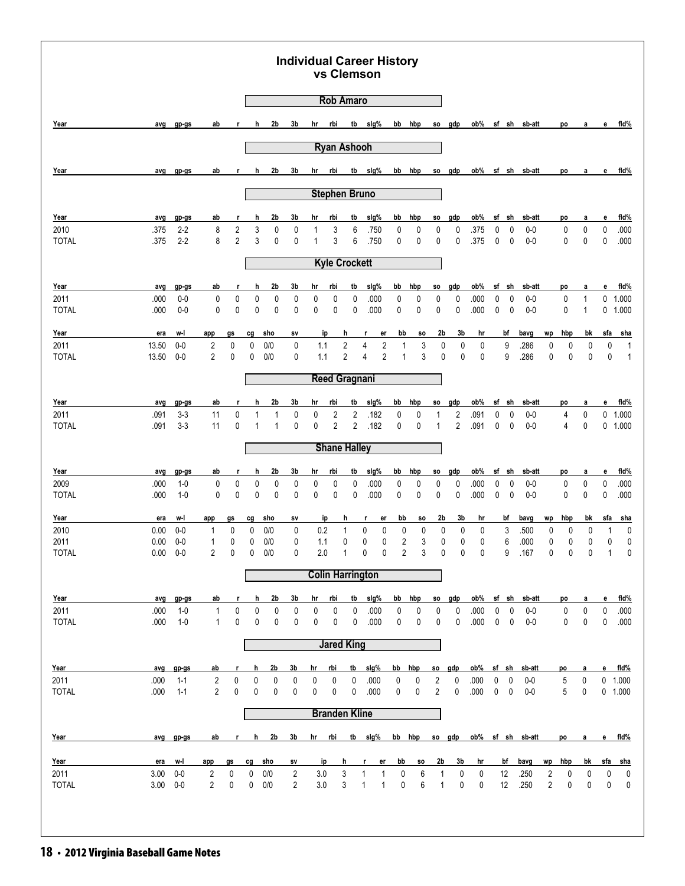# Individual Career History vs Clemson

## Rob Amaro

| Year | avg | gp-gs | ab | r | h | 2b | 3b | hr | rbi | tb | slg% | bb | hbp | so | gdp | ob% | sf | sh | sb-att | po | a | e | fld% |
|---|---|---|---|---|---|---|---|---|---|---|---|---|---|---|---|---|---|---|---|---|---|---|---|

## Ryan Ashooh

| Year | avg | gp-gs | ab | r | h | 2b | 3b | hr | rbi | tb | slg% | bb | hbp | so | gdp | ob% | sf | sh | sb-att | po | a | e | fld% |
|---|---|---|---|---|---|---|---|---|---|---|---|---|---|---|---|---|---|---|---|---|---|---|---|

## Stephen Bruno

| Year | avg | gp-gs | ab | r | h | 2b | 3b | hr | rbi | tb | slg% | bb | hbp | so | gdp | ob% | sf | sh | sb-att | po | a | e | fld% |
|---|---|---|---|---|---|---|---|---|---|---|---|---|---|---|---|---|---|---|---|---|---|---|---|
| 2010 | .375 | 2-2 | 8 | 2 | 3 | 0 | 0 | 1 | 3 | 6 | .750 | 0 | 0 | 0 | 0 | .375 | 0 | 0 | 0-0 | 0 | 0 | 0 | .000 |
| TOTAL | .375 | 2-2 | 8 | 2 | 3 | 0 | 0 | 1 | 3 | 6 | .750 | 0 | 0 | 0 | 0 | .375 | 0 | 0 | 0-0 | 0 | 0 | 0 | .000 |

## Kyle Crockett

| Year | avg | gp-gs | ab | r | h | 2b | 3b | hr | rbi | tb | slg% | bb | hbp | so | gdp | ob% | sf | sh | sb-att | po | a | e | fld% |
|---|---|---|---|---|---|---|---|---|---|---|---|---|---|---|---|---|---|---|---|---|---|---|---|
| 2011 | .000 | 0-0 | 0 | 0 | 0 | 0 | 0 | 0 | 0 | 0 | .000 | 0 | 0 | 0 | 0 | .000 | 0 | 0 | 0-0 | 0 | 1 | 0 | 1.000 |
| TOTAL | .000 | 0-0 | 0 | 0 | 0 | 0 | 0 | 0 | 0 | 0 | .000 | 0 | 0 | 0 | 0 | .000 | 0 | 0 | 0-0 | 0 | 1 | 0 | 1.000 |

| Year | era | w-l | app | gs | cg | sho | sv | ip | h | r | er | bb | so | 2b | 3b | hr | bf | bavg | wp | hbp | bk | sfa | sha |
|---|---|---|---|---|---|---|---|---|---|---|---|---|---|---|---|---|---|---|---|---|---|---|---|
| 2011 | 13.50 | 0-0 | 2 | 0 | 0 | 0/0 | 0 | 1.1 | 2 | 4 | 2 | 1 | 3 | 0 | 0 | 0 | 9 | .286 | 0 | 0 | 0 | 0 | 1 |
| TOTAL | 13.50 | 0-0 | 2 | 0 | 0 | 0/0 | 0 | 1.1 | 2 | 4 | 2 | 1 | 3 | 0 | 0 | 0 | 9 | .286 | 0 | 0 | 0 | 0 | 1 |

## Reed Gragnani

| Year | avg | gp-gs | ab | r | h | 2b | 3b | hr | rbi | tb | slg% | bb | hbp | so | gdp | ob% | sf | sh | sb-att | po | a | e | fld% |
|---|---|---|---|---|---|---|---|---|---|---|---|---|---|---|---|---|---|---|---|---|---|---|---|
| 2011 | .091 | 3-3 | 11 | 0 | 1 | 1 | 0 | 0 | 2 | 2 | .182 | 0 | 0 | 1 | 2 | .091 | 0 | 0 | 0-0 | 4 | 0 | 0 | 1.000 |
| TOTAL | .091 | 3-3 | 11 | 0 | 1 | 1 | 0 | 0 | 2 | 2 | .182 | 0 | 0 | 1 | 2 | .091 | 0 | 0 | 0-0 | 4 | 0 | 0 | 1.000 |

## Shane Halley

| Year | avg | gp-gs | ab | r | h | 2b | 3b | hr | rbi | tb | slg% | bb | hbp | so | gdp | ob% | sf | sh | sb-att | po | a | e | fld% |
|---|---|---|---|---|---|---|---|---|---|---|---|---|---|---|---|---|---|---|---|---|---|---|---|
| 2009 | .000 | 1-0 | 0 | 0 | 0 | 0 | 0 | 0 | 0 | 0 | .000 | 0 | 0 | 0 | 0 | .000 | 0 | 0 | 0-0 | 0 | 0 | 0 | .000 |
| TOTAL | .000 | 1-0 | 0 | 0 | 0 | 0 | 0 | 0 | 0 | 0 | .000 | 0 | 0 | 0 | 0 | .000 | 0 | 0 | 0-0 | 0 | 0 | 0 | .000 |

| Year | era | w-l | app | gs | cg | sho | sv | ip | h | r | er | bb | so | 2b | 3b | hr | bf | bavg | wp | hbp | bk | sfa | sha |
|---|---|---|---|---|---|---|---|---|---|---|---|---|---|---|---|---|---|---|---|---|---|---|---|
| 2010 | 0.00 | 0-0 | 1 | 0 | 0 | 0/0 | 0 | 0.2 | 1 | 0 | 0 | 0 | 0 | 0 | 0 | 0 | 3 | .500 | 0 | 0 | 0 | 1 | 0 |
| 2011 | 0.00 | 0-0 | 1 | 0 | 0 | 0/0 | 0 | 1.1 | 0 | 0 | 0 | 2 | 3 | 0 | 0 | 0 | 6 | .000 | 0 | 0 | 0 | 0 | 0 |
| TOTAL | 0.00 | 0-0 | 2 | 0 | 0 | 0/0 | 0 | 2.0 | 1 | 0 | 0 | 2 | 3 | 0 | 0 | 0 | 9 | .167 | 0 | 0 | 0 | 1 | 0 |

## Colin Harrington

| Year | avg | gp-gs | ab | r | h | 2b | 3b | hr | rbi | tb | slg% | bb | hbp | so | gdp | ob% | sf | sh | sb-att | po | a | e | fld% |
|---|---|---|---|---|---|---|---|---|---|---|---|---|---|---|---|---|---|---|---|---|---|---|---|
| 2011 | .000 | 1-0 | 1 | 0 | 0 | 0 | 0 | 0 | 0 | 0 | .000 | 0 | 0 | 0 | 0 | .000 | 0 | 0 | 0-0 | 0 | 0 | 0 | .000 |
| TOTAL | .000 | 1-0 | 1 | 0 | 0 | 0 | 0 | 0 | 0 | 0 | .000 | 0 | 0 | 0 | 0 | .000 | 0 | 0 | 0-0 | 0 | 0 | 0 | .000 |

## Jared King

| Year | avg | gp-gs | ab | r | h | 2b | 3b | hr | rbi | tb | slg% | bb | hbp | so | gdp | ob% | sf | sh | sb-att | po | a | e | fld% |
|---|---|---|---|---|---|---|---|---|---|---|---|---|---|---|---|---|---|---|---|---|---|---|---|
| 2011 | .000 | 1-1 | 2 | 0 | 0 | 0 | 0 | 0 | 0 | 0 | .000 | 0 | 0 | 2 | 0 | .000 | 0 | 0 | 0-0 | 5 | 0 | 0 | 1.000 |
| TOTAL | .000 | 1-1 | 2 | 0 | 0 | 0 | 0 | 0 | 0 | 0 | .000 | 0 | 0 | 2 | 0 | .000 | 0 | 0 | 0-0 | 5 | 0 | 0 | 1.000 |

## Branden Kline

| Year | avg | gp-gs | ab | r | h | 2b | 3b | hr | rbi | tb | slg% | bb | hbp | so | gdp | ob% | sf | sh | sb-att | po | a | e | fld% |
|---|---|---|---|---|---|---|---|---|---|---|---|---|---|---|---|---|---|---|---|---|---|---|---|

| Year | era | w-l | app | gs | cg | sho | sv | ip | h | r | er | bb | so | 2b | 3b | hr | bf | bavg | wp | hbp | bk | sfa | sha |
|---|---|---|---|---|---|---|---|---|---|---|---|---|---|---|---|---|---|---|---|---|---|---|---|
| 2011 | 3.00 | 0-0 | 2 | 0 | 0 | 0/0 | 2 | 3.0 | 3 | 1 | 1 | 0 | 6 | 1 | 0 | 0 | 12 | .250 | 2 | 0 | 0 | 0 | 0 |
| TOTAL | 3.00 | 0-0 | 2 | 0 | 0 | 0/0 | 2 | 3.0 | 3 | 1 | 1 | 0 | 6 | 1 | 0 | 0 | 12 | .250 | 2 | 0 | 0 | 0 | 0 |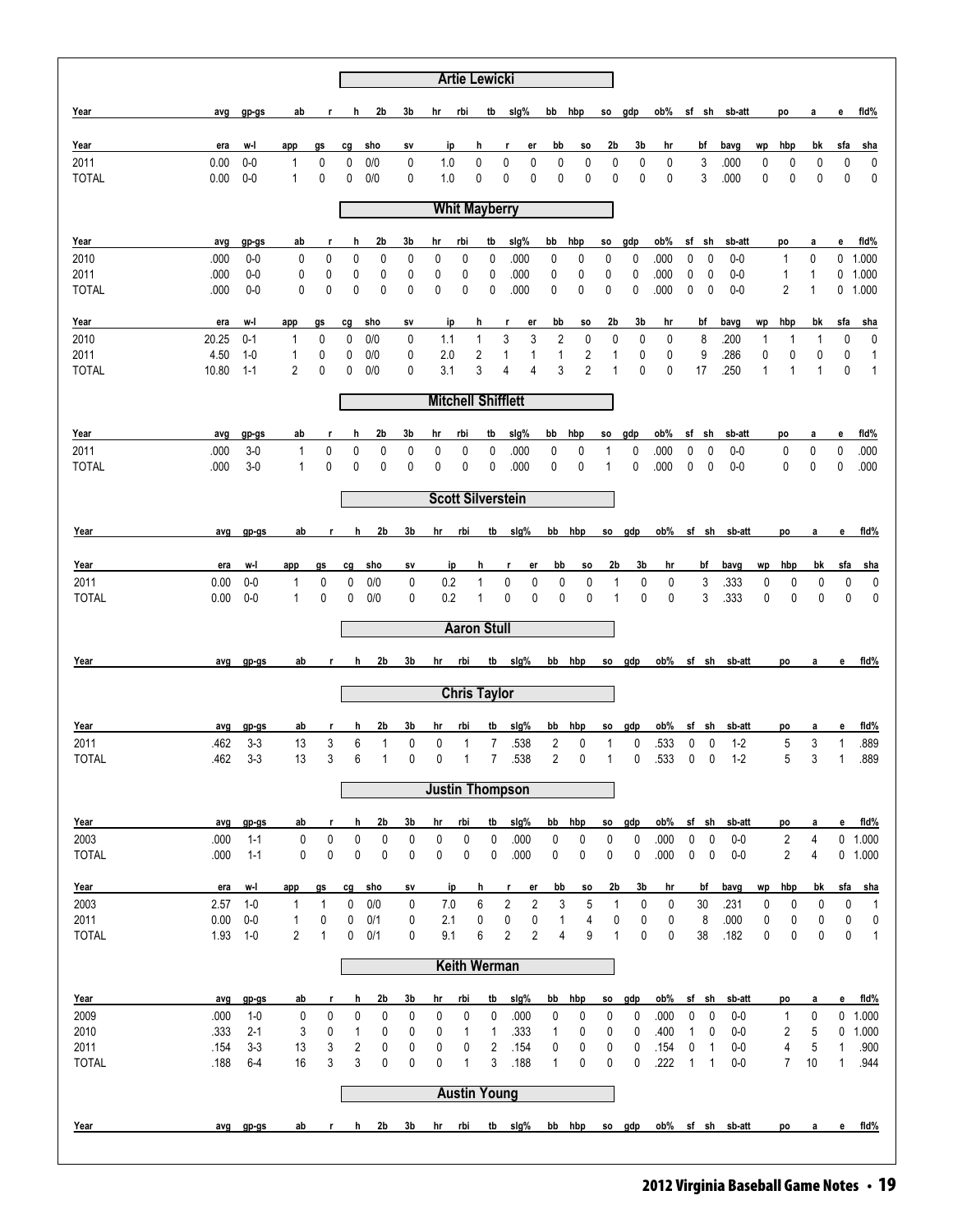## Artie Lewicki

| Year | avg | gp-gs | ab | r | h | 2b | 3b | hr | rbi | tb | slg% | bb | hbp | so | gdp | ob% | sf | sh | sb-att | po | a | e | fld% |
|---|---|---|---|---|---|---|---|---|---|---|---|---|---|---|---|---|---|---|---|---|---|---|---|

| Year | era | w-l | app | gs | cg | sho | sv | ip | h | r | er | bb | so | 2b | 3b | hr | bf | bavg | wp | hbp | bk | sfa | sha |
|---|---|---|---|---|---|---|---|---|---|---|---|---|---|---|---|---|---|---|---|---|---|---|---|
| 2011 | 0.00 | 0-0 | 1 | 0 | 0 | 0/0 | 0 | 1.0 | 0 | 0 | 0 | 0 | 0 | 0 | 0 | 0 | 3 | .000 | 0 | 0 | 0 | 0 | 0 |
| TOTAL | 0.00 | 0-0 | 1 | 0 | 0 | 0/0 | 0 | 1.0 | 0 | 0 | 0 | 0 | 0 | 0 | 0 | 0 | 3 | .000 | 0 | 0 | 0 | 0 | 0 |

## Whit Mayberry

| Year | avg | gp-gs | ab | r | h | 2b | 3b | hr | rbi | tb | slg% | bb | hbp | so | gdp | ob% | sf | sh | sb-att | po | a | e | fld% |
|---|---|---|---|---|---|---|---|---|---|---|---|---|---|---|---|---|---|---|---|---|---|---|---|
| 2010 | .000 | 0-0 | 0 | 0 | 0 | 0 | 0 | 0 | 0 | 0 | .000 | 0 | 0 | 0 | 0 | .000 | 0 | 0 | 0-0 | 1 | 0 | 0 | 1.000 |
| 2011 | .000 | 0-0 | 0 | 0 | 0 | 0 | 0 | 0 | 0 | 0 | .000 | 0 | 0 | 0 | 0 | .000 | 0 | 0 | 0-0 | 1 | 1 | 0 | 1.000 |
| TOTAL | .000 | 0-0 | 0 | 0 | 0 | 0 | 0 | 0 | 0 | 0 | .000 | 0 | 0 | 0 | 0 | .000 | 0 | 0 | 0-0 | 2 | 1 | 0 | 1.000 |

| Year | era | w-l | app | gs | cg | sho | sv | ip | h | r | er | bb | so | 2b | 3b | hr | bf | bavg | wp | hbp | bk | sfa | sha |
|---|---|---|---|---|---|---|---|---|---|---|---|---|---|---|---|---|---|---|---|---|---|---|---|
| 2010 | 20.25 | 0-1 | 1 | 0 | 0 | 0/0 | 0 | 1.1 | 1 | 3 | 3 | 2 | 0 | 0 | 0 | 0 | 8 | .200 | 1 | 1 | 1 | 0 | 0 |
| 2011 | 4.50 | 1-0 | 1 | 0 | 0 | 0/0 | 0 | 2.0 | 2 | 1 | 1 | 1 | 2 | 1 | 0 | 0 | 9 | .286 | 0 | 0 | 0 | 0 | 1 |
| TOTAL | 10.80 | 1-1 | 2 | 0 | 0 | 0/0 | 0 | 3.1 | 3 | 4 | 4 | 3 | 2 | 1 | 0 | 0 | 17 | .250 | 1 | 1 | 1 | 0 | 1 |

## Mitchell Shifflett

| Year | avg | gp-gs | ab | r | h | 2b | 3b | hr | rbi | tb | slg% | bb | hbp | so | gdp | ob% | sf | sh | sb-att | po | a | e | fld% |
|---|---|---|---|---|---|---|---|---|---|---|---|---|---|---|---|---|---|---|---|---|---|---|---|
| 2011 | .000 | 3-0 | 1 | 0 | 0 | 0 | 0 | 0 | 0 | 0 | .000 | 0 | 0 | 1 | 0 | .000 | 0 | 0 | 0-0 | 0 | 0 | 0 | .000 |
| TOTAL | .000 | 3-0 | 1 | 0 | 0 | 0 | 0 | 0 | 0 | 0 | .000 | 0 | 0 | 1 | 0 | .000 | 0 | 0 | 0-0 | 0 | 0 | 0 | .000 |

## Scott Silverstein

| Year | avg | gp-gs | ab | r | h | 2b | 3b | hr | rbi | tb | slg% | bb | hbp | so | gdp | ob% | sf | sh | sb-att | po | a | e | fld% |
|---|---|---|---|---|---|---|---|---|---|---|---|---|---|---|---|---|---|---|---|---|---|---|---|

| Year | era | w-l | app | gs | cg | sho | sv | ip | h | r | er | bb | so | 2b | 3b | hr | bf | bavg | wp | hbp | bk | sfa | sha |
|---|---|---|---|---|---|---|---|---|---|---|---|---|---|---|---|---|---|---|---|---|---|---|---|
| 2011 | 0.00 | 0-0 | 1 | 0 | 0 | 0/0 | 0 | 0.2 | 1 | 0 | 0 | 0 | 0 | 1 | 0 | 0 | 3 | .333 | 0 | 0 | 0 | 0 | 0 |
| TOTAL | 0.00 | 0-0 | 1 | 0 | 0 | 0/0 | 0 | 0.2 | 1 | 0 | 0 | 0 | 0 | 1 | 0 | 0 | 3 | .333 | 0 | 0 | 0 | 0 | 0 |

## Aaron Stull

| Year | avg | gp-gs | ab | r | h | 2b | 3b | hr | rbi | tb | slg% | bb | hbp | so | gdp | ob% | sf | sh | sb-att | po | a | e | fld% |
|---|---|---|---|---|---|---|---|---|---|---|---|---|---|---|---|---|---|---|---|---|---|---|---|

## Chris Taylor

| Year | avg | gp-gs | ab | r | h | 2b | 3b | hr | rbi | tb | slg% | bb | hbp | so | gdp | ob% | sf | sh | sb-att | po | a | e | fld% |
|---|---|---|---|---|---|---|---|---|---|---|---|---|---|---|---|---|---|---|---|---|---|---|---|
| 2011 | .462 | 3-3 | 13 | 3 | 6 | 1 | 0 | 0 | 1 | 7 | .538 | 2 | 0 | 1 | 0 | .533 | 0 | 0 | 1-2 | 5 | 3 | 1 | .889 |
| TOTAL | .462 | 3-3 | 13 | 3 | 6 | 1 | 0 | 0 | 1 | 7 | .538 | 2 | 0 | 1 | 0 | .533 | 0 | 0 | 1-2 | 5 | 3 | 1 | .889 |

## Justin Thompson

| Year | avg | gp-gs | ab | r | h | 2b | 3b | hr | rbi | tb | slg% | bb | hbp | so | gdp | ob% | sf | sh | sb-att | po | a | e | fld% |
|---|---|---|---|---|---|---|---|---|---|---|---|---|---|---|---|---|---|---|---|---|---|---|---|
| 2003 | .000 | 1-1 | 0 | 0 | 0 | 0 | 0 | 0 | 0 | 0 | .000 | 0 | 0 | 0 | 0 | .000 | 0 | 0 | 0-0 | 2 | 4 | 0 | 1.000 |
| TOTAL | .000 | 1-1 | 0 | 0 | 0 | 0 | 0 | 0 | 0 | 0 | .000 | 0 | 0 | 0 | 0 | .000 | 0 | 0 | 0-0 | 2 | 4 | 0 | 1.000 |

| Year | era | w-l | app | gs | cg | sho | sv | ip | h | r | er | bb | so | 2b | 3b | hr | bf | bavg | wp | hbp | bk | sfa | sha |
|---|---|---|---|---|---|---|---|---|---|---|---|---|---|---|---|---|---|---|---|---|---|---|---|
| 2003 | 2.57 | 1-0 | 1 | 1 | 0 | 0/0 | 0 | 7.0 | 6 | 2 | 2 | 3 | 5 | 1 | 0 | 0 | 30 | .231 | 0 | 0 | 0 | 0 | 1 |
| 2011 | 0.00 | 0-0 | 1 | 0 | 0 | 0/1 | 0 | 2.1 | 0 | 0 | 0 | 1 | 4 | 0 | 0 | 0 | 8 | .000 | 0 | 0 | 0 | 0 | 0 |
| TOTAL | 1.93 | 1-0 | 2 | 1 | 0 | 0/1 | 0 | 9.1 | 6 | 2 | 2 | 4 | 9 | 1 | 0 | 0 | 38 | .182 | 0 | 0 | 0 | 0 | 1 |

## Keith Werman

| Year | avg | gp-gs | ab | r | h | 2b | 3b | hr | rbi | tb | slg% | bb | hbp | so | gdp | ob% | sf | sh | sb-att | po | a | e | fld% |
|---|---|---|---|---|---|---|---|---|---|---|---|---|---|---|---|---|---|---|---|---|---|---|---|
| 2009 | .000 | 1-0 | 0 | 0 | 0 | 0 | 0 | 0 | 0 | 0 | .000 | 0 | 0 | 0 | 0 | .000 | 0 | 0 | 0-0 | 1 | 0 | 0 | 1.000 |
| 2010 | .333 | 2-1 | 3 | 0 | 1 | 0 | 0 | 0 | 1 | 1 | .333 | 1 | 0 | 0 | 0 | .400 | 1 | 0 | 0-0 | 2 | 5 | 0 | 1.000 |
| 2011 | .154 | 3-3 | 13 | 3 | 2 | 0 | 0 | 0 | 0 | 2 | .154 | 0 | 0 | 0 | 0 | .154 | 0 | 1 | 0-0 | 4 | 5 | 1 | .900 |
| TOTAL | .188 | 6-4 | 16 | 3 | 3 | 0 | 0 | 0 | 1 | 3 | .188 | 1 | 0 | 0 | 0 | .222 | 1 | 1 | 0-0 | 7 | 10 | 1 | .944 |

## Austin Young

| Year | avg | gp-gs | ab | r | h | 2b | 3b | hr | rbi | tb | slg% | bb | hbp | so | gdp | ob% | sf | sh | sb-att | po | a | e | fld% |
|---|---|---|---|---|---|---|---|---|---|---|---|---|---|---|---|---|---|---|---|---|---|---|---|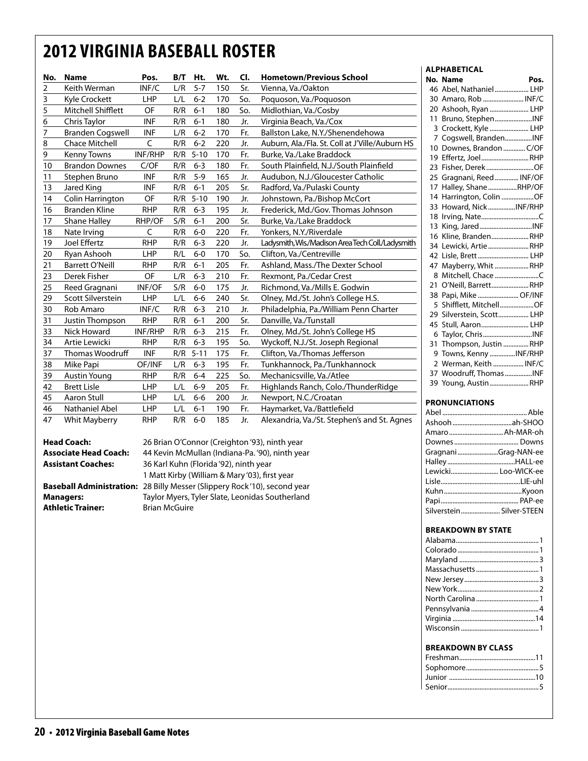# 2012 VIRGINIA BASEBALL ROSTER

| No. | Name | Pos. | B/T | Ht. | Wt. | Cl. | Hometown/Previous School |
|---|---|---|---|---|---|---|---|
| 2 | Keith Werman | INF/C | L/R | 5-7 | 150 | Sr. | Vienna, Va./Oakton |
| 3 | Kyle Crockett | LHP | L/L | 6-2 | 170 | So. | Poquoson, Va./Poquoson |
| 5 | Mitchell Shifflett | OF | R/R | 6-1 | 180 | So. | Midlothian, Va./Cosby |
| 6 | Chris Taylor | INF | R/R | 6-1 | 180 | Jr. | Virginia Beach, Va./Cox |
| 7 | Branden Cogswell | INF | L/R | 6-2 | 170 | Fr. | Ballston Lake, N.Y./Shenendehowa |
| 8 | Chace Mitchell | C | R/R | 6-2 | 220 | Jr. | Auburn, Ala./Fla. St. Coll at J'Ville/Auburn HS |
| 9 | Kenny Towns | INF/RHP | R/R | 5-10 | 170 | Fr. | Burke, Va./Lake Braddock |
| 10 | Brandon Downes | C/OF | R/R | 6-3 | 180 | Fr. | South Plainfield, N.J./South Plainfield |
| 11 | Stephen Bruno | INF | R/R | 5-9 | 165 | Jr. | Audubon, N.J./Gloucester Catholic |
| 13 | Jared King | INF | R/R | 6-1 | 205 | Sr. | Radford, Va./Pulaski County |
| 14 | Colin Harrington | OF | R/R | 5-10 | 190 | Jr. | Johnstown, Pa./Bishop McCort |
| 16 | Branden Kline | RHP | R/R | 6-3 | 195 | Jr. | Frederick, Md./Gov. Thomas Johnson |
| 17 | Shane Halley | RHP/OF | S/R | 6-1 | 200 | Sr. | Burke, Va./Lake Braddock |
| 18 | Nate Irving | C | R/R | 6-0 | 220 | Fr. | Yonkers, N.Y./Riverdale |
| 19 | Joel Effertz | RHP | R/R | 6-3 | 220 | Jr. | Ladysmith, Wis./Madison Area Tech Coll./Ladysmith |
| 20 | Ryan Ashooh | LHP | R/L | 6-0 | 170 | So. | Clifton, Va./Centreville |
| 21 | Barrett O'Neill | RHP | R/R | 6-1 | 205 | Fr. | Ashland, Mass./The Dexter School |
| 23 | Derek Fisher | OF | L/R | 6-3 | 210 | Fr. | Rexmont, Pa./Cedar Crest |
| 25 | Reed Gragnani | INF/OF | S/R | 6-0 | 175 | Jr. | Richmond, Va./Mills E. Godwin |
| 29 | Scott Silverstein | LHP | L/L | 6-6 | 240 | Sr. | Olney, Md./St. John's College H.S. |
| 30 | Rob Amaro | INF/C | R/R | 6-3 | 210 | Jr. | Philadelphia, Pa./William Penn Charter |
| 31 | Justin Thompson | RHP | R/R | 6-1 | 200 | Sr. | Danville, Va./Tunstall |
| 33 | Nick Howard | INF/RHP | R/R | 6-3 | 215 | Fr. | Olney, Md./St. John's College HS |
| 34 | Artie Lewicki | RHP | R/R | 6-3 | 195 | So. | Wyckoff, N.J./St. Joseph Regional |
| 37 | Thomas Woodruff | INF | R/R | 5-11 | 175 | Fr. | Clifton, Va./Thomas Jefferson |
| 38 | Mike Papi | OF/INF | L/R | 6-3 | 195 | Fr. | Tunkhannock, Pa./Tunkhannock |
| 39 | Austin Young | RHP | R/R | 6-4 | 225 | So. | Mechanicsville, Va./Atlee |
| 42 | Brett Lisle | LHP | L/L | 6-9 | 205 | Fr. | Highlands Ranch, Colo./ThunderRidge |
| 45 | Aaron Stull | LHP | L/L | 6-6 | 200 | Jr. | Newport, N.C./Croatan |
| 46 | Nathaniel Abel | LHP | L/L | 6-1 | 190 | Fr. | Haymarket, Va./Battlefield |
| 47 | Whit Mayberry | RHP | R/R | 6-0 | 185 | Jr. | Alexandria, Va./St. Stephen's and St. Agnes |

**Head Coach:** 26 Brian O'Connor (Creighton '93), ninth year
**Associate Head Coach:** 44 Kevin McMullan (Indiana-Pa. '90), ninth year
**Assistant Coaches:** 36 Karl Kuhn (Florida '92), ninth year
1 Matt Kirby (William & Mary '03), first year
**Baseball Administration:** 28 Billy Messer (Slippery Rock '10), second year
**Managers:** Taylor Myers, Tyler Slate, Leonidas Southerland
**Athletic Trainer:** Brian McGuire

### ALPHABETICAL

| No. | Name | Pos. |
|---|---|---|
| 46 | Abel, Nathaniel | LHP |
| 30 | Amaro, Rob | INF/C |
| 20 | Ashooh, Ryan | LHP |
| 11 | Bruno, Stephen | INF |
| 3 | Crockett, Kyle | LHP |
| 7 | Cogswell, Branden | INF |
| 10 | Downes, Brandon | C/OF |
| 19 | Effertz, Joel | RHP |
| 23 | Fisher, Derek | OF |
| 25 | Gragnani, Reed | INF/OF |
| 17 | Halley, Shane | RHP/OF |
| 14 | Harrington, Colin | OF |
| 33 | Howard, Nick | INF/RHP |
| 18 | Irving, Nate | C |
| 13 | King, Jared | INF |
| 16 | Kline, Branden | RHP |
| 34 | Lewicki, Artie | RHP |
| 42 | Lisle, Brett | LHP |
| 47 | Mayberry, Whit | RHP |
| 8 | Mitchell, Chace | C |
| 21 | O'Neill, Barrett | RHP |
| 38 | Papi, Mike | OF/INF |
| 5 | Shifflett, Mitchell | OF |
| 29 | Silverstein, Scott | LHP |
| 45 | Stull, Aaron | LHP |
| 6 | Taylor, Chris | INF |
| 31 | Thompson, Justin | RHP |
| 9 | Towns, Kenny | INF/RHP |
| 2 | Werman, Keith | INF/C |
| 37 | Woodruff, Thomas | INF |
| 39 | Young, Austin | RHP |

### PRONUNCIATIONS

| | |
|---|---|
| Abel | Able |
| Ashooh | ah-SHOO |
| Amaro | Ah-MAR-oh |
| Downes | Downs |
| Gragnani | Grag-NAN-ee |
| Halley | HALL-ee |
| Lewicki | Loo-WICK-ee |
| Lisle | LIE-uhl |
| Kuhn | Kyoon |
| Papi | PAP-ee |
| Silverstein | Silver-STEEN |

### BREAKDOWN BY STATE

| | |
|---|---|
| Alabama | 1 |
| Colorado | 1 |
| Maryland | 3 |
| Massachusetts | 1 |
| New Jersey | 3 |
| New York | 2 |
| North Carolina | 1 |
| Pennsylvania | 4 |
| Virginia | 14 |
| Wisconsin | 1 |

### BREAKDOWN BY CLASS

| | |
|---|---|
| Freshman | 11 |
| Sophomore | 5 |
| Junior | 10 |
| Senior | 5 |